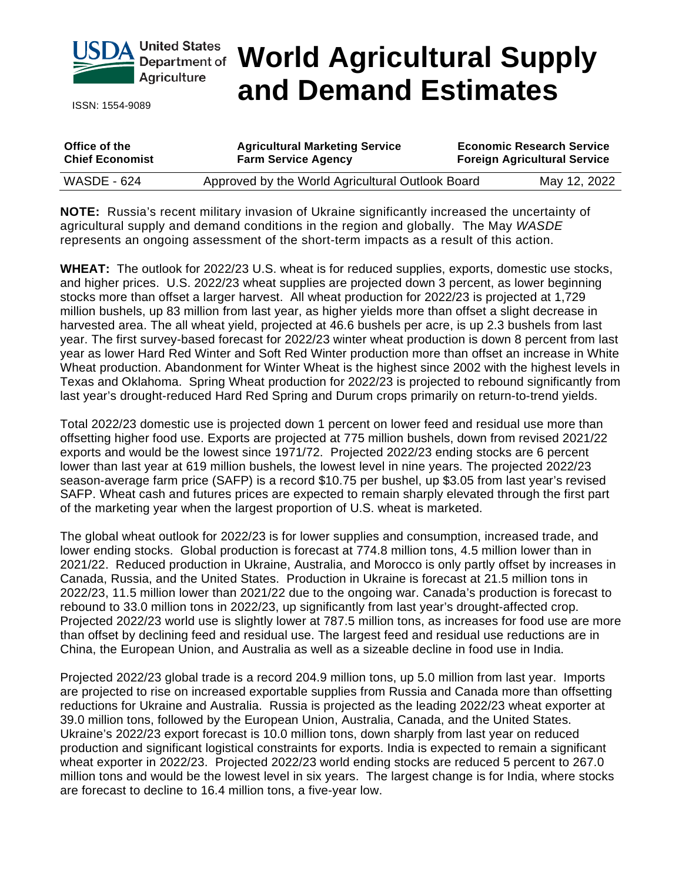# World Agricultural Supply and Demand Estimates

United States Department of Agriculture

ISSN: 1554-9089

| Office of the Chief Economist | Agricultural Marketing Service<br>Farm Service Agency | Economic Research Service<br>Foreign Agricultural Service |
|---|---|---|
| WASDE - 624 | Approved by the World Agricultural Outlook Board | May 12, 2022 |

**NOTE:** Russia's recent military invasion of Ukraine significantly increased the uncertainty of agricultural supply and demand conditions in the region and globally. The May *WASDE* represents an ongoing assessment of the short-term impacts as a result of this action.

**WHEAT:** The outlook for 2022/23 U.S. wheat is for reduced supplies, exports, domestic use stocks, and higher prices. U.S. 2022/23 wheat supplies are projected down 3 percent, as lower beginning stocks more than offset a larger harvest. All wheat production for 2022/23 is projected at 1,729 million bushels, up 83 million from last year, as higher yields more than offset a slight decrease in harvested area. The all wheat yield, projected at 46.6 bushels per acre, is up 2.3 bushels from last year. The first survey-based forecast for 2022/23 winter wheat production is down 8 percent from last year as lower Hard Red Winter and Soft Red Winter production more than offset an increase in White Wheat production. Abandonment for Winter Wheat is the highest since 2002 with the highest levels in Texas and Oklahoma. Spring Wheat production for 2022/23 is projected to rebound significantly from last year's drought-reduced Hard Red Spring and Durum crops primarily on return-to-trend yields.

Total 2022/23 domestic use is projected down 1 percent on lower feed and residual use more than offsetting higher food use. Exports are projected at 775 million bushels, down from revised 2021/22 exports and would be the lowest since 1971/72. Projected 2022/23 ending stocks are 6 percent lower than last year at 619 million bushels, the lowest level in nine years. The projected 2022/23 season-average farm price (SAFP) is a record $10.75 per bushel, up $3.05 from last year's revised SAFP. Wheat cash and futures prices are expected to remain sharply elevated through the first part of the marketing year when the largest proportion of U.S. wheat is marketed.

The global wheat outlook for 2022/23 is for lower supplies and consumption, increased trade, and lower ending stocks. Global production is forecast at 774.8 million tons, 4.5 million lower than in 2021/22. Reduced production in Ukraine, Australia, and Morocco is only partly offset by increases in Canada, Russia, and the United States. Production in Ukraine is forecast at 21.5 million tons in 2022/23, 11.5 million lower than 2021/22 due to the ongoing war. Canada's production is forecast to rebound to 33.0 million tons in 2022/23, up significantly from last year's drought-affected crop. Projected 2022/23 world use is slightly lower at 787.5 million tons, as increases for food use are more than offset by declining feed and residual use. The largest feed and residual use reductions are in China, the European Union, and Australia as well as a sizeable decline in food use in India.

Projected 2022/23 global trade is a record 204.9 million tons, up 5.0 million from last year. Imports are projected to rise on increased exportable supplies from Russia and Canada more than offsetting reductions for Ukraine and Australia. Russia is projected as the leading 2022/23 wheat exporter at 39.0 million tons, followed by the European Union, Australia, Canada, and the United States. Ukraine's 2022/23 export forecast is 10.0 million tons, down sharply from last year on reduced production and significant logistical constraints for exports. India is expected to remain a significant wheat exporter in 2022/23. Projected 2022/23 world ending stocks are reduced 5 percent to 267.0 million tons and would be the lowest level in six years. The largest change is for India, where stocks are forecast to decline to 16.4 million tons, a five-year low.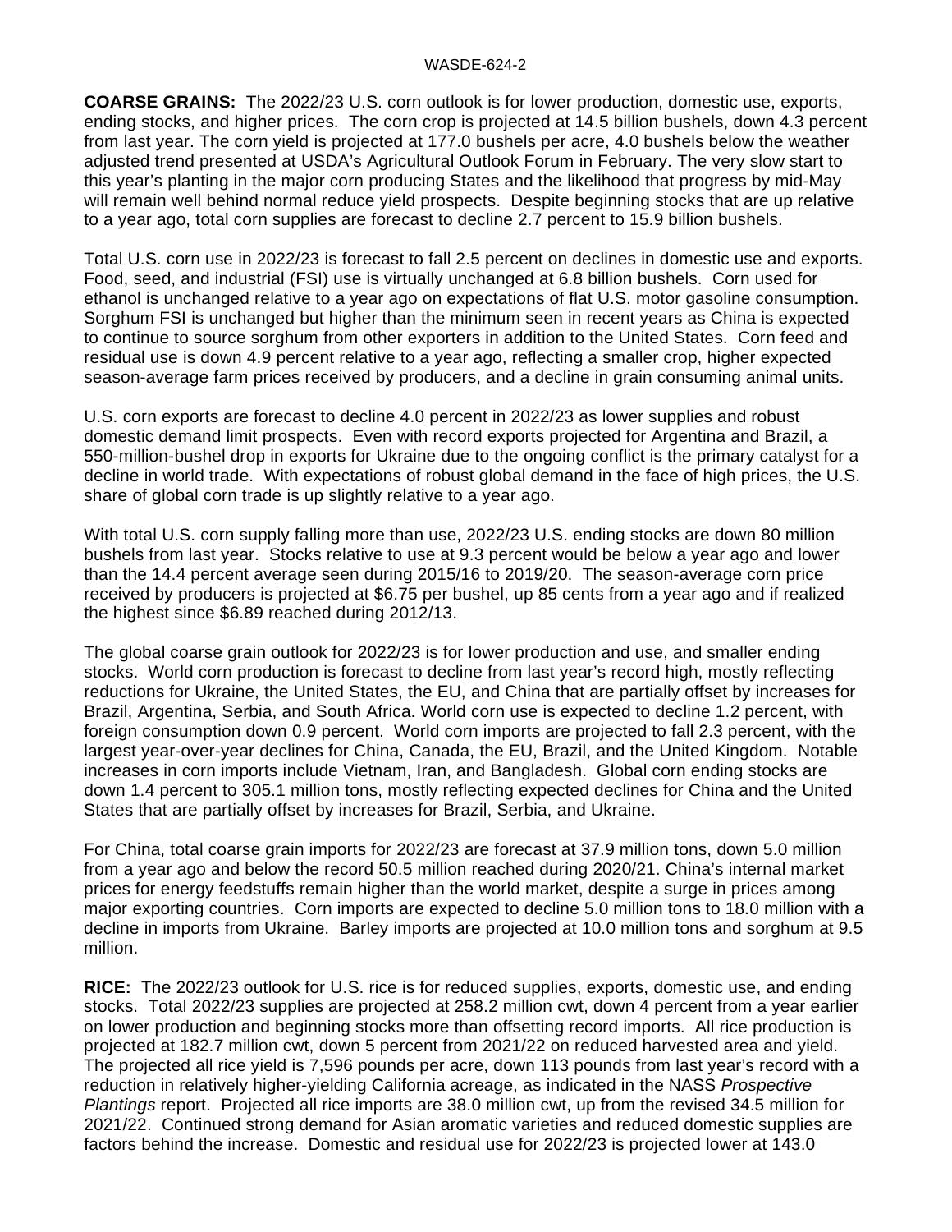**COARSE GRAINS:** The 2022/23 U.S. corn outlook is for lower production, domestic use, exports, ending stocks, and higher prices. The corn crop is projected at 14.5 billion bushels, down 4.3 percent from last year. The corn yield is projected at 177.0 bushels per acre, 4.0 bushels below the weather adjusted trend presented at USDA's Agricultural Outlook Forum in February. The very slow start to this year's planting in the major corn producing States and the likelihood that progress by mid-May will remain well behind normal reduce yield prospects. Despite beginning stocks that are up relative to a year ago, total corn supplies are forecast to decline 2.7 percent to 15.9 billion bushels.

Total U.S. corn use in 2022/23 is forecast to fall 2.5 percent on declines in domestic use and exports. Food, seed, and industrial (FSI) use is virtually unchanged at 6.8 billion bushels. Corn used for ethanol is unchanged relative to a year ago on expectations of flat U.S. motor gasoline consumption. Sorghum FSI is unchanged but higher than the minimum seen in recent years as China is expected to continue to source sorghum from other exporters in addition to the United States. Corn feed and residual use is down 4.9 percent relative to a year ago, reflecting a smaller crop, higher expected season-average farm prices received by producers, and a decline in grain consuming animal units.

U.S. corn exports are forecast to decline 4.0 percent in 2022/23 as lower supplies and robust domestic demand limit prospects. Even with record exports projected for Argentina and Brazil, a 550-million-bushel drop in exports for Ukraine due to the ongoing conflict is the primary catalyst for a decline in world trade. With expectations of robust global demand in the face of high prices, the U.S. share of global corn trade is up slightly relative to a year ago.

With total U.S. corn supply falling more than use, 2022/23 U.S. ending stocks are down 80 million bushels from last year. Stocks relative to use at 9.3 percent would be below a year ago and lower than the 14.4 percent average seen during 2015/16 to 2019/20. The season-average corn price received by producers is projected at $6.75 per bushel, up 85 cents from a year ago and if realized the highest since $6.89 reached during 2012/13.

The global coarse grain outlook for 2022/23 is for lower production and use, and smaller ending stocks. World corn production is forecast to decline from last year's record high, mostly reflecting reductions for Ukraine, the United States, the EU, and China that are partially offset by increases for Brazil, Argentina, Serbia, and South Africa. World corn use is expected to decline 1.2 percent, with foreign consumption down 0.9 percent. World corn imports are projected to fall 2.3 percent, with the largest year-over-year declines for China, Canada, the EU, Brazil, and the United Kingdom. Notable increases in corn imports include Vietnam, Iran, and Bangladesh. Global corn ending stocks are down 1.4 percent to 305.1 million tons, mostly reflecting expected declines for China and the United States that are partially offset by increases for Brazil, Serbia, and Ukraine.

For China, total coarse grain imports for 2022/23 are forecast at 37.9 million tons, down 5.0 million from a year ago and below the record 50.5 million reached during 2020/21. China's internal market prices for energy feedstuffs remain higher than the world market, despite a surge in prices among major exporting countries. Corn imports are expected to decline 5.0 million tons to 18.0 million with a decline in imports from Ukraine. Barley imports are projected at 10.0 million tons and sorghum at 9.5 million.

**RICE:** The 2022/23 outlook for U.S. rice is for reduced supplies, exports, domestic use, and ending stocks. Total 2022/23 supplies are projected at 258.2 million cwt, down 4 percent from a year earlier on lower production and beginning stocks more than offsetting record imports. All rice production is projected at 182.7 million cwt, down 5 percent from 2021/22 on reduced harvested area and yield. The projected all rice yield is 7,596 pounds per acre, down 113 pounds from last year's record with a reduction in relatively higher-yielding California acreage, as indicated in the NASS *Prospective Plantings* report. Projected all rice imports are 38.0 million cwt, up from the revised 34.5 million for 2021/22. Continued strong demand for Asian aromatic varieties and reduced domestic supplies are factors behind the increase. Domestic and residual use for 2022/23 is projected lower at 143.0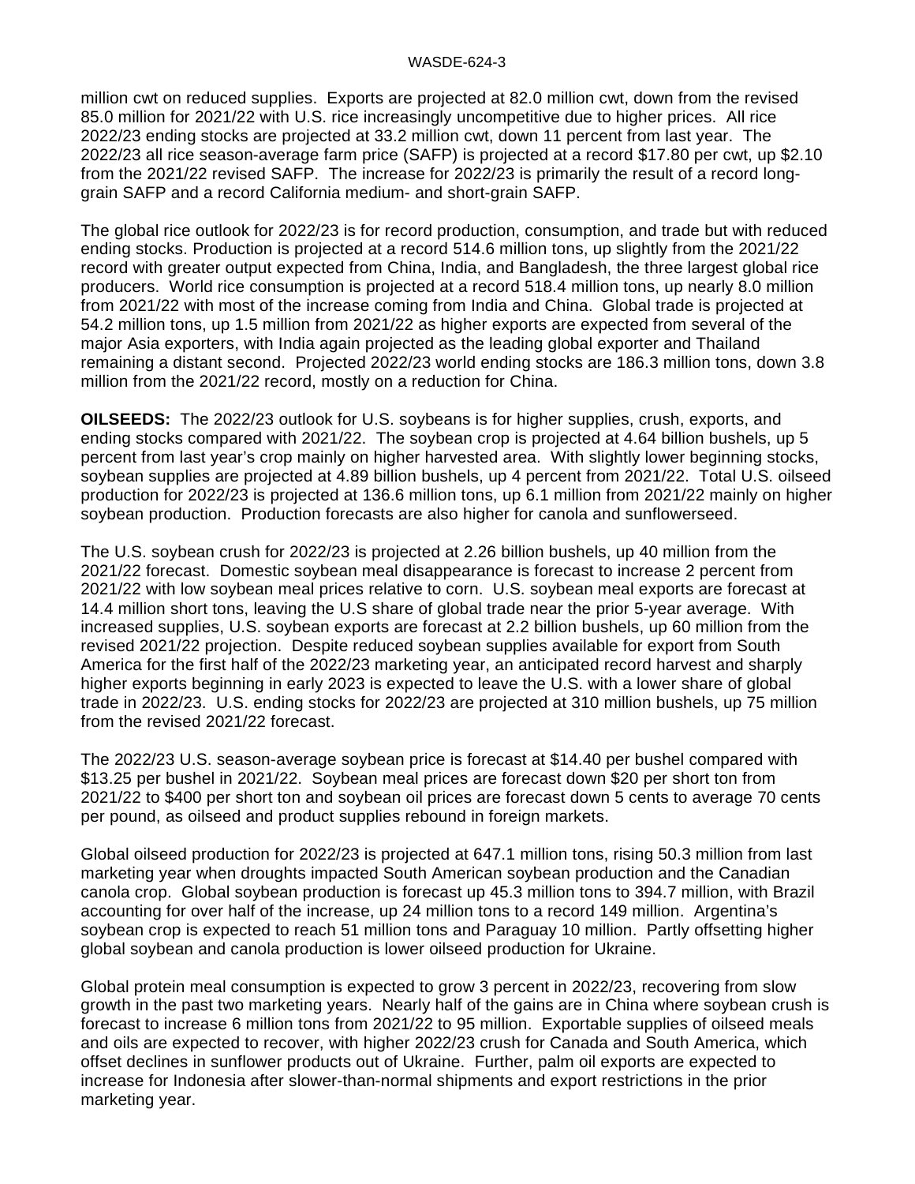million cwt on reduced supplies. Exports are projected at 82.0 million cwt, down from the revised 85.0 million for 2021/22 with U.S. rice increasingly uncompetitive due to higher prices. All rice 2022/23 ending stocks are projected at 33.2 million cwt, down 11 percent from last year. The 2022/23 all rice season-average farm price (SAFP) is projected at a record $17.80 per cwt, up $2.10 from the 2021/22 revised SAFP. The increase for 2022/23 is primarily the result of a record long-grain SAFP and a record California medium- and short-grain SAFP.

The global rice outlook for 2022/23 is for record production, consumption, and trade but with reduced ending stocks. Production is projected at a record 514.6 million tons, up slightly from the 2021/22 record with greater output expected from China, India, and Bangladesh, the three largest global rice producers. World rice consumption is projected at a record 518.4 million tons, up nearly 8.0 million from 2021/22 with most of the increase coming from India and China. Global trade is projected at 54.2 million tons, up 1.5 million from 2021/22 as higher exports are expected from several of the major Asia exporters, with India again projected as the leading global exporter and Thailand remaining a distant second. Projected 2022/23 world ending stocks are 186.3 million tons, down 3.8 million from the 2021/22 record, mostly on a reduction for China.

**OILSEEDS:** The 2022/23 outlook for U.S. soybeans is for higher supplies, crush, exports, and ending stocks compared with 2021/22. The soybean crop is projected at 4.64 billion bushels, up 5 percent from last year's crop mainly on higher harvested area. With slightly lower beginning stocks, soybean supplies are projected at 4.89 billion bushels, up 4 percent from 2021/22. Total U.S. oilseed production for 2022/23 is projected at 136.6 million tons, up 6.1 million from 2021/22 mainly on higher soybean production. Production forecasts are also higher for canola and sunflowerseed.

The U.S. soybean crush for 2022/23 is projected at 2.26 billion bushels, up 40 million from the 2021/22 forecast. Domestic soybean meal disappearance is forecast to increase 2 percent from 2021/22 with low soybean meal prices relative to corn. U.S. soybean meal exports are forecast at 14.4 million short tons, leaving the U.S share of global trade near the prior 5-year average. With increased supplies, U.S. soybean exports are forecast at 2.2 billion bushels, up 60 million from the revised 2021/22 projection. Despite reduced soybean supplies available for export from South America for the first half of the 2022/23 marketing year, an anticipated record harvest and sharply higher exports beginning in early 2023 is expected to leave the U.S. with a lower share of global trade in 2022/23. U.S. ending stocks for 2022/23 are projected at 310 million bushels, up 75 million from the revised 2021/22 forecast.

The 2022/23 U.S. season-average soybean price is forecast at $14.40 per bushel compared with $13.25 per bushel in 2021/22. Soybean meal prices are forecast down $20 per short ton from 2021/22 to $400 per short ton and soybean oil prices are forecast down 5 cents to average 70 cents per pound, as oilseed and product supplies rebound in foreign markets.

Global oilseed production for 2022/23 is projected at 647.1 million tons, rising 50.3 million from last marketing year when droughts impacted South American soybean production and the Canadian canola crop. Global soybean production is forecast up 45.3 million tons to 394.7 million, with Brazil accounting for over half of the increase, up 24 million tons to a record 149 million. Argentina's soybean crop is expected to reach 51 million tons and Paraguay 10 million. Partly offsetting higher global soybean and canola production is lower oilseed production for Ukraine.

Global protein meal consumption is expected to grow 3 percent in 2022/23, recovering from slow growth in the past two marketing years. Nearly half of the gains are in China where soybean crush is forecast to increase 6 million tons from 2021/22 to 95 million. Exportable supplies of oilseed meals and oils are expected to recover, with higher 2022/23 crush for Canada and South America, which offset declines in sunflower products out of Ukraine. Further, palm oil exports are expected to increase for Indonesia after slower-than-normal shipments and export restrictions in the prior marketing year.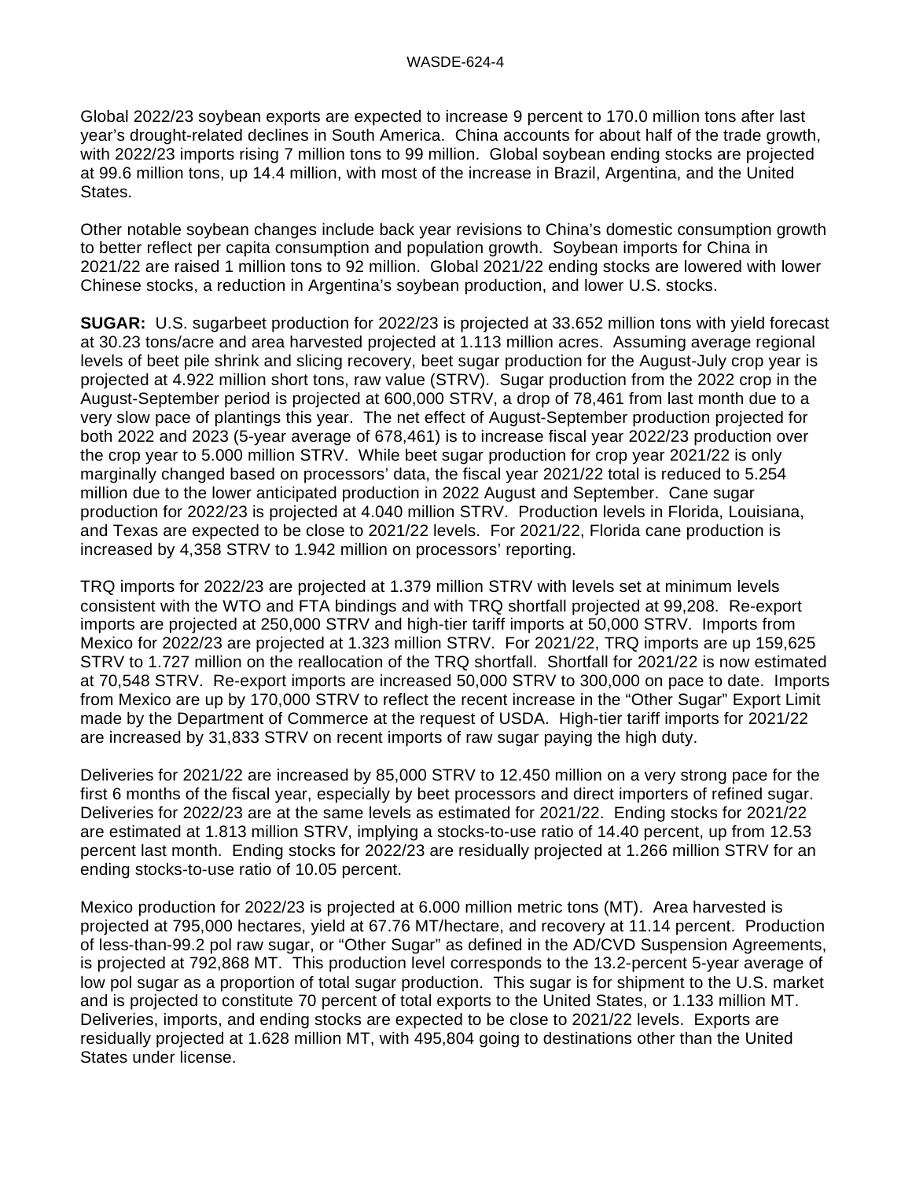Global 2022/23 soybean exports are expected to increase 9 percent to 170.0 million tons after last year's drought-related declines in South America. China accounts for about half of the trade growth, with 2022/23 imports rising 7 million tons to 99 million. Global soybean ending stocks are projected at 99.6 million tons, up 14.4 million, with most of the increase in Brazil, Argentina, and the United States.

Other notable soybean changes include back year revisions to China's domestic consumption growth to better reflect per capita consumption and population growth. Soybean imports for China in 2021/22 are raised 1 million tons to 92 million. Global 2021/22 ending stocks are lowered with lower Chinese stocks, a reduction in Argentina's soybean production, and lower U.S. stocks.

**SUGAR:** U.S. sugarbeet production for 2022/23 is projected at 33.652 million tons with yield forecast at 30.23 tons/acre and area harvested projected at 1.113 million acres. Assuming average regional levels of beet pile shrink and slicing recovery, beet sugar production for the August-July crop year is projected at 4.922 million short tons, raw value (STRV). Sugar production from the 2022 crop in the August-September period is projected at 600,000 STRV, a drop of 78,461 from last month due to a very slow pace of plantings this year. The net effect of August-September production projected for both 2022 and 2023 (5-year average of 678,461) is to increase fiscal year 2022/23 production over the crop year to 5.000 million STRV. While beet sugar production for crop year 2021/22 is only marginally changed based on processors' data, the fiscal year 2021/22 total is reduced to 5.254 million due to the lower anticipated production in 2022 August and September. Cane sugar production for 2022/23 is projected at 4.040 million STRV. Production levels in Florida, Louisiana, and Texas are expected to be close to 2021/22 levels. For 2021/22, Florida cane production is increased by 4,358 STRV to 1.942 million on processors' reporting.

TRQ imports for 2022/23 are projected at 1.379 million STRV with levels set at minimum levels consistent with the WTO and FTA bindings and with TRQ shortfall projected at 99,208. Re-export imports are projected at 250,000 STRV and high-tier tariff imports at 50,000 STRV. Imports from Mexico for 2022/23 are projected at 1.323 million STRV. For 2021/22, TRQ imports are up 159,625 STRV to 1.727 million on the reallocation of the TRQ shortfall. Shortfall for 2021/22 is now estimated at 70,548 STRV. Re-export imports are increased 50,000 STRV to 300,000 on pace to date. Imports from Mexico are up by 170,000 STRV to reflect the recent increase in the "Other Sugar" Export Limit made by the Department of Commerce at the request of USDA. High-tier tariff imports for 2021/22 are increased by 31,833 STRV on recent imports of raw sugar paying the high duty.

Deliveries for 2021/22 are increased by 85,000 STRV to 12.450 million on a very strong pace for the first 6 months of the fiscal year, especially by beet processors and direct importers of refined sugar. Deliveries for 2022/23 are at the same levels as estimated for 2021/22. Ending stocks for 2021/22 are estimated at 1.813 million STRV, implying a stocks-to-use ratio of 14.40 percent, up from 12.53 percent last month. Ending stocks for 2022/23 are residually projected at 1.266 million STRV for an ending stocks-to-use ratio of 10.05 percent.

Mexico production for 2022/23 is projected at 6.000 million metric tons (MT). Area harvested is projected at 795,000 hectares, yield at 67.76 MT/hectare, and recovery at 11.14 percent. Production of less-than-99.2 pol raw sugar, or "Other Sugar" as defined in the AD/CVD Suspension Agreements, is projected at 792,868 MT. This production level corresponds to the 13.2-percent 5-year average of low pol sugar as a proportion of total sugar production. This sugar is for shipment to the U.S. market and is projected to constitute 70 percent of total exports to the United States, or 1.133 million MT. Deliveries, imports, and ending stocks are expected to be close to 2021/22 levels. Exports are residually projected at 1.628 million MT, with 495,804 going to destinations other than the United States under license.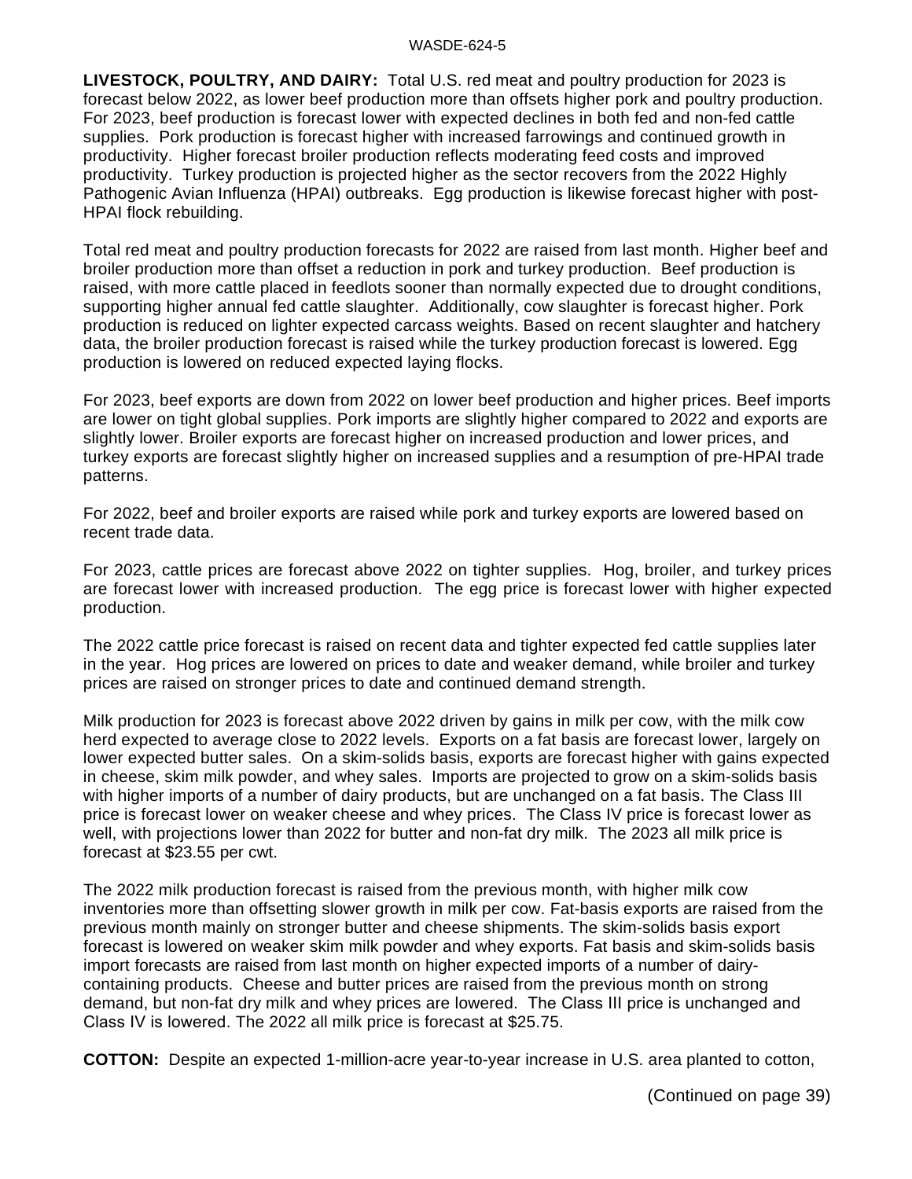**LIVESTOCK, POULTRY, AND DAIRY:** Total U.S. red meat and poultry production for 2023 is forecast below 2022, as lower beef production more than offsets higher pork and poultry production. For 2023, beef production is forecast lower with expected declines in both fed and non-fed cattle supplies. Pork production is forecast higher with increased farrowings and continued growth in productivity. Higher forecast broiler production reflects moderating feed costs and improved productivity. Turkey production is projected higher as the sector recovers from the 2022 Highly Pathogenic Avian Influenza (HPAI) outbreaks. Egg production is likewise forecast higher with post-HPAI flock rebuilding.

Total red meat and poultry production forecasts for 2022 are raised from last month. Higher beef and broiler production more than offset a reduction in pork and turkey production. Beef production is raised, with more cattle placed in feedlots sooner than normally expected due to drought conditions, supporting higher annual fed cattle slaughter. Additionally, cow slaughter is forecast higher. Pork production is reduced on lighter expected carcass weights. Based on recent slaughter and hatchery data, the broiler production forecast is raised while the turkey production forecast is lowered. Egg production is lowered on reduced expected laying flocks.

For 2023, beef exports are down from 2022 on lower beef production and higher prices. Beef imports are lower on tight global supplies. Pork imports are slightly higher compared to 2022 and exports are slightly lower. Broiler exports are forecast higher on increased production and lower prices, and turkey exports are forecast slightly higher on increased supplies and a resumption of pre-HPAI trade patterns.

For 2022, beef and broiler exports are raised while pork and turkey exports are lowered based on recent trade data.

For 2023, cattle prices are forecast above 2022 on tighter supplies. Hog, broiler, and turkey prices are forecast lower with increased production. The egg price is forecast lower with higher expected production.

The 2022 cattle price forecast is raised on recent data and tighter expected fed cattle supplies later in the year. Hog prices are lowered on prices to date and weaker demand, while broiler and turkey prices are raised on stronger prices to date and continued demand strength.

Milk production for 2023 is forecast above 2022 driven by gains in milk per cow, with the milk cow herd expected to average close to 2022 levels. Exports on a fat basis are forecast lower, largely on lower expected butter sales. On a skim-solids basis, exports are forecast higher with gains expected in cheese, skim milk powder, and whey sales. Imports are projected to grow on a skim-solids basis with higher imports of a number of dairy products, but are unchanged on a fat basis. The Class III price is forecast lower on weaker cheese and whey prices. The Class IV price is forecast lower as well, with projections lower than 2022 for butter and non-fat dry milk. The 2023 all milk price is forecast at $23.55 per cwt.

The 2022 milk production forecast is raised from the previous month, with higher milk cow inventories more than offsetting slower growth in milk per cow. Fat-basis exports are raised from the previous month mainly on stronger butter and cheese shipments. The skim-solids basis export forecast is lowered on weaker skim milk powder and whey exports. Fat basis and skim-solids basis import forecasts are raised from last month on higher expected imports of a number of dairy-containing products. Cheese and butter prices are raised from the previous month on strong demand, but non-fat dry milk and whey prices are lowered. The Class III price is unchanged and Class IV is lowered. The 2022 all milk price is forecast at $25.75.

**COTTON:** Despite an expected 1-million-acre year-to-year increase in U.S. area planted to cotton,

(Continued on page 39)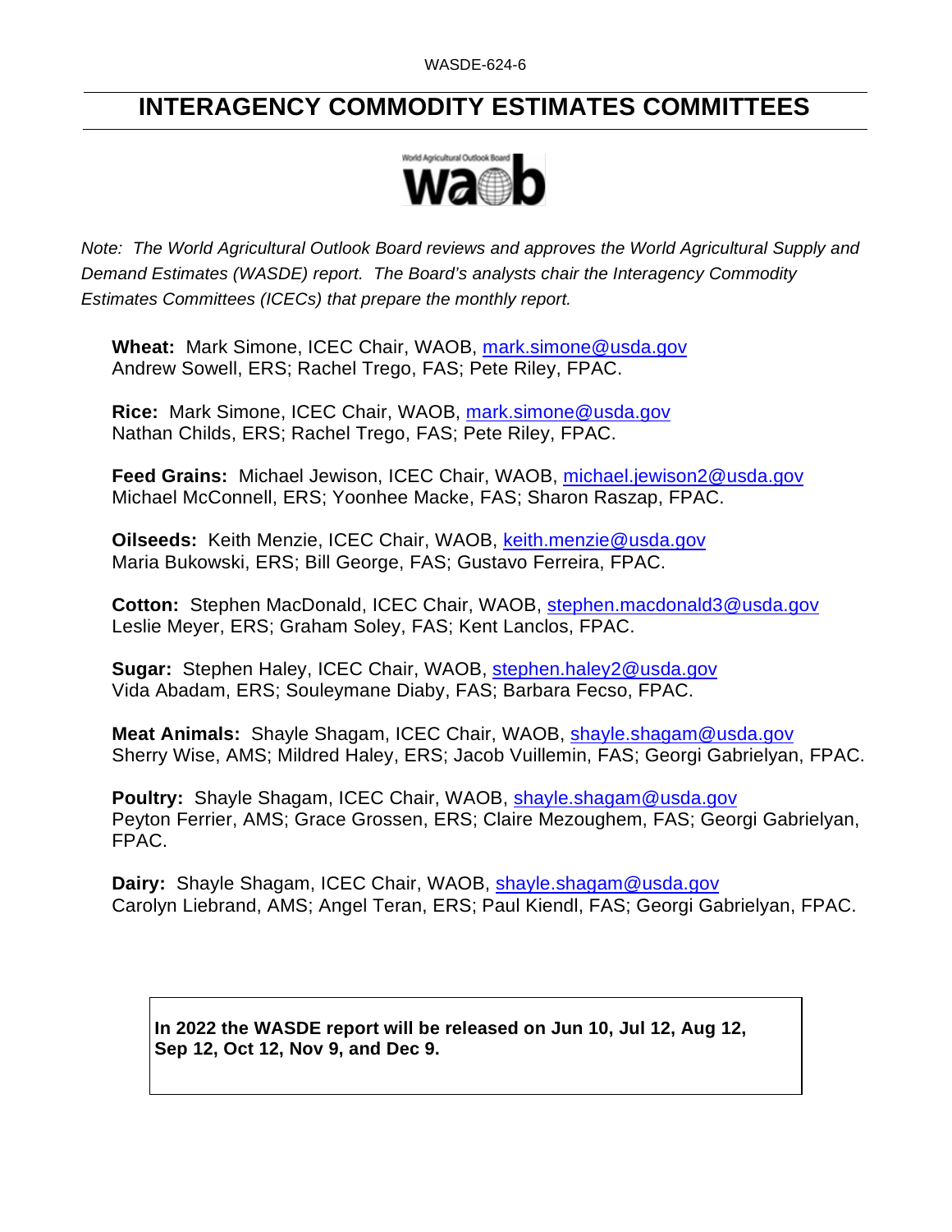# INTERAGENCY COMMODITY ESTIMATES COMMITTEES

*Note: The World Agricultural Outlook Board reviews and approves the World Agricultural Supply and Demand Estimates (WASDE) report. The Board's analysts chair the Interagency Commodity Estimates Committees (ICECs) that prepare the monthly report.*

**Wheat:** Mark Simone, ICEC Chair, WAOB, mark.simone@usda.gov
Andrew Sowell, ERS; Rachel Trego, FAS; Pete Riley, FPAC.

**Rice:** Mark Simone, ICEC Chair, WAOB, mark.simone@usda.gov
Nathan Childs, ERS; Rachel Trego, FAS; Pete Riley, FPAC.

**Feed Grains:** Michael Jewison, ICEC Chair, WAOB, michael.jewison2@usda.gov
Michael McConnell, ERS; Yoonhee Macke, FAS; Sharon Raszap, FPAC.

**Oilseeds:** Keith Menzie, ICEC Chair, WAOB, keith.menzie@usda.gov
Maria Bukowski, ERS; Bill George, FAS; Gustavo Ferreira, FPAC.

**Cotton:** Stephen MacDonald, ICEC Chair, WAOB, stephen.macdonald3@usda.gov
Leslie Meyer, ERS; Graham Soley, FAS; Kent Lanclos, FPAC.

**Sugar:** Stephen Haley, ICEC Chair, WAOB, stephen.haley2@usda.gov
Vida Abadam, ERS; Souleymane Diaby, FAS; Barbara Fecso, FPAC.

**Meat Animals:** Shayle Shagam, ICEC Chair, WAOB, shayle.shagam@usda.gov
Sherry Wise, AMS; Mildred Haley, ERS; Jacob Vuillemin, FAS; Georgi Gabrielyan, FPAC.

**Poultry:** Shayle Shagam, ICEC Chair, WAOB, shayle.shagam@usda.gov
Peyton Ferrier, AMS; Grace Grossen, ERS; Claire Mezoughem, FAS; Georgi Gabrielyan, FPAC.

**Dairy:** Shayle Shagam, ICEC Chair, WAOB, shayle.shagam@usda.gov
Carolyn Liebrand, AMS; Angel Teran, ERS; Paul Kiendl, FAS; Georgi Gabrielyan, FPAC.

**In 2022 the WASDE report will be released on Jun 10, Jul 12, Aug 12, Sep 12, Oct 12, Nov 9, and Dec 9.**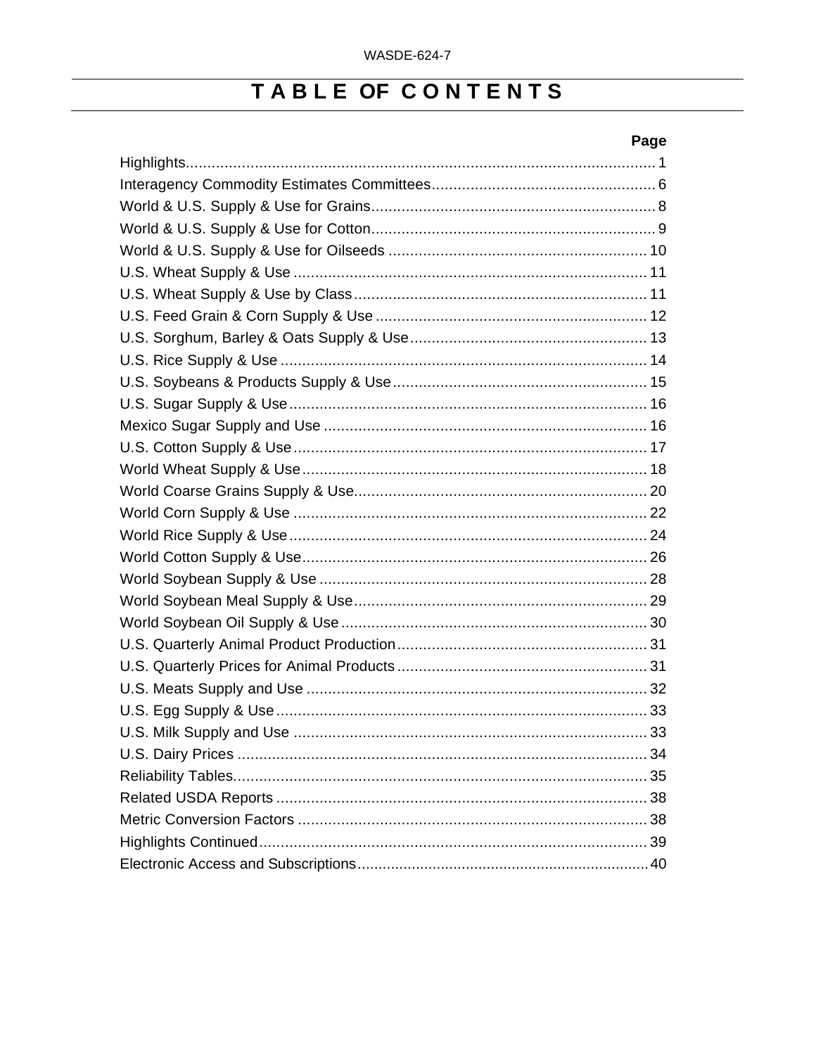# TABLE OF CONTENTS

| | Page |
|---|---|
| Highlights | 1 |
| Interagency Commodity Estimates Committees | 6 |
| World & U.S. Supply & Use for Grains | 8 |
| World & U.S. Supply & Use for Cotton | 9 |
| World & U.S. Supply & Use for Oilseeds | 10 |
| U.S. Wheat Supply & Use | 11 |
| U.S. Wheat Supply & Use by Class | 11 |
| U.S. Feed Grain & Corn Supply & Use | 12 |
| U.S. Sorghum, Barley & Oats Supply & Use | 13 |
| U.S. Rice Supply & Use | 14 |
| U.S. Soybeans & Products Supply & Use | 15 |
| U.S. Sugar Supply & Use | 16 |
| Mexico Sugar Supply and Use | 16 |
| U.S. Cotton Supply & Use | 17 |
| World Wheat Supply & Use | 18 |
| World Coarse Grains Supply & Use | 20 |
| World Corn Supply & Use | 22 |
| World Rice Supply & Use | 24 |
| World Cotton Supply & Use | 26 |
| World Soybean Supply & Use | 28 |
| World Soybean Meal Supply & Use | 29 |
| World Soybean Oil Supply & Use | 30 |
| U.S. Quarterly Animal Product Production | 31 |
| U.S. Quarterly Prices for Animal Products | 31 |
| U.S. Meats Supply and Use | 32 |
| U.S. Egg Supply & Use | 33 |
| U.S. Milk Supply and Use | 33 |
| U.S. Dairy Prices | 34 |
| Reliability Tables | 35 |
| Related USDA Reports | 38 |
| Metric Conversion Factors | 38 |
| Highlights Continued | 39 |
| Electronic Access and Subscriptions | 40 |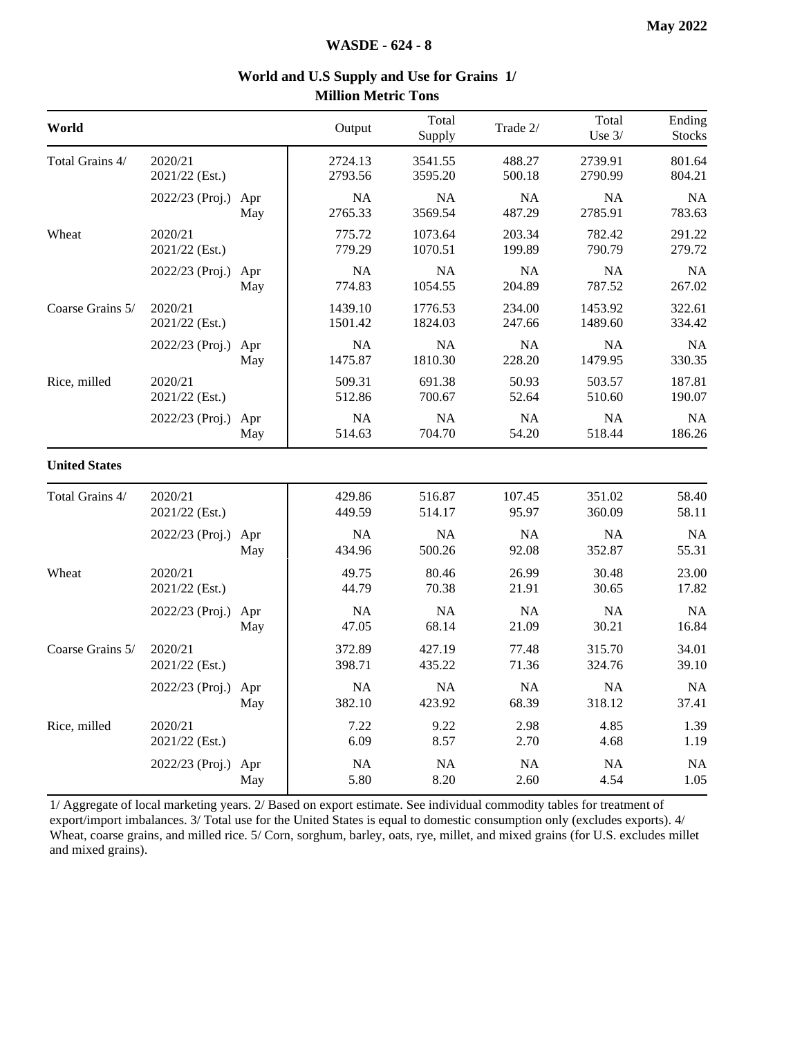# World and U.S Supply and Use for Grains 1/

**Million Metric Tons**

| World | | | Output | Total Supply | Trade 2/ | Total Use 3/ | Ending Stocks |
|---|---|---|---|---|---|---|---|
| Total Grains 4/ | 2020/21 | | 2724.13 | 3541.55 | 488.27 | 2739.91 | 801.64 |
| | 2021/22 (Est.) | | 2793.56 | 3595.20 | 500.18 | 2790.99 | 804.21 |
| | 2022/23 (Proj.) | Apr | NA | NA | NA | NA | NA |
| | | May | 2765.33 | 3569.54 | 487.29 | 2785.91 | 783.63 |
| Wheat | 2020/21 | | 775.72 | 1073.64 | 203.34 | 782.42 | 291.22 |
| | 2021/22 (Est.) | | 779.29 | 1070.51 | 199.89 | 790.79 | 279.72 |
| | 2022/23 (Proj.) | Apr | NA | NA | NA | NA | NA |
| | | May | 774.83 | 1054.55 | 204.89 | 787.52 | 267.02 |
| Coarse Grains 5/ | 2020/21 | | 1439.10 | 1776.53 | 234.00 | 1453.92 | 322.61 |
| | 2021/22 (Est.) | | 1501.42 | 1824.03 | 247.66 | 1489.60 | 334.42 |
| | 2022/23 (Proj.) | Apr | NA | NA | NA | NA | NA |
| | | May | 1475.87 | 1810.30 | 228.20 | 1479.95 | 330.35 |
| Rice, milled | 2020/21 | | 509.31 | 691.38 | 50.93 | 503.57 | 187.81 |
| | 2021/22 (Est.) | | 512.86 | 700.67 | 52.64 | 510.60 | 190.07 |
| | 2022/23 (Proj.) | Apr | NA | NA | NA | NA | NA |
| | | May | 514.63 | 704.70 | 54.20 | 518.44 | 186.26 |
| **United States** | | | | | | | |
| Total Grains 4/ | 2020/21 | | 429.86 | 516.87 | 107.45 | 351.02 | 58.40 |
| | 2021/22 (Est.) | | 449.59 | 514.17 | 95.97 | 360.09 | 58.11 |
| | 2022/23 (Proj.) | Apr | NA | NA | NA | NA | NA |
| | | May | 434.96 | 500.26 | 92.08 | 352.87 | 55.31 |
| Wheat | 2020/21 | | 49.75 | 80.46 | 26.99 | 30.48 | 23.00 |
| | 2021/22 (Est.) | | 44.79 | 70.38 | 21.91 | 30.65 | 17.82 |
| | 2022/23 (Proj.) | Apr | NA | NA | NA | NA | NA |
| | | May | 47.05 | 68.14 | 21.09 | 30.21 | 16.84 |
| Coarse Grains 5/ | 2020/21 | | 372.89 | 427.19 | 77.48 | 315.70 | 34.01 |
| | 2021/22 (Est.) | | 398.71 | 435.22 | 71.36 | 324.76 | 39.10 |
| | 2022/23 (Proj.) | Apr | NA | NA | NA | NA | NA |
| | | May | 382.10 | 423.92 | 68.39 | 318.12 | 37.41 |
| Rice, milled | 2020/21 | | 7.22 | 9.22 | 2.98 | 4.85 | 1.39 |
| | 2021/22 (Est.) | | 6.09 | 8.57 | 2.70 | 4.68 | 1.19 |
| | 2022/23 (Proj.) | Apr | NA | NA | NA | NA | NA |
| | | May | 5.80 | 8.20 | 2.60 | 4.54 | 1.05 |

1/ Aggregate of local marketing years. 2/ Based on export estimate. See individual commodity tables for treatment of export/import imbalances. 3/ Total use for the United States is equal to domestic consumption only (excludes exports). 4/ Wheat, coarse grains, and milled rice. 5/ Corn, sorghum, barley, oats, rye, millet, and mixed grains (for U.S. excludes millet and mixed grains).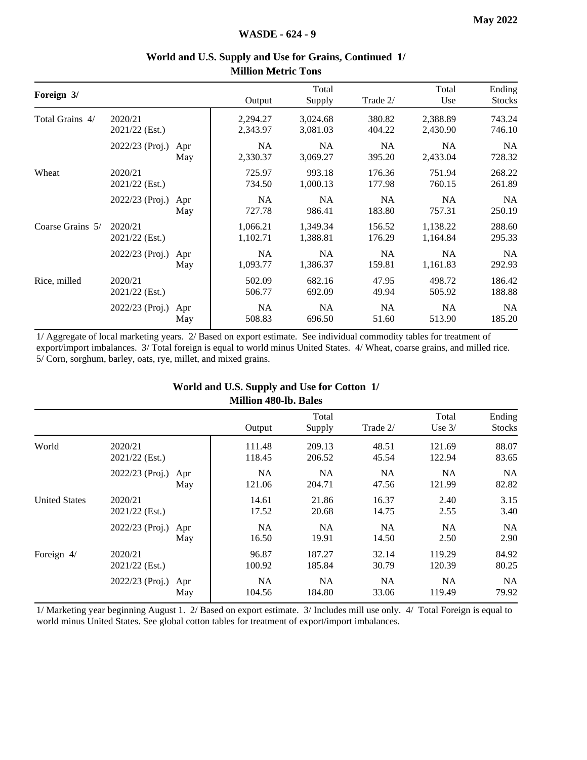## World and U.S. Supply and Use for Grains, Continued 1/

**Million Metric Tons**

| Foreign 3/ | | | Output | Total Supply | Trade 2/ | Total Use | Ending Stocks |
|---|---|---|---|---|---|---|---|
| Total Grains 4/ | 2020/21 | | 2,294.27 | 3,024.68 | 380.82 | 2,388.89 | 743.24 |
| | 2021/22 (Est.) | | 2,343.97 | 3,081.03 | 404.22 | 2,430.90 | 746.10 |
| | 2022/23 (Proj.) | Apr | NA | NA | NA | NA | NA |
| | | May | 2,330.37 | 3,069.27 | 395.20 | 2,433.04 | 728.32 |
| Wheat | 2020/21 | | 725.97 | 993.18 | 176.36 | 751.94 | 268.22 |
| | 2021/22 (Est.) | | 734.50 | 1,000.13 | 177.98 | 760.15 | 261.89 |
| | 2022/23 (Proj.) | Apr | NA | NA | NA | NA | NA |
| | | May | 727.78 | 986.41 | 183.80 | 757.31 | 250.19 |
| Coarse Grains 5/ | 2020/21 | | 1,066.21 | 1,349.34 | 156.52 | 1,138.22 | 288.60 |
| | 2021/22 (Est.) | | 1,102.71 | 1,388.81 | 176.29 | 1,164.84 | 295.33 |
| | 2022/23 (Proj.) | Apr | NA | NA | NA | NA | NA |
| | | May | 1,093.77 | 1,386.37 | 159.81 | 1,161.83 | 292.93 |
| Rice, milled | 2020/21 | | 502.09 | 682.16 | 47.95 | 498.72 | 186.42 |
| | 2021/22 (Est.) | | 506.77 | 692.09 | 49.94 | 505.92 | 188.88 |
| | 2022/23 (Proj.) | Apr | NA | NA | NA | NA | NA |
| | | May | 508.83 | 696.50 | 51.60 | 513.90 | 185.20 |

1/ Aggregate of local marketing years. 2/ Based on export estimate. See individual commodity tables for treatment of export/import imbalances. 3/ Total foreign is equal to world minus United States. 4/ Wheat, coarse grains, and milled rice. 5/ Corn, sorghum, barley, oats, rye, millet, and mixed grains.

## World and U.S. Supply and Use for Cotton 1/

**Million 480-lb. Bales**

| | | | Output | Total Supply | Trade 2/ | Total Use 3/ | Ending Stocks |
|---|---|---|---|---|---|---|---|
| World | 2020/21 | | 111.48 | 209.13 | 48.51 | 121.69 | 88.07 |
| | 2021/22 (Est.) | | 118.45 | 206.52 | 45.54 | 122.94 | 83.65 |
| | 2022/23 (Proj.) | Apr | NA | NA | NA | NA | NA |
| | | May | 121.06 | 204.71 | 47.56 | 121.99 | 82.82 |
| United States | 2020/21 | | 14.61 | 21.86 | 16.37 | 2.40 | 3.15 |
| | 2021/22 (Est.) | | 17.52 | 20.68 | 14.75 | 2.55 | 3.40 |
| | 2022/23 (Proj.) | Apr | NA | NA | NA | NA | NA |
| | | May | 16.50 | 19.91 | 14.50 | 2.50 | 2.90 |
| Foreign 4/ | 2020/21 | | 96.87 | 187.27 | 32.14 | 119.29 | 84.92 |
| | 2021/22 (Est.) | | 100.92 | 185.84 | 30.79 | 120.39 | 80.25 |
| | 2022/23 (Proj.) | Apr | NA | NA | NA | NA | NA |
| | | May | 104.56 | 184.80 | 33.06 | 119.49 | 79.92 |

1/ Marketing year beginning August 1. 2/ Based on export estimate. 3/ Includes mill use only. 4/ Total Foreign is equal to world minus United States. See global cotton tables for treatment of export/import imbalances.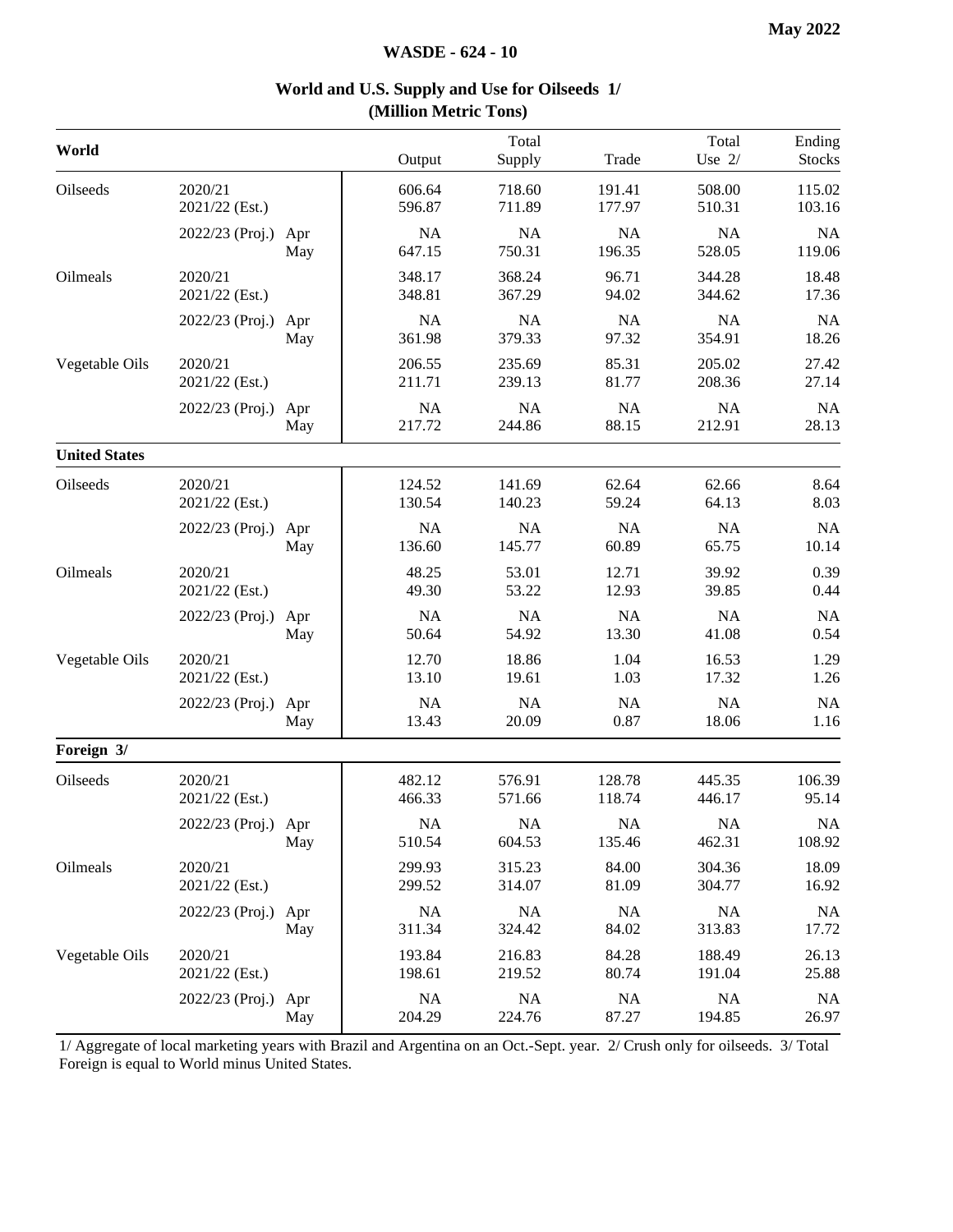May 2022

## World and U.S. Supply and Use for Oilseeds 1/
### (Million Metric Tons)

| World | | | Output | Total Supply | Trade | Total Use 2/ | Ending Stocks |
|---|---|---|---|---|---|---|---|
| Oilseeds | 2020/21 | | 606.64 | 718.60 | 191.41 | 508.00 | 115.02 |
| | 2021/22 (Est.) | | 596.87 | 711.89 | 177.97 | 510.31 | 103.16 |
| | 2022/23 (Proj.) | Apr | NA | NA | NA | NA | NA |
| | | May | 647.15 | 750.31 | 196.35 | 528.05 | 119.06 |
| Oilmeals | 2020/21 | | 348.17 | 368.24 | 96.71 | 344.28 | 18.48 |
| | 2021/22 (Est.) | | 348.81 | 367.29 | 94.02 | 344.62 | 17.36 |
| | 2022/23 (Proj.) | Apr | NA | NA | NA | NA | NA |
| | | May | 361.98 | 379.33 | 97.32 | 354.91 | 18.26 |
| Vegetable Oils | 2020/21 | | 206.55 | 235.69 | 85.31 | 205.02 | 27.42 |
| | 2021/22 (Est.) | | 211.71 | 239.13 | 81.77 | 208.36 | 27.14 |
| | 2022/23 (Proj.) | Apr | NA | NA | NA | NA | NA |
| | | May | 217.72 | 244.86 | 88.15 | 212.91 | 28.13 |
| **United States** | | | | | | | |
| Oilseeds | 2020/21 | | 124.52 | 141.69 | 62.64 | 62.66 | 8.64 |
| | 2021/22 (Est.) | | 130.54 | 140.23 | 59.24 | 64.13 | 8.03 |
| | 2022/23 (Proj.) | Apr | NA | NA | NA | NA | NA |
| | | May | 136.60 | 145.77 | 60.89 | 65.75 | 10.14 |
| Oilmeals | 2020/21 | | 48.25 | 53.01 | 12.71 | 39.92 | 0.39 |
| | 2021/22 (Est.) | | 49.30 | 53.22 | 12.93 | 39.85 | 0.44 |
| | 2022/23 (Proj.) | Apr | NA | NA | NA | NA | NA |
| | | May | 50.64 | 54.92 | 13.30 | 41.08 | 0.54 |
| Vegetable Oils | 2020/21 | | 12.70 | 18.86 | 1.04 | 16.53 | 1.29 |
| | 2021/22 (Est.) | | 13.10 | 19.61 | 1.03 | 17.32 | 1.26 |
| | 2022/23 (Proj.) | Apr | NA | NA | NA | NA | NA |
| | | May | 13.43 | 20.09 | 0.87 | 18.06 | 1.16 |
| **Foreign 3/** | | | | | | | |
| Oilseeds | 2020/21 | | 482.12 | 576.91 | 128.78 | 445.35 | 106.39 |
| | 2021/22 (Est.) | | 466.33 | 571.66 | 118.74 | 446.17 | 95.14 |
| | 2022/23 (Proj.) | Apr | NA | NA | NA | NA | NA |
| | | May | 510.54 | 604.53 | 135.46 | 462.31 | 108.92 |
| Oilmeals | 2020/21 | | 299.93 | 315.23 | 84.00 | 304.36 | 18.09 |
| | 2021/22 (Est.) | | 299.52 | 314.07 | 81.09 | 304.77 | 16.92 |
| | 2022/23 (Proj.) | Apr | NA | NA | NA | NA | NA |
| | | May | 311.34 | 324.42 | 84.02 | 313.83 | 17.72 |
| Vegetable Oils | 2020/21 | | 193.84 | 216.83 | 84.28 | 188.49 | 26.13 |
| | 2021/22 (Est.) | | 198.61 | 219.52 | 80.74 | 191.04 | 25.88 |
| | 2022/23 (Proj.) | Apr | NA | NA | NA | NA | NA |
| | | May | 204.29 | 224.76 | 87.27 | 194.85 | 26.97 |

1/ Aggregate of local marketing years with Brazil and Argentina on an Oct.-Sept. year. 2/ Crush only for oilseeds. 3/ Total Foreign is equal to World minus United States.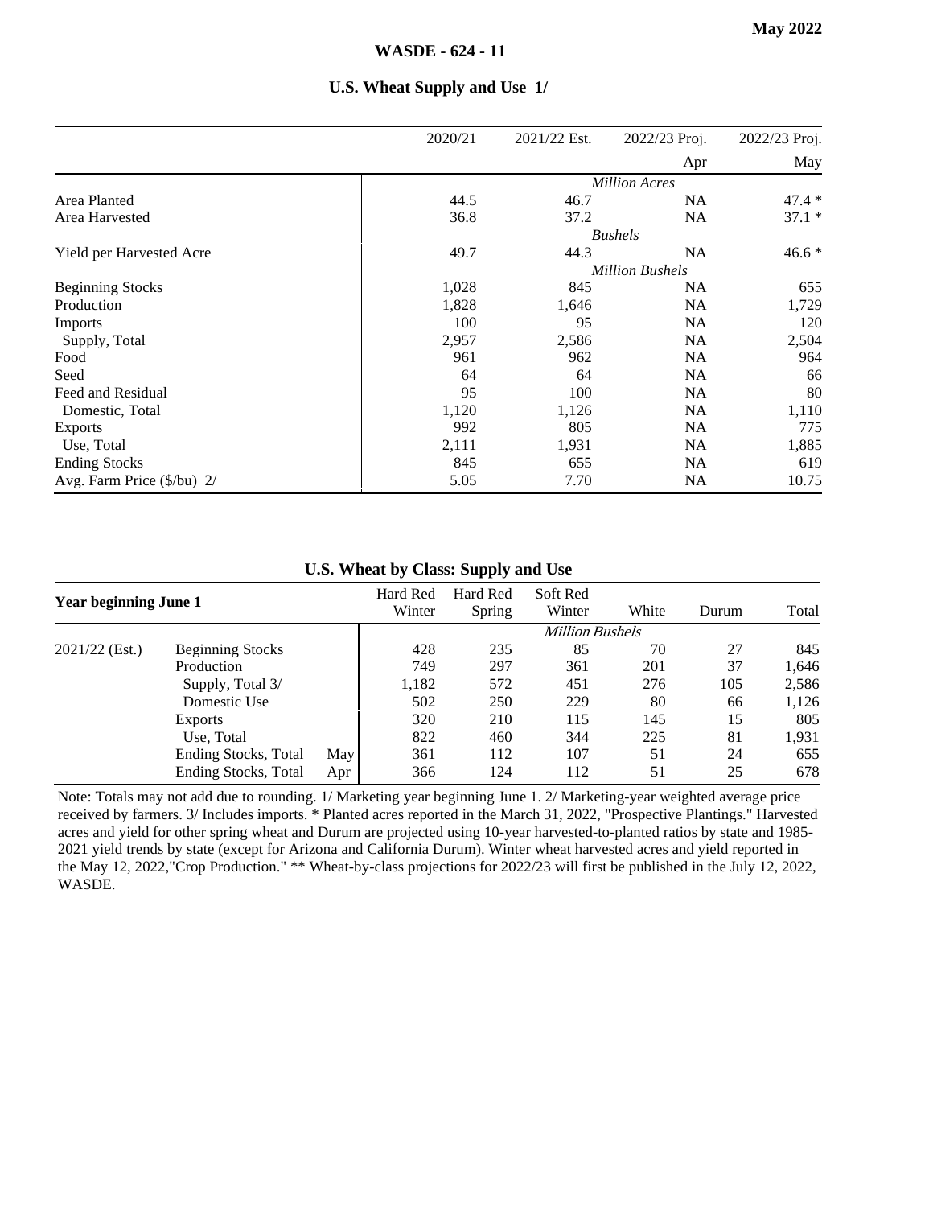May 2022

WASDE - 624 - 11

## U.S. Wheat Supply and Use 1/

| | 2020/21 | 2021/22 Est. | 2022/23 Proj. | 2022/23 Proj. |
|---|---|---|---|---|
| | | | Apr | May |
| | *Million Acres* | | | |
| Area Planted | 44.5 | 46.7 | NA | 47.4 * |
| Area Harvested | 36.8 | 37.2 | NA | 37.1 * |
| | *Bushels* | | | |
| Yield per Harvested Acre | 49.7 | 44.3 | NA | 46.6 * |
| | *Million Bushels* | | | |
| Beginning Stocks | 1,028 | 845 | NA | 655 |
| Production | 1,828 | 1,646 | NA | 1,729 |
| Imports | 100 | 95 | NA | 120 |
| Supply, Total | 2,957 | 2,586 | NA | 2,504 |
| Food | 961 | 962 | NA | 964 |
| Seed | 64 | 64 | NA | 66 |
| Feed and Residual | 95 | 100 | NA | 80 |
| Domestic, Total | 1,120 | 1,126 | NA | 1,110 |
| Exports | 992 | 805 | NA | 775 |
| Use, Total | 2,111 | 1,931 | NA | 1,885 |
| Ending Stocks | 845 | 655 | NA | 619 |
| Avg. Farm Price ($/bu) 2/ | 5.05 | 7.70 | NA | 10.75 |

## U.S. Wheat by Class: Supply and Use

| Year beginning June 1 | | | Hard Red Winter | Hard Red Spring | Soft Red Winter | White | Durum | Total |
|---|---|---|---|---|---|---|---|---|
| | | | *Million Bushels* | | | | | |
| 2021/22 (Est.) | Beginning Stocks | | 428 | 235 | 85 | 70 | 27 | 845 |
| | Production | | 749 | 297 | 361 | 201 | 37 | 1,646 |
| | Supply, Total 3/ | | 1,182 | 572 | 451 | 276 | 105 | 2,586 |
| | Domestic Use | | 502 | 250 | 229 | 80 | 66 | 1,126 |
| | Exports | | 320 | 210 | 115 | 145 | 15 | 805 |
| | Use, Total | | 822 | 460 | 344 | 225 | 81 | 1,931 |
| | Ending Stocks, Total | May | 361 | 112 | 107 | 51 | 24 | 655 |
| | Ending Stocks, Total | Apr | 366 | 124 | 112 | 51 | 25 | 678 |

Note: Totals may not add due to rounding. 1/ Marketing year beginning June 1. 2/ Marketing-year weighted average price received by farmers. 3/ Includes imports. * Planted acres reported in the March 31, 2022, "Prospective Plantings." Harvested acres and yield for other spring wheat and Durum are projected using 10-year harvested-to-planted ratios by state and 1985-2021 yield trends by state (except for Arizona and California Durum). Winter wheat harvested acres and yield reported in the May 12, 2022,"Crop Production." ** Wheat-by-class projections for 2022/23 will first be published in the July 12, 2022, WASDE.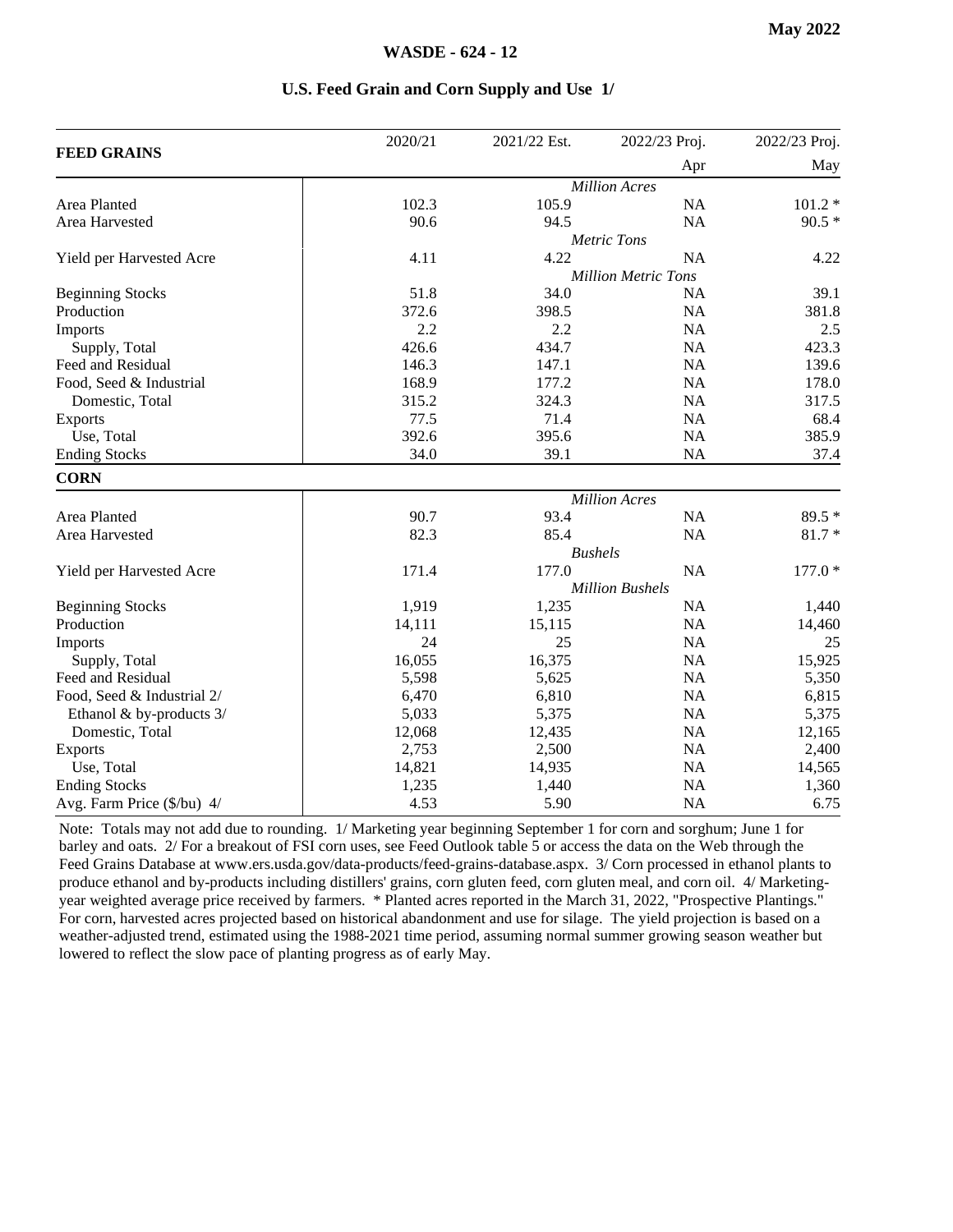# U.S. Feed Grain and Corn Supply and Use 1/

| FEED GRAINS | 2020/21 | 2021/22 Est. | 2022/23 Proj. Apr | 2022/23 Proj. May |
|---|---|---|---|---|
| | | | *Million Acres* | |
| Area Planted | 102.3 | 105.9 | NA | 101.2 * |
| Area Harvested | 90.6 | 94.5 | NA | 90.5 * |
| | | | *Metric Tons* | |
| Yield per Harvested Acre | 4.11 | 4.22 | NA | 4.22 |
| | | | *Million Metric Tons* | |
| Beginning Stocks | 51.8 | 34.0 | NA | 39.1 |
| Production | 372.6 | 398.5 | NA | 381.8 |
| Imports | 2.2 | 2.2 | NA | 2.5 |
| Supply, Total | 426.6 | 434.7 | NA | 423.3 |
| Feed and Residual | 146.3 | 147.1 | NA | 139.6 |
| Food, Seed & Industrial | 168.9 | 177.2 | NA | 178.0 |
| Domestic, Total | 315.2 | 324.3 | NA | 317.5 |
| Exports | 77.5 | 71.4 | NA | 68.4 |
| Use, Total | 392.6 | 395.6 | NA | 385.9 |
| Ending Stocks | 34.0 | 39.1 | NA | 37.4 |
| **CORN** | | | | |
| | | | *Million Acres* | |
| Area Planted | 90.7 | 93.4 | NA | 89.5 * |
| Area Harvested | 82.3 | 85.4 | NA | 81.7 * |
| | | | *Bushels* | |
| Yield per Harvested Acre | 171.4 | 177.0 | NA | 177.0 * |
| | | | *Million Bushels* | |
| Beginning Stocks | 1,919 | 1,235 | NA | 1,440 |
| Production | 14,111 | 15,115 | NA | 14,460 |
| Imports | 24 | 25 | NA | 25 |
| Supply, Total | 16,055 | 16,375 | NA | 15,925 |
| Feed and Residual | 5,598 | 5,625 | NA | 5,350 |
| Food, Seed & Industrial 2/ | 6,470 | 6,810 | NA | 6,815 |
| Ethanol & by-products 3/ | 5,033 | 5,375 | NA | 5,375 |
| Domestic, Total | 12,068 | 12,435 | NA | 12,165 |
| Exports | 2,753 | 2,500 | NA | 2,400 |
| Use, Total | 14,821 | 14,935 | NA | 14,565 |
| Ending Stocks | 1,235 | 1,440 | NA | 1,360 |
| Avg. Farm Price ($/bu) 4/ | 4.53 | 5.90 | NA | 6.75 |

Note: Totals may not add due to rounding. 1/ Marketing year beginning September 1 for corn and sorghum; June 1 for barley and oats. 2/ For a breakout of FSI corn uses, see Feed Outlook table 5 or access the data on the Web through the Feed Grains Database at www.ers.usda.gov/data-products/feed-grains-database.aspx. 3/ Corn processed in ethanol plants to produce ethanol and by-products including distillers' grains, corn gluten feed, corn gluten meal, and corn oil. 4/ Marketing-year weighted average price received by farmers. * Planted acres reported in the March 31, 2022, "Prospective Plantings." For corn, harvested acres projected based on historical abandonment and use for silage. The yield projection is based on a weather-adjusted trend, estimated using the 1988-2021 time period, assuming normal summer growing season weather but lowered to reflect the slow pace of planting progress as of early May.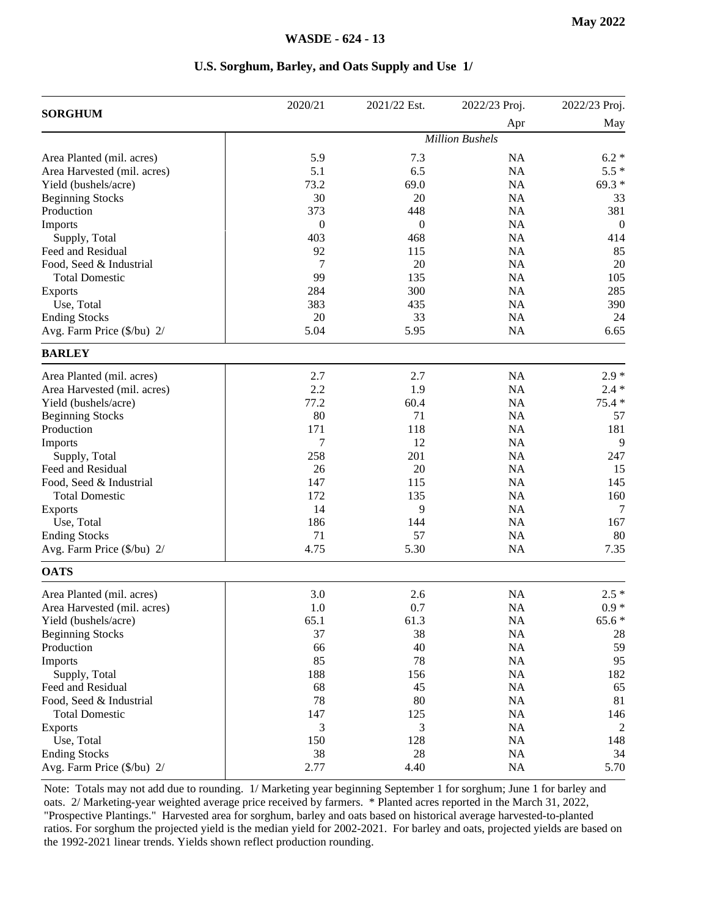May 2022

WASDE - 624 - 13

## U.S. Sorghum, Barley, and Oats Supply and Use 1/

| SORGHUM | 2020/21 | 2021/22 Est. | 2022/23 Proj. Apr | 2022/23 Proj. May |
|---|---|---|---|---|
| | | | *Million Bushels* | |
| Area Planted (mil. acres) | 5.9 | 7.3 | NA | 6.2 * |
| Area Harvested (mil. acres) | 5.1 | 6.5 | NA | 5.5 * |
| Yield (bushels/acre) | 73.2 | 69.0 | NA | 69.3 * |
| Beginning Stocks | 30 | 20 | NA | 33 |
| Production | 373 | 448 | NA | 381 |
| Imports | 0 | 0 | NA | 0 |
| Supply, Total | 403 | 468 | NA | 414 |
| Feed and Residual | 92 | 115 | NA | 85 |
| Food, Seed & Industrial | 7 | 20 | NA | 20 |
| Total Domestic | 99 | 135 | NA | 105 |
| Exports | 284 | 300 | NA | 285 |
| Use, Total | 383 | 435 | NA | 390 |
| Ending Stocks | 20 | 33 | NA | 24 |
| Avg. Farm Price ($/bu) 2/ | 5.04 | 5.95 | NA | 6.65 |
| **BARLEY** | | | | |
| Area Planted (mil. acres) | 2.7 | 2.7 | NA | 2.9 * |
| Area Harvested (mil. acres) | 2.2 | 1.9 | NA | 2.4 * |
| Yield (bushels/acre) | 77.2 | 60.4 | NA | 75.4 * |
| Beginning Stocks | 80 | 71 | NA | 57 |
| Production | 171 | 118 | NA | 181 |
| Imports | 7 | 12 | NA | 9 |
| Supply, Total | 258 | 201 | NA | 247 |
| Feed and Residual | 26 | 20 | NA | 15 |
| Food, Seed & Industrial | 147 | 115 | NA | 145 |
| Total Domestic | 172 | 135 | NA | 160 |
| Exports | 14 | 9 | NA | 7 |
| Use, Total | 186 | 144 | NA | 167 |
| Ending Stocks | 71 | 57 | NA | 80 |
| Avg. Farm Price ($/bu) 2/ | 4.75 | 5.30 | NA | 7.35 |
| **OATS** | | | | |
| Area Planted (mil. acres) | 3.0 | 2.6 | NA | 2.5 * |
| Area Harvested (mil. acres) | 1.0 | 0.7 | NA | 0.9 * |
| Yield (bushels/acre) | 65.1 | 61.3 | NA | 65.6 * |
| Beginning Stocks | 37 | 38 | NA | 28 |
| Production | 66 | 40 | NA | 59 |
| Imports | 85 | 78 | NA | 95 |
| Supply, Total | 188 | 156 | NA | 182 |
| Feed and Residual | 68 | 45 | NA | 65 |
| Food, Seed & Industrial | 78 | 80 | NA | 81 |
| Total Domestic | 147 | 125 | NA | 146 |
| Exports | 3 | 3 | NA | 2 |
| Use, Total | 150 | 128 | NA | 148 |
| Ending Stocks | 38 | 28 | NA | 34 |
| Avg. Farm Price ($/bu) 2/ | 2.77 | 4.40 | NA | 5.70 |

Note: Totals may not add due to rounding. 1/ Marketing year beginning September 1 for sorghum; June 1 for barley and oats. 2/ Marketing-year weighted average price received by farmers. * Planted acres reported in the March 31, 2022, "Prospective Plantings." Harvested area for sorghum, barley and oats based on historical average harvested-to-planted ratios. For sorghum the projected yield is the median yield for 2002-2021. For barley and oats, projected yields are based on the 1992-2021 linear trends. Yields shown reflect production rounding.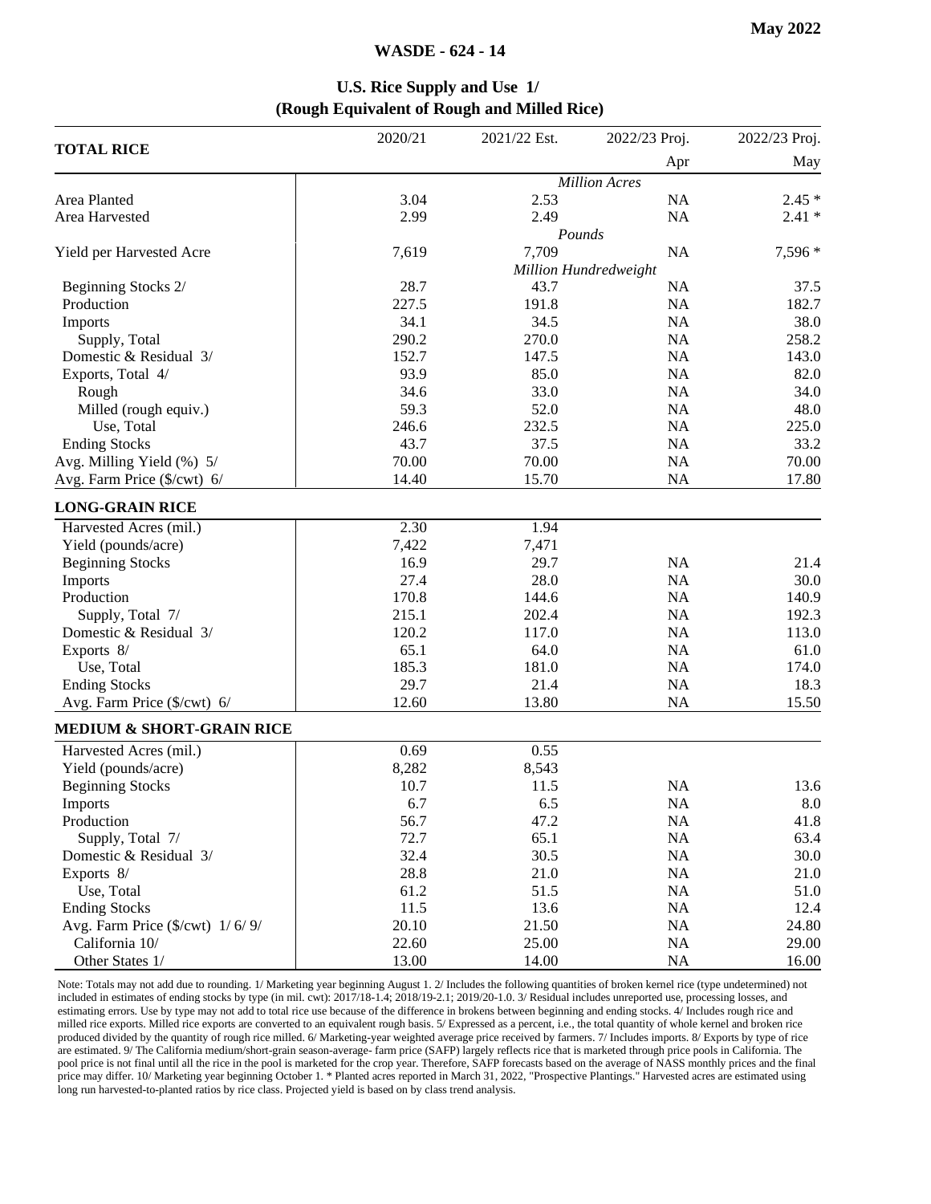# U.S. Rice Supply and Use 1/
## (Rough Equivalent of Rough and Milled Rice)

| TOTAL RICE | 2020/21 | 2021/22 Est. | 2022/23 Proj. Apr | 2022/23 Proj. May |
|---|---|---|---|---|
| | | | *Million Acres* | |
| Area Planted | 3.04 | 2.53 | NA | 2.45 * |
| Area Harvested | 2.99 | 2.49 | NA | 2.41 * |
| | | | *Pounds* | |
| Yield per Harvested Acre | 7,619 | 7,709 | NA | 7,596 * |
| | | | *Million Hundredweight* | |
| Beginning Stocks 2/ | 28.7 | 43.7 | NA | 37.5 |
| Production | 227.5 | 191.8 | NA | 182.7 |
| Imports | 34.1 | 34.5 | NA | 38.0 |
| Supply, Total | 290.2 | 270.0 | NA | 258.2 |
| Domestic & Residual 3/ | 152.7 | 147.5 | NA | 143.0 |
| Exports, Total 4/ | 93.9 | 85.0 | NA | 82.0 |
| Rough | 34.6 | 33.0 | NA | 34.0 |
| Milled (rough equiv.) | 59.3 | 52.0 | NA | 48.0 |
| Use, Total | 246.6 | 232.5 | NA | 225.0 |
| Ending Stocks | 43.7 | 37.5 | NA | 33.2 |
| Avg. Milling Yield (%) 5/ | 70.00 | 70.00 | NA | 70.00 |
| Avg. Farm Price ($/cwt) 6/ | 14.40 | 15.70 | NA | 17.80 |
| **LONG-GRAIN RICE** | | | | |
| Harvested Acres (mil.) | 2.30 | 1.94 | | |
| Yield (pounds/acre) | 7,422 | 7,471 | | |
| Beginning Stocks | 16.9 | 29.7 | NA | 21.4 |
| Imports | 27.4 | 28.0 | NA | 30.0 |
| Production | 170.8 | 144.6 | NA | 140.9 |
| Supply, Total 7/ | 215.1 | 202.4 | NA | 192.3 |
| Domestic & Residual 3/ | 120.2 | 117.0 | NA | 113.0 |
| Exports 8/ | 65.1 | 64.0 | NA | 61.0 |
| Use, Total | 185.3 | 181.0 | NA | 174.0 |
| Ending Stocks | 29.7 | 21.4 | NA | 18.3 |
| Avg. Farm Price ($/cwt) 6/ | 12.60 | 13.80 | NA | 15.50 |
| **MEDIUM & SHORT-GRAIN RICE** | | | | |
| Harvested Acres (mil.) | 0.69 | 0.55 | | |
| Yield (pounds/acre) | 8,282 | 8,543 | | |
| Beginning Stocks | 10.7 | 11.5 | NA | 13.6 |
| Imports | 6.7 | 6.5 | NA | 8.0 |
| Production | 56.7 | 47.2 | NA | 41.8 |
| Supply, Total 7/ | 72.7 | 65.1 | NA | 63.4 |
| Domestic & Residual 3/ | 32.4 | 30.5 | NA | 30.0 |
| Exports 8/ | 28.8 | 21.0 | NA | 21.0 |
| Use, Total | 61.2 | 51.5 | NA | 51.0 |
| Ending Stocks | 11.5 | 13.6 | NA | 12.4 |
| Avg. Farm Price ($/cwt) 1/ 6/ 9/ | 20.10 | 21.50 | NA | 24.80 |
| California 10/ | 22.60 | 25.00 | NA | 29.00 |
| Other States 1/ | 13.00 | 14.00 | NA | 16.00 |

Note: Totals may not add due to rounding. 1/ Marketing year beginning August 1. 2/ Includes the following quantities of broken kernel rice (type undetermined) not included in estimates of ending stocks by type (in mil. cwt): 2017/18-1.4; 2018/19-2.1; 2019/20-1.0. 3/ Residual includes unreported use, processing losses, and estimating errors. Use by type may not add to total rice use because of the difference in brokens between beginning and ending stocks. 4/ Includes rough rice and milled rice exports. Milled rice exports are converted to an equivalent rough basis. 5/ Expressed as a percent, i.e., the total quantity of whole kernel and broken rice produced divided by the quantity of rough rice milled. 6/ Marketing-year weighted average price received by farmers. 7/ Includes imports. 8/ Exports by type of rice are estimated. 9/ The California medium/short-grain season-average- farm price (SAFP) largely reflects rice that is marketed through price pools in California. The pool price is not final until all the rice in the pool is marketed for the crop year. Therefore, SAFP forecasts based on the average of NASS monthly prices and the final price may differ. 10/ Marketing year beginning October 1. * Planted acres reported in March 31, 2022, "Prospective Plantings." Harvested acres are estimated using long run harvested-to-planted ratios by rice class. Projected yield is based on by class trend analysis.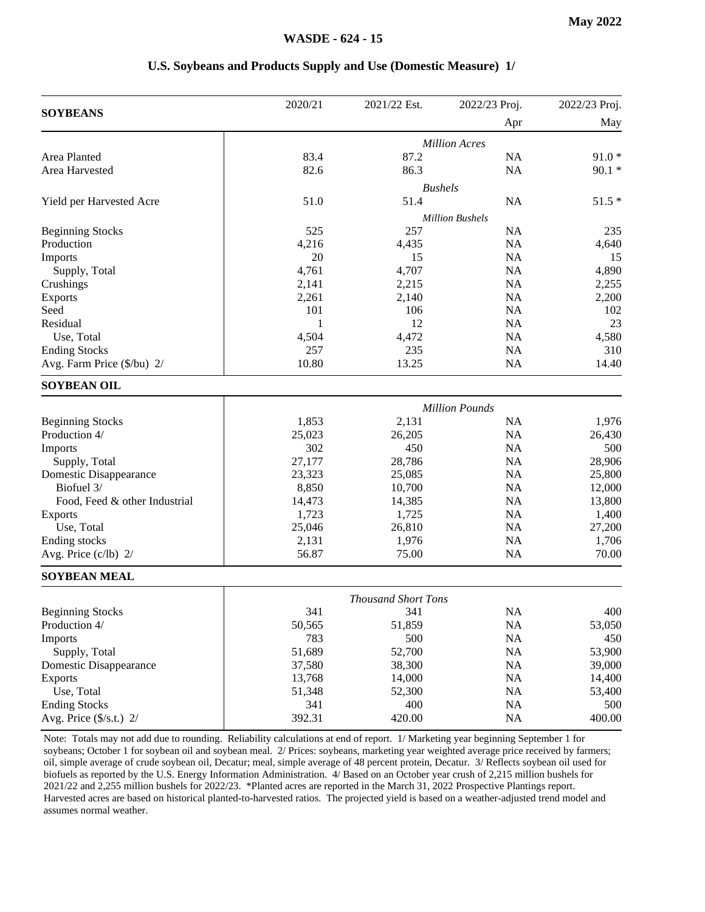## U.S. Soybeans and Products Supply and Use (Domestic Measure) 1/

| SOYBEANS | 2020/21 | 2021/22 Est. | 2022/23 Proj. Apr | 2022/23 Proj. May |
|---|---|---|---|---|
| | *Million Acres* | | | |
| Area Planted | 83.4 | 87.2 | NA | 91.0 * |
| Area Harvested | 82.6 | 86.3 | NA | 90.1 * |
| | *Bushels* | | | |
| Yield per Harvested Acre | 51.0 | 51.4 | NA | 51.5 * |
| | *Million Bushels* | | | |
| Beginning Stocks | 525 | 257 | NA | 235 |
| Production | 4,216 | 4,435 | NA | 4,640 |
| Imports | 20 | 15 | NA | 15 |
| Supply, Total | 4,761 | 4,707 | NA | 4,890 |
| Crushings | 2,141 | 2,215 | NA | 2,255 |
| Exports | 2,261 | 2,140 | NA | 2,200 |
| Seed | 101 | 106 | NA | 102 |
| Residual | 1 | 12 | NA | 23 |
| Use, Total | 4,504 | 4,472 | NA | 4,580 |
| Ending Stocks | 257 | 235 | NA | 310 |
| Avg. Farm Price ($/bu) 2/ | 10.80 | 13.25 | NA | 14.40 |

| SOYBEAN OIL | 2020/21 | 2021/22 Est. | 2022/23 Proj. Apr | 2022/23 Proj. May |
|---|---|---|---|---|
| | *Million Pounds* | | | |
| Beginning Stocks | 1,853 | 2,131 | NA | 1,976 |
| Production 4/ | 25,023 | 26,205 | NA | 26,430 |
| Imports | 302 | 450 | NA | 500 |
| Supply, Total | 27,177 | 28,786 | NA | 28,906 |
| Domestic Disappearance | 23,323 | 25,085 | NA | 25,800 |
| Biofuel 3/ | 8,850 | 10,700 | NA | 12,000 |
| Food, Feed & other Industrial | 14,473 | 14,385 | NA | 13,800 |
| Exports | 1,723 | 1,725 | NA | 1,400 |
| Use, Total | 25,046 | 26,810 | NA | 27,200 |
| Ending stocks | 2,131 | 1,976 | NA | 1,706 |
| Avg. Price (c/lb) 2/ | 56.87 | 75.00 | NA | 70.00 |

| SOYBEAN MEAL | 2020/21 | 2021/22 Est. | 2022/23 Proj. Apr | 2022/23 Proj. May |
|---|---|---|---|---|
| | *Thousand Short Tons* | | | |
| Beginning Stocks | 341 | 341 | NA | 400 |
| Production 4/ | 50,565 | 51,859 | NA | 53,050 |
| Imports | 783 | 500 | NA | 450 |
| Supply, Total | 51,689 | 52,700 | NA | 53,900 |
| Domestic Disappearance | 37,580 | 38,300 | NA | 39,000 |
| Exports | 13,768 | 14,000 | NA | 14,400 |
| Use, Total | 51,348 | 52,300 | NA | 53,400 |
| Ending Stocks | 341 | 400 | NA | 500 |
| Avg. Price ($/s.t.) 2/ | 392.31 | 420.00 | NA | 400.00 |

Note: Totals may not add due to rounding. Reliability calculations at end of report. 1/ Marketing year beginning September 1 for soybeans; October 1 for soybean oil and soybean meal. 2/ Prices: soybeans, marketing year weighted average price received by farmers; oil, simple average of crude soybean oil, Decatur; meal, simple average of 48 percent protein, Decatur. 3/ Reflects soybean oil used for biofuels as reported by the U.S. Energy Information Administration. 4/ Based on an October year crush of 2,215 million bushels for 2021/22 and 2,255 million bushels for 2022/23. *Planted acres are reported in the March 31, 2022 Prospective Plantings report. Harvested acres are based on historical planted-to-harvested ratios. The projected yield is based on a weather-adjusted trend model and assumes normal weather.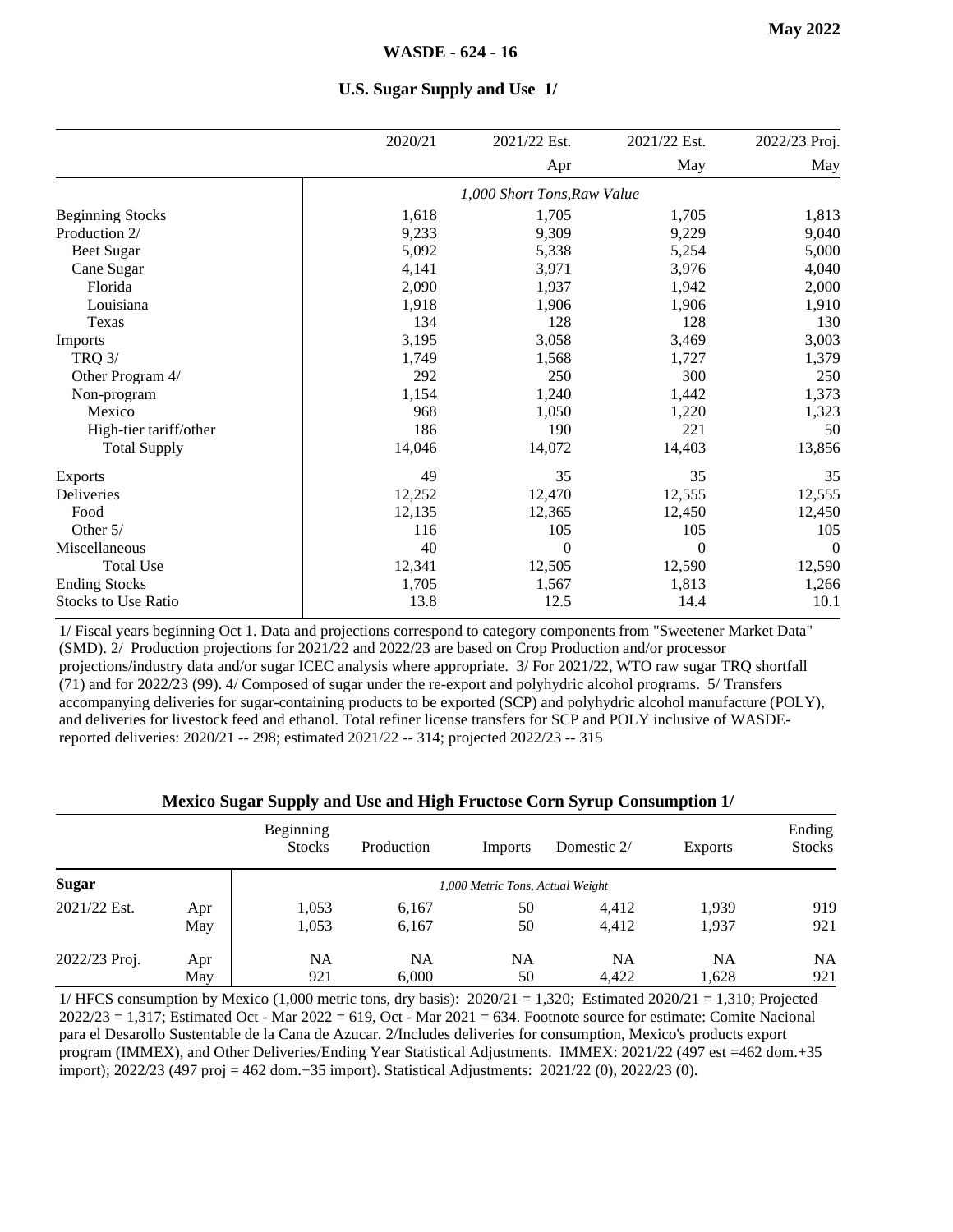## U.S. Sugar Supply and Use 1/

| | 2020/21 | 2021/22 Est. Apr | 2021/22 Est. May | 2022/23 Proj. May |
|---|---|---|---|---|
| | *1,000 Short Tons,Raw Value* | | | |
| Beginning Stocks | 1,618 | 1,705 | 1,705 | 1,813 |
| Production 2/ | 9,233 | 9,309 | 9,229 | 9,040 |
| Beet Sugar | 5,092 | 5,338 | 5,254 | 5,000 |
| Cane Sugar | 4,141 | 3,971 | 3,976 | 4,040 |
| Florida | 2,090 | 1,937 | 1,942 | 2,000 |
| Louisiana | 1,918 | 1,906 | 1,906 | 1,910 |
| Texas | 134 | 128 | 128 | 130 |
| Imports | 3,195 | 3,058 | 3,469 | 3,003 |
| TRQ 3/ | 1,749 | 1,568 | 1,727 | 1,379 |
| Other Program 4/ | 292 | 250 | 300 | 250 |
| Non-program | 1,154 | 1,240 | 1,442 | 1,373 |
| Mexico | 968 | 1,050 | 1,220 | 1,323 |
| High-tier tariff/other | 186 | 190 | 221 | 50 |
| Total Supply | 14,046 | 14,072 | 14,403 | 13,856 |
| Exports | 49 | 35 | 35 | 35 |
| Deliveries | 12,252 | 12,470 | 12,555 | 12,555 |
| Food | 12,135 | 12,365 | 12,450 | 12,450 |
| Other 5/ | 116 | 105 | 105 | 105 |
| Miscellaneous | 40 | 0 | 0 | 0 |
| Total Use | 12,341 | 12,505 | 12,590 | 12,590 |
| Ending Stocks | 1,705 | 1,567 | 1,813 | 1,266 |
| Stocks to Use Ratio | 13.8 | 12.5 | 14.4 | 10.1 |

1/ Fiscal years beginning Oct 1. Data and projections correspond to category components from "Sweetener Market Data" (SMD). 2/ Production projections for 2021/22 and 2022/23 are based on Crop Production and/or processor projections/industry data and/or sugar ICEC analysis where appropriate. 3/ For 2021/22, WTO raw sugar TRQ shortfall (71) and for 2022/23 (99). 4/ Composed of sugar under the re-export and polyhydric alcohol programs. 5/ Transfers accompanying deliveries for sugar-containing products to be exported (SCP) and polyhydric alcohol manufacture (POLY), and deliveries for livestock feed and ethanol. Total refiner license transfers for SCP and POLY inclusive of WASDE-reported deliveries: 2020/21 -- 298; estimated 2021/22 -- 314; projected 2022/23 -- 315

## Mexico Sugar Supply and Use and High Fructose Corn Syrup Consumption 1/

| | | Beginning Stocks | Production | Imports | Domestic 2/ | Exports | Ending Stocks |
|---|---|---|---|---|---|---|---|
| **Sugar** | | *1,000 Metric Tons, Actual Weight* | | | | | |
| 2021/22 Est. | Apr | 1,053 | 6,167 | 50 | 4,412 | 1,939 | 919 |
| | May | 1,053 | 6,167 | 50 | 4,412 | 1,937 | 921 |
| 2022/23 Proj. | Apr | NA | NA | NA | NA | NA | NA |
| | May | 921 | 6,000 | 50 | 4,422 | 1,628 | 921 |

1/ HFCS consumption by Mexico (1,000 metric tons, dry basis): 2020/21 = 1,320; Estimated 2020/21 = 1,310; Projected 2022/23 = 1,317; Estimated Oct - Mar 2022 = 619, Oct - Mar 2021 = 634. Footnote source for estimate: Comite Nacional para el Desarollo Sustentable de la Cana de Azucar. 2/Includes deliveries for consumption, Mexico's products export program (IMMEX), and Other Deliveries/Ending Year Statistical Adjustments. IMMEX: 2021/22 (497 est =462 dom.+35 import); 2022/23 (497 proj = 462 dom.+35 import). Statistical Adjustments: 2021/22 (0), 2022/23 (0).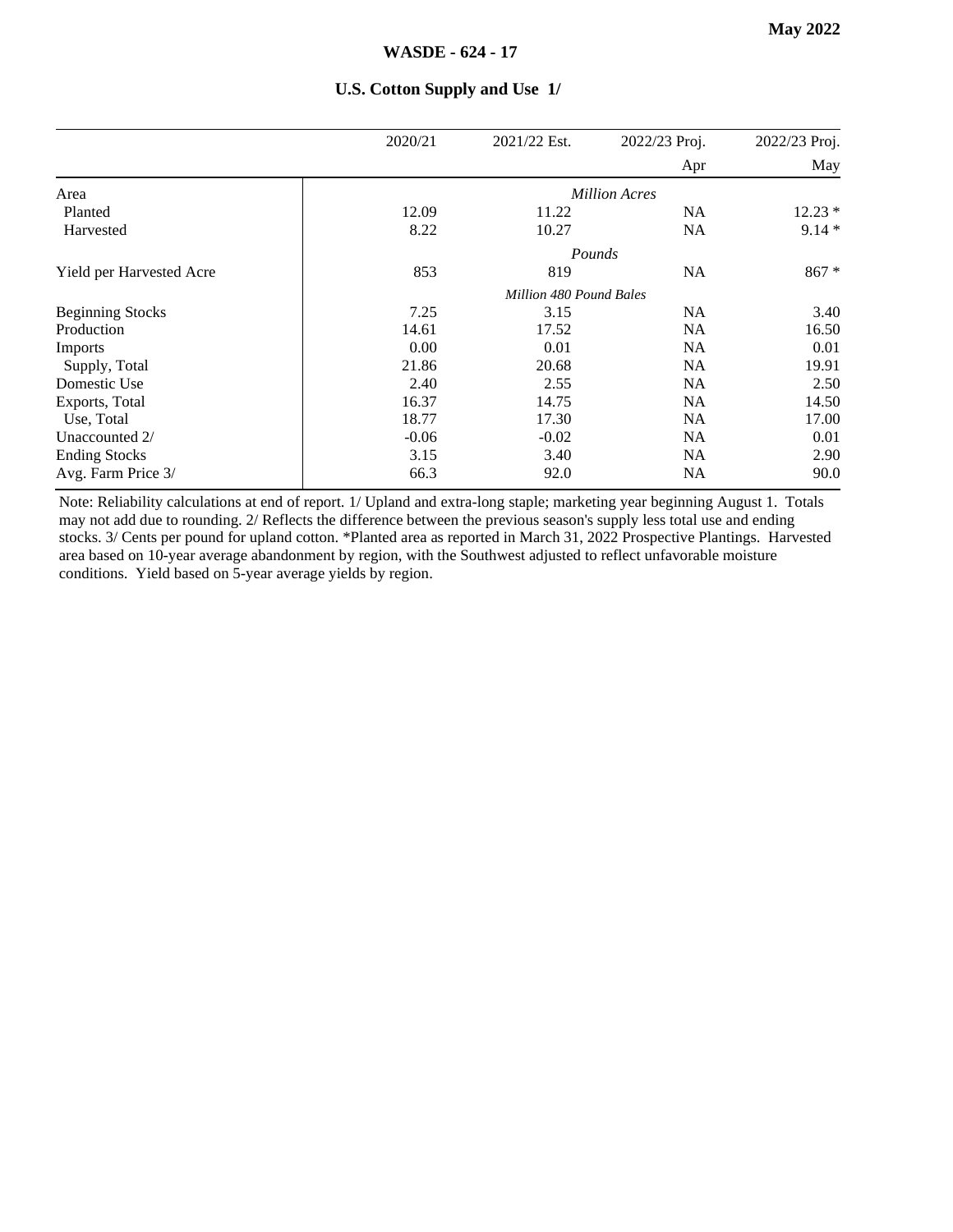## U.S. Cotton Supply and Use 1/

| | 2020/21 | 2021/22 Est. | 2022/23 Proj. | 2022/23 Proj. |
|---|---|---|---|---|
| | | | Apr | May |
| Area | | | *Million Acres* | |
| Planted | 12.09 | 11.22 | NA | 12.23 * |
| Harvested | 8.22 | 10.27 | NA | 9.14 * |
| | | | *Pounds* | |
| Yield per Harvested Acre | 853 | 819 | NA | 867 * |
| | | *Million 480 Pound Bales* | | |
| Beginning Stocks | 7.25 | 3.15 | NA | 3.40 |
| Production | 14.61 | 17.52 | NA | 16.50 |
| Imports | 0.00 | 0.01 | NA | 0.01 |
| Supply, Total | 21.86 | 20.68 | NA | 19.91 |
| Domestic Use | 2.40 | 2.55 | NA | 2.50 |
| Exports, Total | 16.37 | 14.75 | NA | 14.50 |
| Use, Total | 18.77 | 17.30 | NA | 17.00 |
| Unaccounted 2/ | -0.06 | -0.02 | NA | 0.01 |
| Ending Stocks | 3.15 | 3.40 | NA | 2.90 |
| Avg. Farm Price 3/ | 66.3 | 92.0 | NA | 90.0 |

Note: Reliability calculations at end of report. 1/ Upland and extra-long staple; marketing year beginning August 1. Totals may not add due to rounding. 2/ Reflects the difference between the previous season's supply less total use and ending stocks. 3/ Cents per pound for upland cotton. *Planted area as reported in March 31, 2022 Prospective Plantings. Harvested area based on 10-year average abandonment by region, with the Southwest adjusted to reflect unfavorable moisture conditions. Yield based on 5-year average yields by region.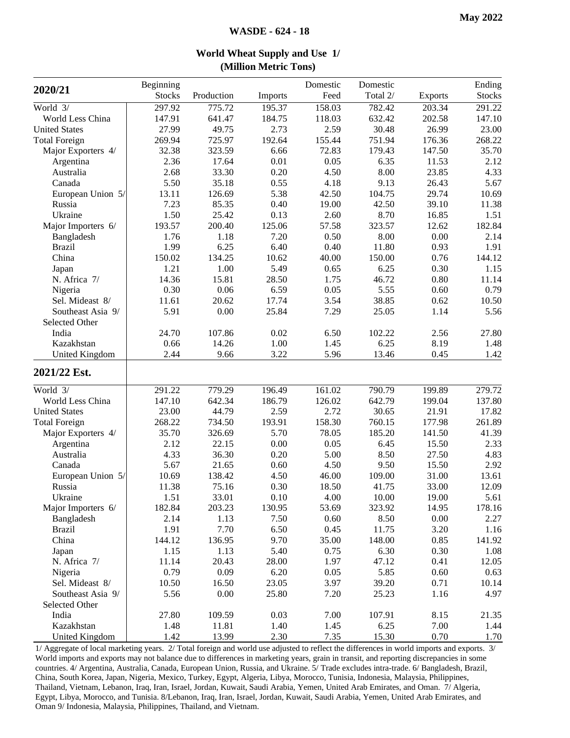## World Wheat Supply and Use 1/
### (Million Metric Tons)

| 2020/21 | Beginning Stocks | Production | Imports | Domestic Feed | Domestic Total 2/ | Exports | Ending Stocks |
|---|---|---|---|---|---|---|---|
| World 3/ | 297.92 | 775.72 | 195.37 | 158.03 | 782.42 | 203.34 | 291.22 |
| World Less China | 147.91 | 641.47 | 184.75 | 118.03 | 632.42 | 202.58 | 147.10 |
| United States | 27.99 | 49.75 | 2.73 | 2.59 | 30.48 | 26.99 | 23.00 |
| Total Foreign | 269.94 | 725.97 | 192.64 | 155.44 | 751.94 | 176.36 | 268.22 |
| Major Exporters 4/ | 32.38 | 323.59 | 6.66 | 72.83 | 179.43 | 147.50 | 35.70 |
| Argentina | 2.36 | 17.64 | 0.01 | 0.05 | 6.35 | 11.53 | 2.12 |
| Australia | 2.68 | 33.30 | 0.20 | 4.50 | 8.00 | 23.85 | 4.33 |
| Canada | 5.50 | 35.18 | 0.55 | 4.18 | 9.13 | 26.43 | 5.67 |
| European Union 5/ | 13.11 | 126.69 | 5.38 | 42.50 | 104.75 | 29.74 | 10.69 |
| Russia | 7.23 | 85.35 | 0.40 | 19.00 | 42.50 | 39.10 | 11.38 |
| Ukraine | 1.50 | 25.42 | 0.13 | 2.60 | 8.70 | 16.85 | 1.51 |
| Major Importers 6/ | 193.57 | 200.40 | 125.06 | 57.58 | 323.57 | 12.62 | 182.84 |
| Bangladesh | 1.76 | 1.18 | 7.20 | 0.50 | 8.00 | 0.00 | 2.14 |
| Brazil | 1.99 | 6.25 | 6.40 | 0.40 | 11.80 | 0.93 | 1.91 |
| China | 150.02 | 134.25 | 10.62 | 40.00 | 150.00 | 0.76 | 144.12 |
| Japan | 1.21 | 1.00 | 5.49 | 0.65 | 6.25 | 0.30 | 1.15 |
| N. Africa 7/ | 14.36 | 15.81 | 28.50 | 1.75 | 46.72 | 0.80 | 11.14 |
| Nigeria | 0.30 | 0.06 | 6.59 | 0.05 | 5.55 | 0.60 | 0.79 |
| Sel. Mideast 8/ | 11.61 | 20.62 | 17.74 | 3.54 | 38.85 | 0.62 | 10.50 |
| Southeast Asia 9/ | 5.91 | 0.00 | 25.84 | 7.29 | 25.05 | 1.14 | 5.56 |
| Selected Other | | | | | | | |
| India | 24.70 | 107.86 | 0.02 | 6.50 | 102.22 | 2.56 | 27.80 |
| Kazakhstan | 0.66 | 14.26 | 1.00 | 1.45 | 6.25 | 8.19 | 1.48 |
| United Kingdom | 2.44 | 9.66 | 3.22 | 5.96 | 13.46 | 0.45 | 1.42 |
| **2021/22 Est.** | | | | | | | |
| World 3/ | 291.22 | 779.29 | 196.49 | 161.02 | 790.79 | 199.89 | 279.72 |
| World Less China | 147.10 | 642.34 | 186.79 | 126.02 | 642.79 | 199.04 | 137.80 |
| United States | 23.00 | 44.79 | 2.59 | 2.72 | 30.65 | 21.91 | 17.82 |
| Total Foreign | 268.22 | 734.50 | 193.91 | 158.30 | 760.15 | 177.98 | 261.89 |
| Major Exporters 4/ | 35.70 | 326.69 | 5.70 | 78.05 | 185.20 | 141.50 | 41.39 |
| Argentina | 2.12 | 22.15 | 0.00 | 0.05 | 6.45 | 15.50 | 2.33 |
| Australia | 4.33 | 36.30 | 0.20 | 5.00 | 8.50 | 27.50 | 4.83 |
| Canada | 5.67 | 21.65 | 0.60 | 4.50 | 9.50 | 15.50 | 2.92 |
| European Union 5/ | 10.69 | 138.42 | 4.50 | 46.00 | 109.00 | 31.00 | 13.61 |
| Russia | 11.38 | 75.16 | 0.30 | 18.50 | 41.75 | 33.00 | 12.09 |
| Ukraine | 1.51 | 33.01 | 0.10 | 4.00 | 10.00 | 19.00 | 5.61 |
| Major Importers 6/ | 182.84 | 203.23 | 130.95 | 53.69 | 323.92 | 14.95 | 178.16 |
| Bangladesh | 2.14 | 1.13 | 7.50 | 0.60 | 8.50 | 0.00 | 2.27 |
| Brazil | 1.91 | 7.70 | 6.50 | 0.45 | 11.75 | 3.20 | 1.16 |
| China | 144.12 | 136.95 | 9.70 | 35.00 | 148.00 | 0.85 | 141.92 |
| Japan | 1.15 | 1.13 | 5.40 | 0.75 | 6.30 | 0.30 | 1.08 |
| N. Africa 7/ | 11.14 | 20.43 | 28.00 | 1.97 | 47.12 | 0.41 | 12.05 |
| Nigeria | 0.79 | 0.09 | 6.20 | 0.05 | 5.85 | 0.60 | 0.63 |
| Sel. Mideast 8/ | 10.50 | 16.50 | 23.05 | 3.97 | 39.20 | 0.71 | 10.14 |
| Southeast Asia 9/ | 5.56 | 0.00 | 25.80 | 7.20 | 25.23 | 1.16 | 4.97 |
| Selected Other | | | | | | | |
| India | 27.80 | 109.59 | 0.03 | 7.00 | 107.91 | 8.15 | 21.35 |
| Kazakhstan | 1.48 | 11.81 | 1.40 | 1.45 | 6.25 | 7.00 | 1.44 |
| United Kingdom | 1.42 | 13.99 | 2.30 | 7.35 | 15.30 | 0.70 | 1.70 |

1/ Aggregate of local marketing years. 2/ Total foreign and world use adjusted to reflect the differences in world imports and exports. 3/ World imports and exports may not balance due to differences in marketing years, grain in transit, and reporting discrepancies in some countries. 4/ Argentina, Australia, Canada, European Union, Russia, and Ukraine. 5/ Trade excludes intra-trade. 6/ Bangladesh, Brazil, China, South Korea, Japan, Nigeria, Mexico, Turkey, Egypt, Algeria, Libya, Morocco, Tunisia, Indonesia, Malaysia, Philippines, Thailand, Vietnam, Lebanon, Iraq, Iran, Israel, Jordan, Kuwait, Saudi Arabia, Yemen, United Arab Emirates, and Oman. 7/ Algeria, Egypt, Libya, Morocco, and Tunisia. 8/Lebanon, Iraq, Iran, Israel, Jordan, Kuwait, Saudi Arabia, Yemen, United Arab Emirates, and Oman 9/ Indonesia, Malaysia, Philippines, Thailand, and Vietnam.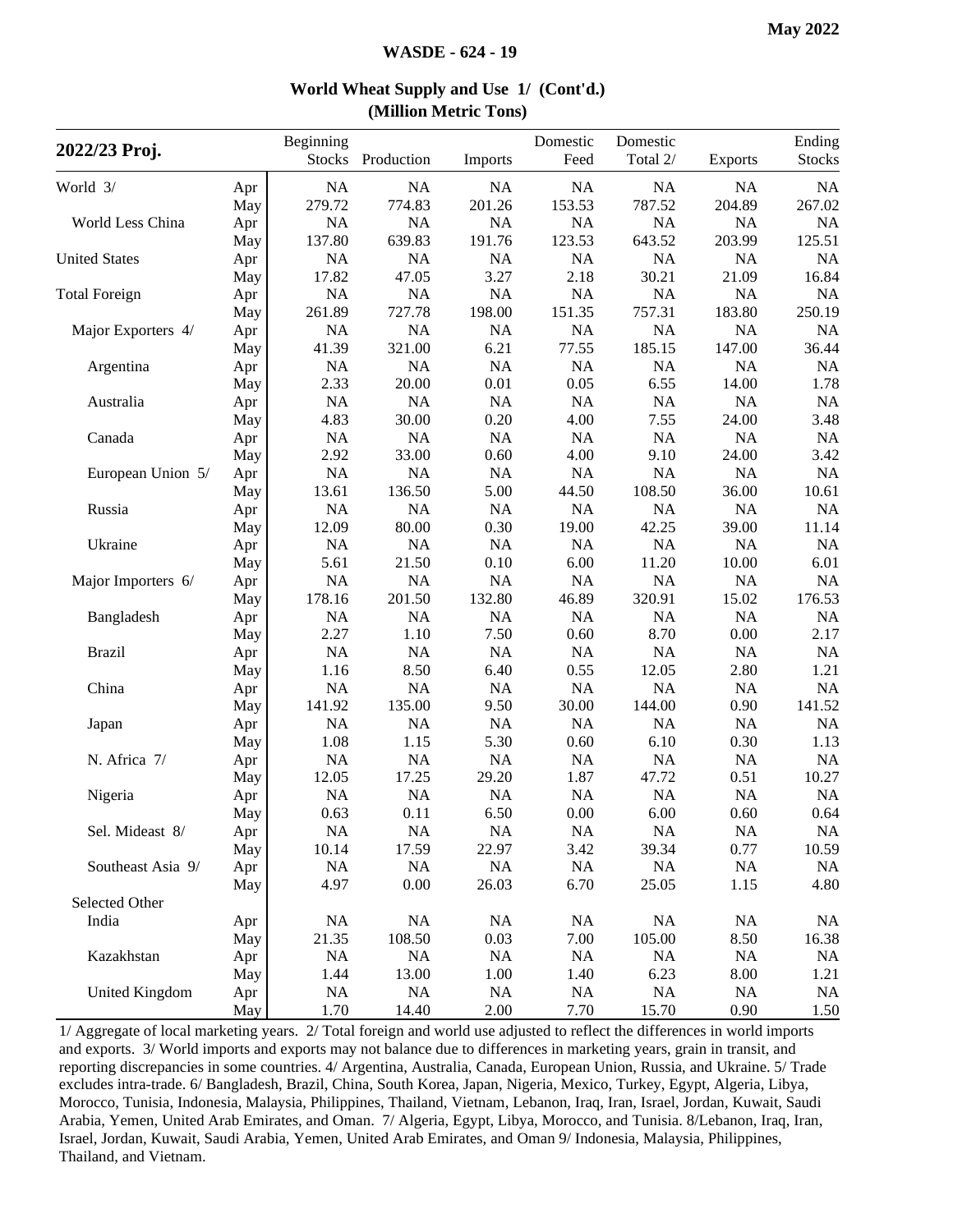# World Wheat Supply and Use 1/ (Cont'd.)

**(Million Metric Tons)**

| 2022/23 Proj. | | Beginning Stocks | Production | Imports | Domestic Feed | Domestic Total 2/ | Exports | Ending Stocks |
|---|---|---|---|---|---|---|---|---|
| World 3/ | Apr | NA | NA | NA | NA | NA | NA | NA |
| | May | 279.72 | 774.83 | 201.26 | 153.53 | 787.52 | 204.89 | 267.02 |
| World Less China | Apr | NA | NA | NA | NA | NA | NA | NA |
| | May | 137.80 | 639.83 | 191.76 | 123.53 | 643.52 | 203.99 | 125.51 |
| United States | Apr | NA | NA | NA | NA | NA | NA | NA |
| | May | 17.82 | 47.05 | 3.27 | 2.18 | 30.21 | 21.09 | 16.84 |
| Total Foreign | Apr | NA | NA | NA | NA | NA | NA | NA |
| | May | 261.89 | 727.78 | 198.00 | 151.35 | 757.31 | 183.80 | 250.19 |
| Major Exporters 4/ | Apr | NA | NA | NA | NA | NA | NA | NA |
| | May | 41.39 | 321.00 | 6.21 | 77.55 | 185.15 | 147.00 | 36.44 |
| Argentina | Apr | NA | NA | NA | NA | NA | NA | NA |
| | May | 2.33 | 20.00 | 0.01 | 0.05 | 6.55 | 14.00 | 1.78 |
| Australia | Apr | NA | NA | NA | NA | NA | NA | NA |
| | May | 4.83 | 30.00 | 0.20 | 4.00 | 7.55 | 24.00 | 3.48 |
| Canada | Apr | NA | NA | NA | NA | NA | NA | NA |
| | May | 2.92 | 33.00 | 0.60 | 4.00 | 9.10 | 24.00 | 3.42 |
| European Union 5/ | Apr | NA | NA | NA | NA | NA | NA | NA |
| | May | 13.61 | 136.50 | 5.00 | 44.50 | 108.50 | 36.00 | 10.61 |
| Russia | Apr | NA | NA | NA | NA | NA | NA | NA |
| | May | 12.09 | 80.00 | 0.30 | 19.00 | 42.25 | 39.00 | 11.14 |
| Ukraine | Apr | NA | NA | NA | NA | NA | NA | NA |
| | May | 5.61 | 21.50 | 0.10 | 6.00 | 11.20 | 10.00 | 6.01 |
| Major Importers 6/ | Apr | NA | NA | NA | NA | NA | NA | NA |
| | May | 178.16 | 201.50 | 132.80 | 46.89 | 320.91 | 15.02 | 176.53 |
| Bangladesh | Apr | NA | NA | NA | NA | NA | NA | NA |
| | May | 2.27 | 1.10 | 7.50 | 0.60 | 8.70 | 0.00 | 2.17 |
| Brazil | Apr | NA | NA | NA | NA | NA | NA | NA |
| | May | 1.16 | 8.50 | 6.40 | 0.55 | 12.05 | 2.80 | 1.21 |
| China | Apr | NA | NA | NA | NA | NA | NA | NA |
| | May | 141.92 | 135.00 | 9.50 | 30.00 | 144.00 | 0.90 | 141.52 |
| Japan | Apr | NA | NA | NA | NA | NA | NA | NA |
| | May | 1.08 | 1.15 | 5.30 | 0.60 | 6.10 | 0.30 | 1.13 |
| N. Africa 7/ | Apr | NA | NA | NA | NA | NA | NA | NA |
| | May | 12.05 | 17.25 | 29.20 | 1.87 | 47.72 | 0.51 | 10.27 |
| Nigeria | Apr | NA | NA | NA | NA | NA | NA | NA |
| | May | 0.63 | 0.11 | 6.50 | 0.00 | 6.00 | 0.60 | 0.64 |
| Sel. Mideast 8/ | Apr | NA | NA | NA | NA | NA | NA | NA |
| | May | 10.14 | 17.59 | 22.97 | 3.42 | 39.34 | 0.77 | 10.59 |
| Southeast Asia 9/ | Apr | NA | NA | NA | NA | NA | NA | NA |
| | May | 4.97 | 0.00 | 26.03 | 6.70 | 25.05 | 1.15 | 4.80 |
| Selected Other | | | | | | | | |
| India | Apr | NA | NA | NA | NA | NA | NA | NA |
| | May | 21.35 | 108.50 | 0.03 | 7.00 | 105.00 | 8.50 | 16.38 |
| Kazakhstan | Apr | NA | NA | NA | NA | NA | NA | NA |
| | May | 1.44 | 13.00 | 1.00 | 1.40 | 6.23 | 8.00 | 1.21 |
| United Kingdom | Apr | NA | NA | NA | NA | NA | NA | NA |
| | May | 1.70 | 14.40 | 2.00 | 7.70 | 15.70 | 0.90 | 1.50 |

1/ Aggregate of local marketing years. 2/ Total foreign and world use adjusted to reflect the differences in world imports and exports. 3/ World imports and exports may not balance due to differences in marketing years, grain in transit, and reporting discrepancies in some countries. 4/ Argentina, Australia, Canada, European Union, Russia, and Ukraine. 5/ Trade excludes intra-trade. 6/ Bangladesh, Brazil, China, South Korea, Japan, Nigeria, Mexico, Turkey, Egypt, Algeria, Libya, Morocco, Tunisia, Indonesia, Malaysia, Philippines, Thailand, Vietnam, Lebanon, Iraq, Iran, Israel, Jordan, Kuwait, Saudi Arabia, Yemen, United Arab Emirates, and Oman. 7/ Algeria, Egypt, Libya, Morocco, and Tunisia. 8/Lebanon, Iraq, Iran, Israel, Jordan, Kuwait, Saudi Arabia, Yemen, United Arab Emirates, and Oman 9/ Indonesia, Malaysia, Philippines, Thailand, and Vietnam.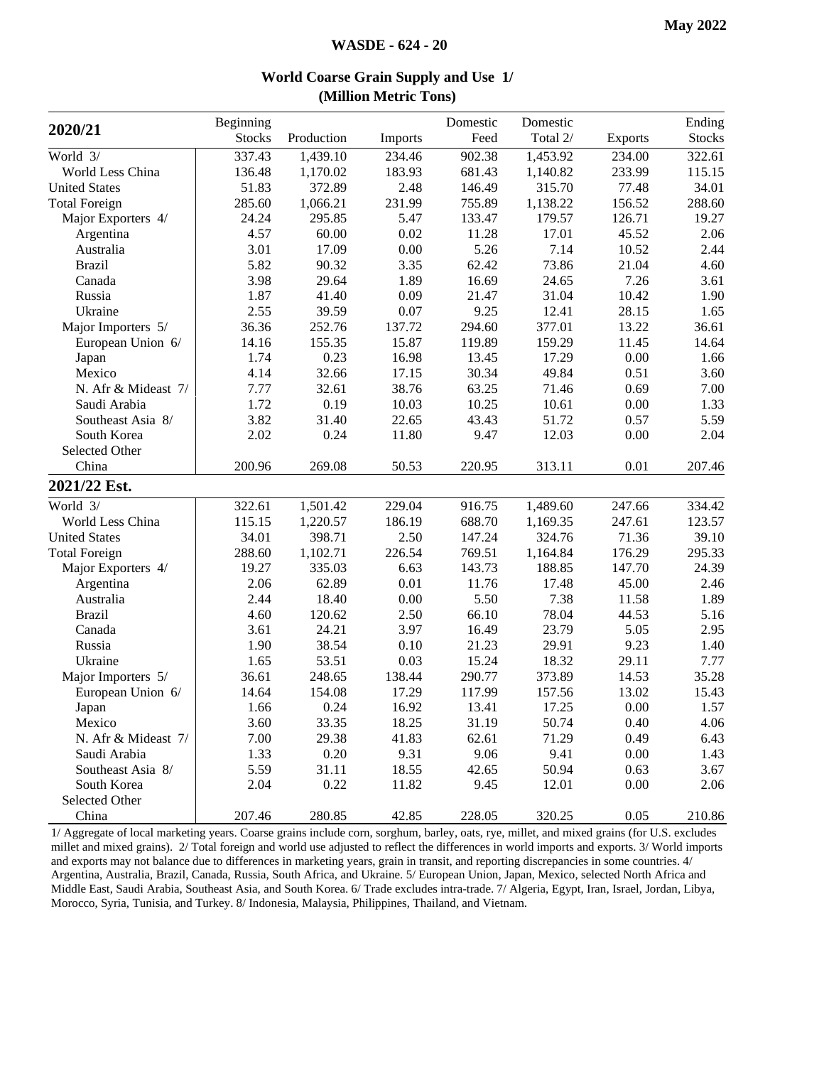## World Coarse Grain Supply and Use 1/
### (Million Metric Tons)

| 2020/21 | Beginning Stocks | Production | Imports | Domestic Feed | Domestic Total 2/ | Exports | Ending Stocks |
|---|---|---|---|---|---|---|---|
| World 3/ | 337.43 | 1,439.10 | 234.46 | 902.38 | 1,453.92 | 234.00 | 322.61 |
| World Less China | 136.48 | 1,170.02 | 183.93 | 681.43 | 1,140.82 | 233.99 | 115.15 |
| United States | 51.83 | 372.89 | 2.48 | 146.49 | 315.70 | 77.48 | 34.01 |
| Total Foreign | 285.60 | 1,066.21 | 231.99 | 755.89 | 1,138.22 | 156.52 | 288.60 |
| Major Exporters 4/ | 24.24 | 295.85 | 5.47 | 133.47 | 179.57 | 126.71 | 19.27 |
| Argentina | 4.57 | 60.00 | 0.02 | 11.28 | 17.01 | 45.52 | 2.06 |
| Australia | 3.01 | 17.09 | 0.00 | 5.26 | 7.14 | 10.52 | 2.44 |
| Brazil | 5.82 | 90.32 | 3.35 | 62.42 | 73.86 | 21.04 | 4.60 |
| Canada | 3.98 | 29.64 | 1.89 | 16.69 | 24.65 | 7.26 | 3.61 |
| Russia | 1.87 | 41.40 | 0.09 | 21.47 | 31.04 | 10.42 | 1.90 |
| Ukraine | 2.55 | 39.59 | 0.07 | 9.25 | 12.41 | 28.15 | 1.65 |
| Major Importers 5/ | 36.36 | 252.76 | 137.72 | 294.60 | 377.01 | 13.22 | 36.61 |
| European Union 6/ | 14.16 | 155.35 | 15.87 | 119.89 | 159.29 | 11.45 | 14.64 |
| Japan | 1.74 | 0.23 | 16.98 | 13.45 | 17.29 | 0.00 | 1.66 |
| Mexico | 4.14 | 32.66 | 17.15 | 30.34 | 49.84 | 0.51 | 3.60 |
| N. Afr & Mideast 7/ | 7.77 | 32.61 | 38.76 | 63.25 | 71.46 | 0.69 | 7.00 |
| Saudi Arabia | 1.72 | 0.19 | 10.03 | 10.25 | 10.61 | 0.00 | 1.33 |
| Southeast Asia 8/ | 3.82 | 31.40 | 22.65 | 43.43 | 51.72 | 0.57 | 5.59 |
| South Korea | 2.02 | 0.24 | 11.80 | 9.47 | 12.03 | 0.00 | 2.04 |
| Selected Other | | | | | | | |
| China | 200.96 | 269.08 | 50.53 | 220.95 | 313.11 | 0.01 | 207.46 |
| **2021/22 Est.** | | | | | | | |
| World 3/ | 322.61 | 1,501.42 | 229.04 | 916.75 | 1,489.60 | 247.66 | 334.42 |
| World Less China | 115.15 | 1,220.57 | 186.19 | 688.70 | 1,169.35 | 247.61 | 123.57 |
| United States | 34.01 | 398.71 | 2.50 | 147.24 | 324.76 | 71.36 | 39.10 |
| Total Foreign | 288.60 | 1,102.71 | 226.54 | 769.51 | 1,164.84 | 176.29 | 295.33 |
| Major Exporters 4/ | 19.27 | 335.03 | 6.63 | 143.73 | 188.85 | 147.70 | 24.39 |
| Argentina | 2.06 | 62.89 | 0.01 | 11.76 | 17.48 | 45.00 | 2.46 |
| Australia | 2.44 | 18.40 | 0.00 | 5.50 | 7.38 | 11.58 | 1.89 |
| Brazil | 4.60 | 120.62 | 2.50 | 66.10 | 78.04 | 44.53 | 5.16 |
| Canada | 3.61 | 24.21 | 3.97 | 16.49 | 23.79 | 5.05 | 2.95 |
| Russia | 1.90 | 38.54 | 0.10 | 21.23 | 29.91 | 9.23 | 1.40 |
| Ukraine | 1.65 | 53.51 | 0.03 | 15.24 | 18.32 | 29.11 | 7.77 |
| Major Importers 5/ | 36.61 | 248.65 | 138.44 | 290.77 | 373.89 | 14.53 | 35.28 |
| European Union 6/ | 14.64 | 154.08 | 17.29 | 117.99 | 157.56 | 13.02 | 15.43 |
| Japan | 1.66 | 0.24 | 16.92 | 13.41 | 17.25 | 0.00 | 1.57 |
| Mexico | 3.60 | 33.35 | 18.25 | 31.19 | 50.74 | 0.40 | 4.06 |
| N. Afr & Mideast 7/ | 7.00 | 29.38 | 41.83 | 62.61 | 71.29 | 0.49 | 6.43 |
| Saudi Arabia | 1.33 | 0.20 | 9.31 | 9.06 | 9.41 | 0.00 | 1.43 |
| Southeast Asia 8/ | 5.59 | 31.11 | 18.55 | 42.65 | 50.94 | 0.63 | 3.67 |
| South Korea | 2.04 | 0.22 | 11.82 | 9.45 | 12.01 | 0.00 | 2.06 |
| Selected Other | | | | | | | |
| China | 207.46 | 280.85 | 42.85 | 228.05 | 320.25 | 0.05 | 210.86 |

1/ Aggregate of local marketing years. Coarse grains include corn, sorghum, barley, oats, rye, millet, and mixed grains (for U.S. excludes millet and mixed grains). 2/ Total foreign and world use adjusted to reflect the differences in world imports and exports. 3/ World imports and exports may not balance due to differences in marketing years, grain in transit, and reporting discrepancies in some countries. 4/ Argentina, Australia, Brazil, Canada, Russia, South Africa, and Ukraine. 5/ European Union, Japan, Mexico, selected North Africa and Middle East, Saudi Arabia, Southeast Asia, and South Korea. 6/ Trade excludes intra-trade. 7/ Algeria, Egypt, Iran, Israel, Jordan, Libya, Morocco, Syria, Tunisia, and Turkey. 8/ Indonesia, Malaysia, Philippines, Thailand, and Vietnam.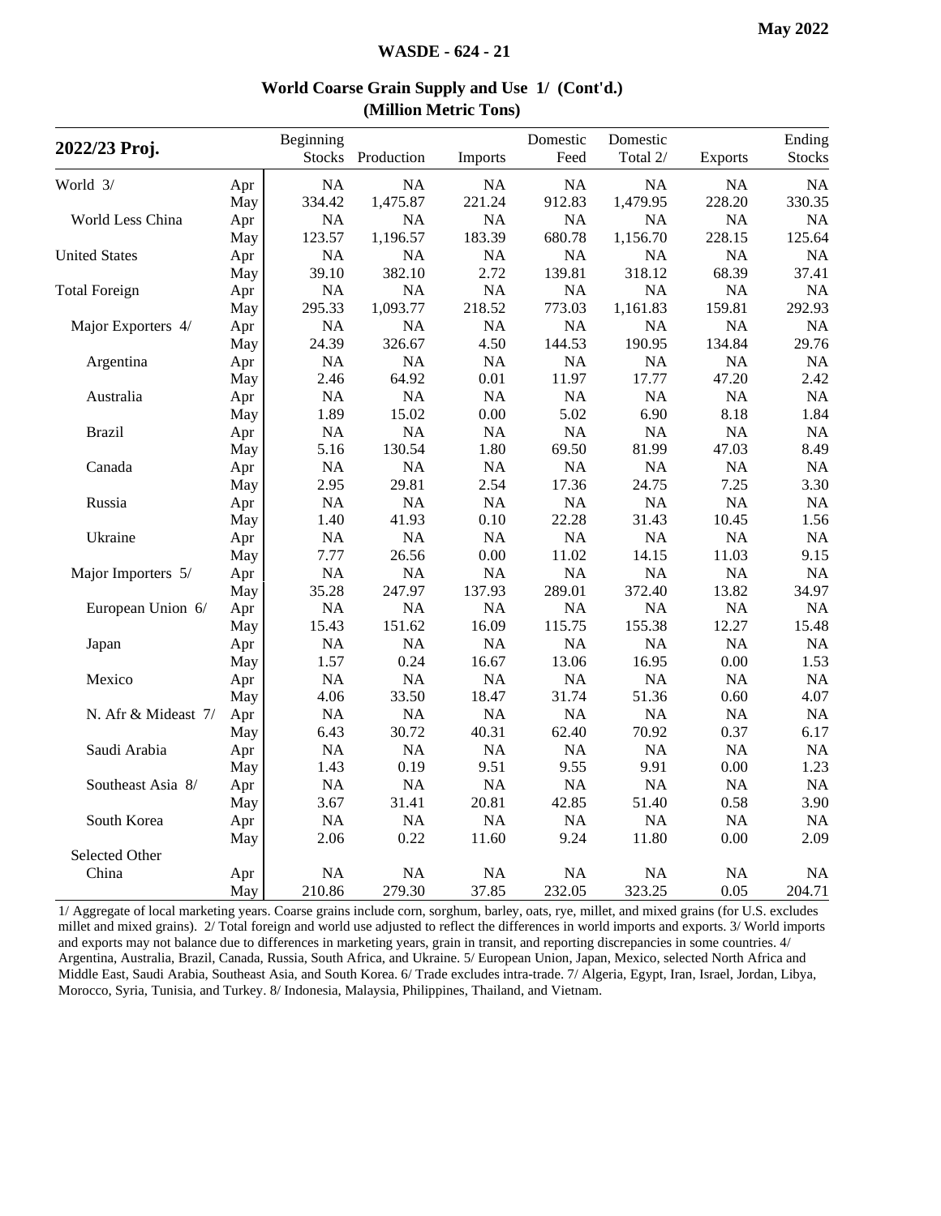## World Coarse Grain Supply and Use 1/ (Cont'd.)
## (Million Metric Tons)

| 2022/23 Proj. | | Beginning Stocks | Production | Imports | Domestic Feed | Domestic Total 2/ | Exports | Ending Stocks |
|---|---|---|---|---|---|---|---|---|
| World 3/ | Apr | NA | NA | NA | NA | NA | NA | NA |
| | May | 334.42 | 1,475.87 | 221.24 | 912.83 | 1,479.95 | 228.20 | 330.35 |
| World Less China | Apr | NA | NA | NA | NA | NA | NA | NA |
| | May | 123.57 | 1,196.57 | 183.39 | 680.78 | 1,156.70 | 228.15 | 125.64 |
| United States | Apr | NA | NA | NA | NA | NA | NA | NA |
| | May | 39.10 | 382.10 | 2.72 | 139.81 | 318.12 | 68.39 | 37.41 |
| Total Foreign | Apr | NA | NA | NA | NA | NA | NA | NA |
| | May | 295.33 | 1,093.77 | 218.52 | 773.03 | 1,161.83 | 159.81 | 292.93 |
| Major Exporters 4/ | Apr | NA | NA | NA | NA | NA | NA | NA |
| | May | 24.39 | 326.67 | 4.50 | 144.53 | 190.95 | 134.84 | 29.76 |
| Argentina | Apr | NA | NA | NA | NA | NA | NA | NA |
| | May | 2.46 | 64.92 | 0.01 | 11.97 | 17.77 | 47.20 | 2.42 |
| Australia | Apr | NA | NA | NA | NA | NA | NA | NA |
| | May | 1.89 | 15.02 | 0.00 | 5.02 | 6.90 | 8.18 | 1.84 |
| Brazil | Apr | NA | NA | NA | NA | NA | NA | NA |
| | May | 5.16 | 130.54 | 1.80 | 69.50 | 81.99 | 47.03 | 8.49 |
| Canada | Apr | NA | NA | NA | NA | NA | NA | NA |
| | May | 2.95 | 29.81 | 2.54 | 17.36 | 24.75 | 7.25 | 3.30 |
| Russia | Apr | NA | NA | NA | NA | NA | NA | NA |
| | May | 1.40 | 41.93 | 0.10 | 22.28 | 31.43 | 10.45 | 1.56 |
| Ukraine | Apr | NA | NA | NA | NA | NA | NA | NA |
| | May | 7.77 | 26.56 | 0.00 | 11.02 | 14.15 | 11.03 | 9.15 |
| Major Importers 5/ | Apr | NA | NA | NA | NA | NA | NA | NA |
| | May | 35.28 | 247.97 | 137.93 | 289.01 | 372.40 | 13.82 | 34.97 |
| European Union 6/ | Apr | NA | NA | NA | NA | NA | NA | NA |
| | May | 15.43 | 151.62 | 16.09 | 115.75 | 155.38 | 12.27 | 15.48 |
| Japan | Apr | NA | NA | NA | NA | NA | NA | NA |
| | May | 1.57 | 0.24 | 16.67 | 13.06 | 16.95 | 0.00 | 1.53 |
| Mexico | Apr | NA | NA | NA | NA | NA | NA | NA |
| | May | 4.06 | 33.50 | 18.47 | 31.74 | 51.36 | 0.60 | 4.07 |
| N. Afr & Mideast 7/ | Apr | NA | NA | NA | NA | NA | NA | NA |
| | May | 6.43 | 30.72 | 40.31 | 62.40 | 70.92 | 0.37 | 6.17 |
| Saudi Arabia | Apr | NA | NA | NA | NA | NA | NA | NA |
| | May | 1.43 | 0.19 | 9.51 | 9.55 | 9.91 | 0.00 | 1.23 |
| Southeast Asia 8/ | Apr | NA | NA | NA | NA | NA | NA | NA |
| | May | 3.67 | 31.41 | 20.81 | 42.85 | 51.40 | 0.58 | 3.90 |
| South Korea | Apr | NA | NA | NA | NA | NA | NA | NA |
| | May | 2.06 | 0.22 | 11.60 | 9.24 | 11.80 | 0.00 | 2.09 |
| Selected Other | | | | | | | | |
| China | Apr | NA | NA | NA | NA | NA | NA | NA |
| | May | 210.86 | 279.30 | 37.85 | 232.05 | 323.25 | 0.05 | 204.71 |

1/ Aggregate of local marketing years. Coarse grains include corn, sorghum, barley, oats, rye, millet, and mixed grains (for U.S. excludes millet and mixed grains). 2/ Total foreign and world use adjusted to reflect the differences in world imports and exports. 3/ World imports and exports may not balance due to differences in marketing years, grain in transit, and reporting discrepancies in some countries. 4/ Argentina, Australia, Brazil, Canada, Russia, South Africa, and Ukraine. 5/ European Union, Japan, Mexico, selected North Africa and Middle East, Saudi Arabia, Southeast Asia, and South Korea. 6/ Trade excludes intra-trade. 7/ Algeria, Egypt, Iran, Israel, Jordan, Libya, Morocco, Syria, Tunisia, and Turkey. 8/ Indonesia, Malaysia, Philippines, Thailand, and Vietnam.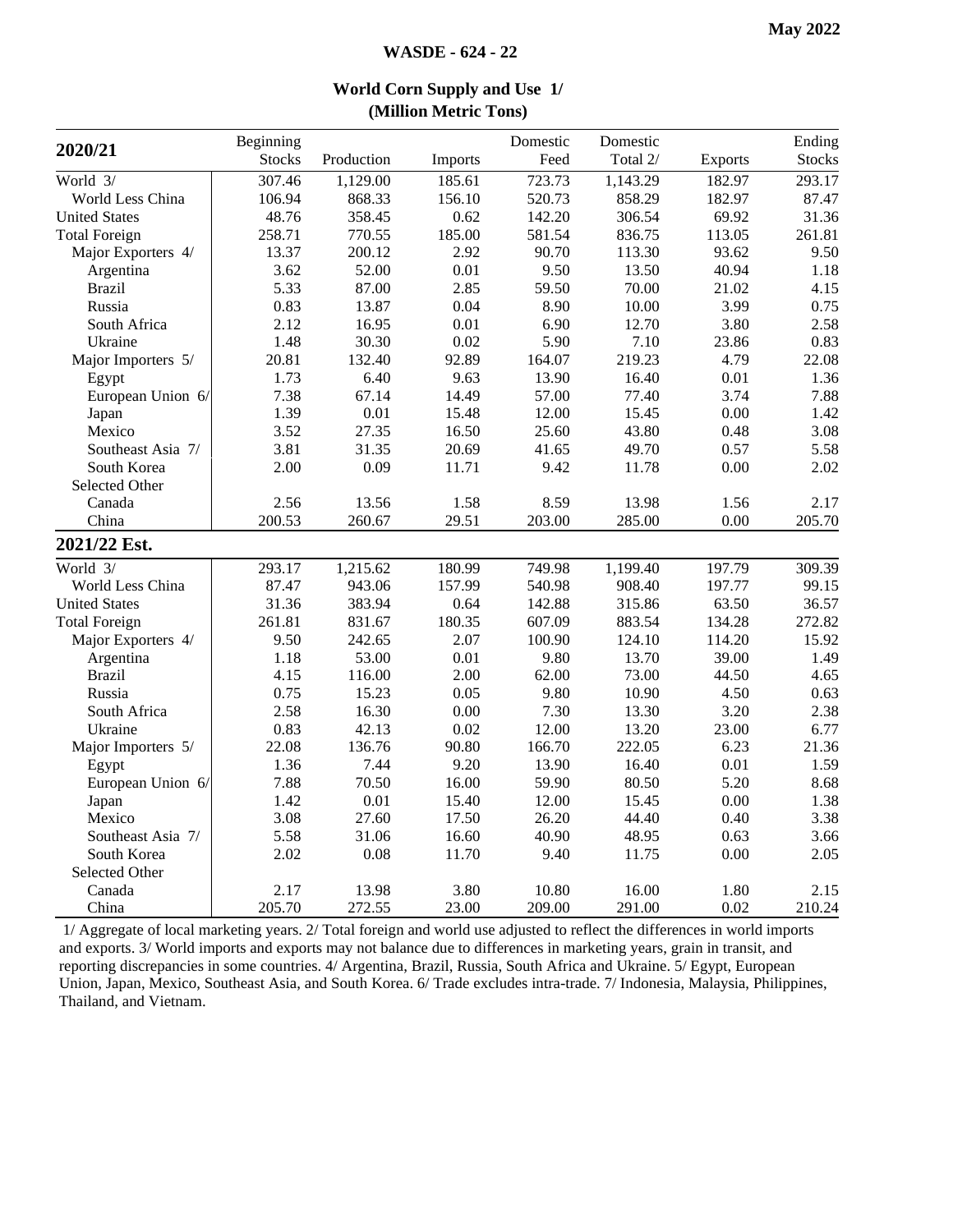## World Corn Supply and Use 1/
### (Million Metric Tons)

| 2020/21 | Beginning Stocks | Production | Imports | Domestic Feed | Domestic Total 2/ | Exports | Ending Stocks |
|---|---|---|---|---|---|---|---|
| World 3/ | 307.46 | 1,129.00 | 185.61 | 723.73 | 1,143.29 | 182.97 | 293.17 |
| World Less China | 106.94 | 868.33 | 156.10 | 520.73 | 858.29 | 182.97 | 87.47 |
| United States | 48.76 | 358.45 | 0.62 | 142.20 | 306.54 | 69.92 | 31.36 |
| Total Foreign | 258.71 | 770.55 | 185.00 | 581.54 | 836.75 | 113.05 | 261.81 |
| Major Exporters 4/ | 13.37 | 200.12 | 2.92 | 90.70 | 113.30 | 93.62 | 9.50 |
| Argentina | 3.62 | 52.00 | 0.01 | 9.50 | 13.50 | 40.94 | 1.18 |
| Brazil | 5.33 | 87.00 | 2.85 | 59.50 | 70.00 | 21.02 | 4.15 |
| Russia | 0.83 | 13.87 | 0.04 | 8.90 | 10.00 | 3.99 | 0.75 |
| South Africa | 2.12 | 16.95 | 0.01 | 6.90 | 12.70 | 3.80 | 2.58 |
| Ukraine | 1.48 | 30.30 | 0.02 | 5.90 | 7.10 | 23.86 | 0.83 |
| Major Importers 5/ | 20.81 | 132.40 | 92.89 | 164.07 | 219.23 | 4.79 | 22.08 |
| Egypt | 1.73 | 6.40 | 9.63 | 13.90 | 16.40 | 0.01 | 1.36 |
| European Union 6/ | 7.38 | 67.14 | 14.49 | 57.00 | 77.40 | 3.74 | 7.88 |
| Japan | 1.39 | 0.01 | 15.48 | 12.00 | 15.45 | 0.00 | 1.42 |
| Mexico | 3.52 | 27.35 | 16.50 | 25.60 | 43.80 | 0.48 | 3.08 |
| Southeast Asia 7/ | 3.81 | 31.35 | 20.69 | 41.65 | 49.70 | 0.57 | 5.58 |
| South Korea | 2.00 | 0.09 | 11.71 | 9.42 | 11.78 | 0.00 | 2.02 |
| Selected Other | | | | | | | |
| Canada | 2.56 | 13.56 | 1.58 | 8.59 | 13.98 | 1.56 | 2.17 |
| China | 200.53 | 260.67 | 29.51 | 203.00 | 285.00 | 0.00 | 205.70 |
| **2021/22 Est.** | | | | | | | |
| World 3/ | 293.17 | 1,215.62 | 180.99 | 749.98 | 1,199.40 | 197.79 | 309.39 |
| World Less China | 87.47 | 943.06 | 157.99 | 540.98 | 908.40 | 197.77 | 99.15 |
| United States | 31.36 | 383.94 | 0.64 | 142.88 | 315.86 | 63.50 | 36.57 |
| Total Foreign | 261.81 | 831.67 | 180.35 | 607.09 | 883.54 | 134.28 | 272.82 |
| Major Exporters 4/ | 9.50 | 242.65 | 2.07 | 100.90 | 124.10 | 114.20 | 15.92 |
| Argentina | 1.18 | 53.00 | 0.01 | 9.80 | 13.70 | 39.00 | 1.49 |
| Brazil | 4.15 | 116.00 | 2.00 | 62.00 | 73.00 | 44.50 | 4.65 |
| Russia | 0.75 | 15.23 | 0.05 | 9.80 | 10.90 | 4.50 | 0.63 |
| South Africa | 2.58 | 16.30 | 0.00 | 7.30 | 13.30 | 3.20 | 2.38 |
| Ukraine | 0.83 | 42.13 | 0.02 | 12.00 | 13.20 | 23.00 | 6.77 |
| Major Importers 5/ | 22.08 | 136.76 | 90.80 | 166.70 | 222.05 | 6.23 | 21.36 |
| Egypt | 1.36 | 7.44 | 9.20 | 13.90 | 16.40 | 0.01 | 1.59 |
| European Union 6/ | 7.88 | 70.50 | 16.00 | 59.90 | 80.50 | 5.20 | 8.68 |
| Japan | 1.42 | 0.01 | 15.40 | 12.00 | 15.45 | 0.00 | 1.38 |
| Mexico | 3.08 | 27.60 | 17.50 | 26.20 | 44.40 | 0.40 | 3.38 |
| Southeast Asia 7/ | 5.58 | 31.06 | 16.60 | 40.90 | 48.95 | 0.63 | 3.66 |
| South Korea | 2.02 | 0.08 | 11.70 | 9.40 | 11.75 | 0.00 | 2.05 |
| Selected Other | | | | | | | |
| Canada | 2.17 | 13.98 | 3.80 | 10.80 | 16.00 | 1.80 | 2.15 |
| China | 205.70 | 272.55 | 23.00 | 209.00 | 291.00 | 0.02 | 210.24 |

1/ Aggregate of local marketing years. 2/ Total foreign and world use adjusted to reflect the differences in world imports and exports. 3/ World imports and exports may not balance due to differences in marketing years, grain in transit, and reporting discrepancies in some countries. 4/ Argentina, Brazil, Russia, South Africa and Ukraine. 5/ Egypt, European Union, Japan, Mexico, Southeast Asia, and South Korea. 6/ Trade excludes intra-trade. 7/ Indonesia, Malaysia, Philippines, Thailand, and Vietnam.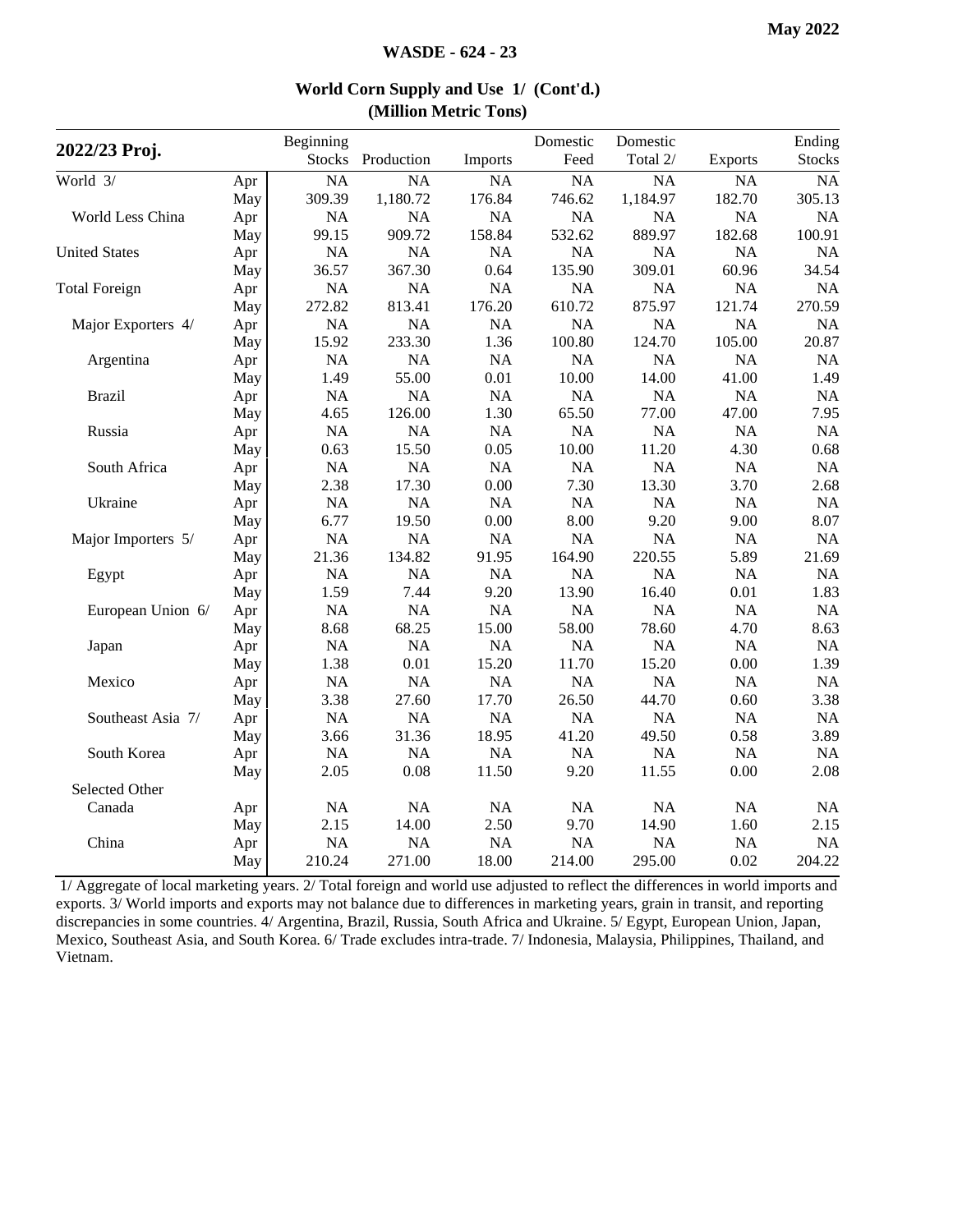May 2022

## World Corn Supply and Use 1/ (Cont'd.)
### (Million Metric Tons)

| 2022/23 Proj. | | Beginning Stocks | Production | Imports | Domestic Feed | Domestic Total 2/ | Exports | Ending Stocks |
|---|---|---|---|---|---|---|---|---|
| World 3/ | Apr | NA | NA | NA | NA | NA | NA | NA |
| | May | 309.39 | 1,180.72 | 176.84 | 746.62 | 1,184.97 | 182.70 | 305.13 |
| World Less China | Apr | NA | NA | NA | NA | NA | NA | NA |
| | May | 99.15 | 909.72 | 158.84 | 532.62 | 889.97 | 182.68 | 100.91 |
| United States | Apr | NA | NA | NA | NA | NA | NA | NA |
| | May | 36.57 | 367.30 | 0.64 | 135.90 | 309.01 | 60.96 | 34.54 |
| Total Foreign | Apr | NA | NA | NA | NA | NA | NA | NA |
| | May | 272.82 | 813.41 | 176.20 | 610.72 | 875.97 | 121.74 | 270.59 |
| Major Exporters 4/ | Apr | NA | NA | NA | NA | NA | NA | NA |
| | May | 15.92 | 233.30 | 1.36 | 100.80 | 124.70 | 105.00 | 20.87 |
| Argentina | Apr | NA | NA | NA | NA | NA | NA | NA |
| | May | 1.49 | 55.00 | 0.01 | 10.00 | 14.00 | 41.00 | 1.49 |
| Brazil | Apr | NA | NA | NA | NA | NA | NA | NA |
| | May | 4.65 | 126.00 | 1.30 | 65.50 | 77.00 | 47.00 | 7.95 |
| Russia | Apr | NA | NA | NA | NA | NA | NA | NA |
| | May | 0.63 | 15.50 | 0.05 | 10.00 | 11.20 | 4.30 | 0.68 |
| South Africa | Apr | NA | NA | NA | NA | NA | NA | NA |
| | May | 2.38 | 17.30 | 0.00 | 7.30 | 13.30 | 3.70 | 2.68 |
| Ukraine | Apr | NA | NA | NA | NA | NA | NA | NA |
| | May | 6.77 | 19.50 | 0.00 | 8.00 | 9.20 | 9.00 | 8.07 |
| Major Importers 5/ | Apr | NA | NA | NA | NA | NA | NA | NA |
| | May | 21.36 | 134.82 | 91.95 | 164.90 | 220.55 | 5.89 | 21.69 |
| Egypt | Apr | NA | NA | NA | NA | NA | NA | NA |
| | May | 1.59 | 7.44 | 9.20 | 13.90 | 16.40 | 0.01 | 1.83 |
| European Union 6/ | Apr | NA | NA | NA | NA | NA | NA | NA |
| | May | 8.68 | 68.25 | 15.00 | 58.00 | 78.60 | 4.70 | 8.63 |
| Japan | Apr | NA | NA | NA | NA | NA | NA | NA |
| | May | 1.38 | 0.01 | 15.20 | 11.70 | 15.20 | 0.00 | 1.39 |
| Mexico | Apr | NA | NA | NA | NA | NA | NA | NA |
| | May | 3.38 | 27.60 | 17.70 | 26.50 | 44.70 | 0.60 | 3.38 |
| Southeast Asia 7/ | Apr | NA | NA | NA | NA | NA | NA | NA |
| | May | 3.66 | 31.36 | 18.95 | 41.20 | 49.50 | 0.58 | 3.89 |
| South Korea | Apr | NA | NA | NA | NA | NA | NA | NA |
| | May | 2.05 | 0.08 | 11.50 | 9.20 | 11.55 | 0.00 | 2.08 |
| Selected Other | | | | | | | | |
| Canada | Apr | NA | NA | NA | NA | NA | NA | NA |
| | May | 2.15 | 14.00 | 2.50 | 9.70 | 14.90 | 1.60 | 2.15 |
| China | Apr | NA | NA | NA | NA | NA | NA | NA |
| | May | 210.24 | 271.00 | 18.00 | 214.00 | 295.00 | 0.02 | 204.22 |

1/ Aggregate of local marketing years. 2/ Total foreign and world use adjusted to reflect the differences in world imports and exports. 3/ World imports and exports may not balance due to differences in marketing years, grain in transit, and reporting discrepancies in some countries. 4/ Argentina, Brazil, Russia, South Africa and Ukraine. 5/ Egypt, European Union, Japan, Mexico, Southeast Asia, and South Korea. 6/ Trade excludes intra-trade. 7/ Indonesia, Malaysia, Philippines, Thailand, and Vietnam.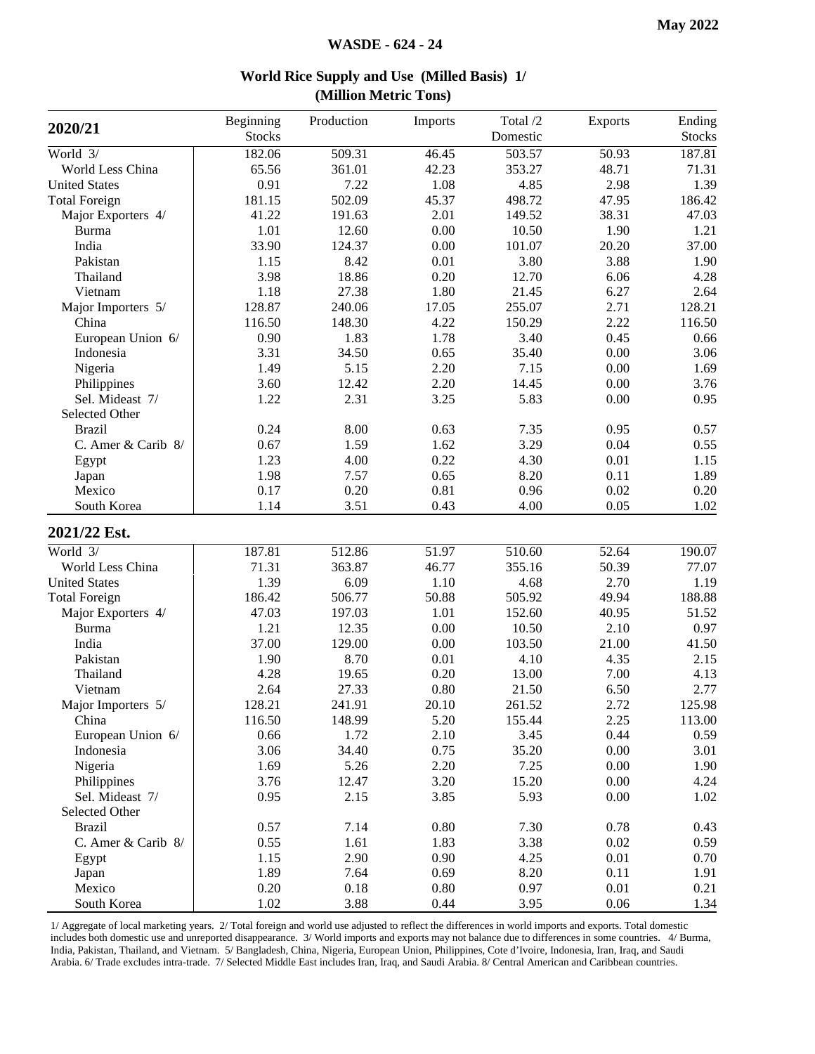## World Rice Supply and Use (Milled Basis) 1/
### (Million Metric Tons)

| 2020/21 | Beginning Stocks | Production | Imports | Total /2 Domestic | Exports | Ending Stocks |
|---|---|---|---|---|---|---|
| World 3/ | 182.06 | 509.31 | 46.45 | 503.57 | 50.93 | 187.81 |
| World Less China | 65.56 | 361.01 | 42.23 | 353.27 | 48.71 | 71.31 |
| United States | 0.91 | 7.22 | 1.08 | 4.85 | 2.98 | 1.39 |
| Total Foreign | 181.15 | 502.09 | 45.37 | 498.72 | 47.95 | 186.42 |
| Major Exporters 4/ | 41.22 | 191.63 | 2.01 | 149.52 | 38.31 | 47.03 |
| Burma | 1.01 | 12.60 | 0.00 | 10.50 | 1.90 | 1.21 |
| India | 33.90 | 124.37 | 0.00 | 101.07 | 20.20 | 37.00 |
| Pakistan | 1.15 | 8.42 | 0.01 | 3.80 | 3.88 | 1.90 |
| Thailand | 3.98 | 18.86 | 0.20 | 12.70 | 6.06 | 4.28 |
| Vietnam | 1.18 | 27.38 | 1.80 | 21.45 | 6.27 | 2.64 |
| Major Importers 5/ | 128.87 | 240.06 | 17.05 | 255.07 | 2.71 | 128.21 |
| China | 116.50 | 148.30 | 4.22 | 150.29 | 2.22 | 116.50 |
| European Union 6/ | 0.90 | 1.83 | 1.78 | 3.40 | 0.45 | 0.66 |
| Indonesia | 3.31 | 34.50 | 0.65 | 35.40 | 0.00 | 3.06 |
| Nigeria | 1.49 | 5.15 | 2.20 | 7.15 | 0.00 | 1.69 |
| Philippines | 3.60 | 12.42 | 2.20 | 14.45 | 0.00 | 3.76 |
| Sel. Mideast 7/ | 1.22 | 2.31 | 3.25 | 5.83 | 0.00 | 0.95 |
| Selected Other | | | | | | |
| Brazil | 0.24 | 8.00 | 0.63 | 7.35 | 0.95 | 0.57 |
| C. Amer & Carib 8/ | 0.67 | 1.59 | 1.62 | 3.29 | 0.04 | 0.55 |
| Egypt | 1.23 | 4.00 | 0.22 | 4.30 | 0.01 | 1.15 |
| Japan | 1.98 | 7.57 | 0.65 | 8.20 | 0.11 | 1.89 |
| Mexico | 0.17 | 0.20 | 0.81 | 0.96 | 0.02 | 0.20 |
| South Korea | 1.14 | 3.51 | 0.43 | 4.00 | 0.05 | 1.02 |
| **2021/22 Est.** | | | | | | |
| World 3/ | 187.81 | 512.86 | 51.97 | 510.60 | 52.64 | 190.07 |
| World Less China | 71.31 | 363.87 | 46.77 | 355.16 | 50.39 | 77.07 |
| United States | 1.39 | 6.09 | 1.10 | 4.68 | 2.70 | 1.19 |
| Total Foreign | 186.42 | 506.77 | 50.88 | 505.92 | 49.94 | 188.88 |
| Major Exporters 4/ | 47.03 | 197.03 | 1.01 | 152.60 | 40.95 | 51.52 |
| Burma | 1.21 | 12.35 | 0.00 | 10.50 | 2.10 | 0.97 |
| India | 37.00 | 129.00 | 0.00 | 103.50 | 21.00 | 41.50 |
| Pakistan | 1.90 | 8.70 | 0.01 | 4.10 | 4.35 | 2.15 |
| Thailand | 4.28 | 19.65 | 0.20 | 13.00 | 7.00 | 4.13 |
| Vietnam | 2.64 | 27.33 | 0.80 | 21.50 | 6.50 | 2.77 |
| Major Importers 5/ | 128.21 | 241.91 | 20.10 | 261.52 | 2.72 | 125.98 |
| China | 116.50 | 148.99 | 5.20 | 155.44 | 2.25 | 113.00 |
| European Union 6/ | 0.66 | 1.72 | 2.10 | 3.45 | 0.44 | 0.59 |
| Indonesia | 3.06 | 34.40 | 0.75 | 35.20 | 0.00 | 3.01 |
| Nigeria | 1.69 | 5.26 | 2.20 | 7.25 | 0.00 | 1.90 |
| Philippines | 3.76 | 12.47 | 3.20 | 15.20 | 0.00 | 4.24 |
| Sel. Mideast 7/ | 0.95 | 2.15 | 3.85 | 5.93 | 0.00 | 1.02 |
| Selected Other | | | | | | |
| Brazil | 0.57 | 7.14 | 0.80 | 7.30 | 0.78 | 0.43 |
| C. Amer & Carib 8/ | 0.55 | 1.61 | 1.83 | 3.38 | 0.02 | 0.59 |
| Egypt | 1.15 | 2.90 | 0.90 | 4.25 | 0.01 | 0.70 |
| Japan | 1.89 | 7.64 | 0.69 | 8.20 | 0.11 | 1.91 |
| Mexico | 0.20 | 0.18 | 0.80 | 0.97 | 0.01 | 0.21 |
| South Korea | 1.02 | 3.88 | 0.44 | 3.95 | 0.06 | 1.34 |

1/ Aggregate of local marketing years. 2/ Total foreign and world use adjusted to reflect the differences in world imports and exports. Total domestic includes both domestic use and unreported disappearance. 3/ World imports and exports may not balance due to differences in some countries. 4/ Burma, India, Pakistan, Thailand, and Vietnam. 5/ Bangladesh, China, Nigeria, European Union, Philippines, Cote d'Ivoire, Indonesia, Iran, Iraq, and Saudi Arabia. 6/ Trade excludes intra-trade. 7/ Selected Middle East includes Iran, Iraq, and Saudi Arabia. 8/ Central American and Caribbean countries.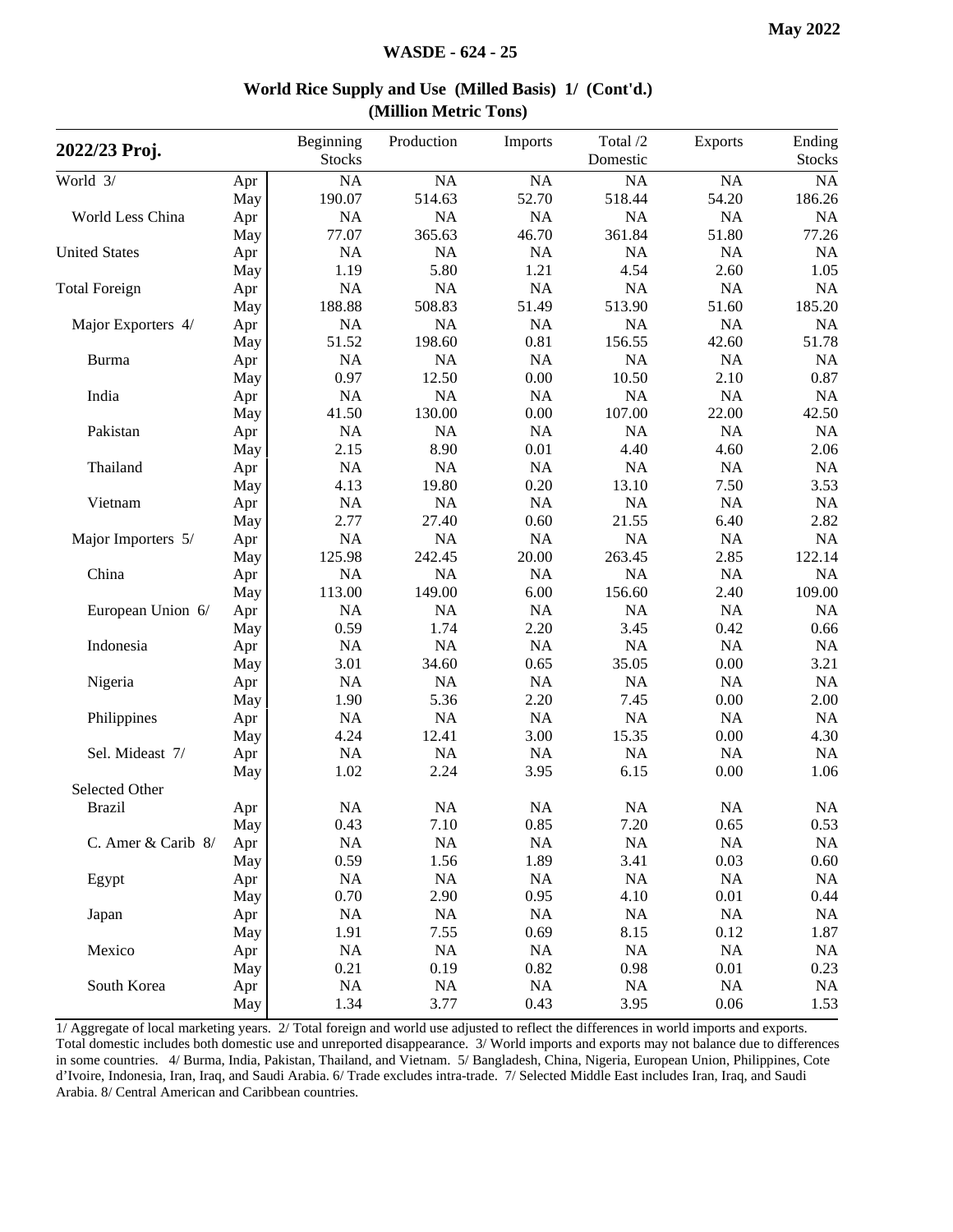## World Rice Supply and Use (Milled Basis) 1/ (Cont'd.)

**(Million Metric Tons)**

| 2022/23 Proj. | | Beginning Stocks | Production | Imports | Total /2 Domestic | Exports | Ending Stocks |
|---|---|---|---|---|---|---|---|
| World 3/ | Apr | NA | NA | NA | NA | NA | NA |
| | May | 190.07 | 514.63 | 52.70 | 518.44 | 54.20 | 186.26 |
| World Less China | Apr | NA | NA | NA | NA | NA | NA |
| | May | 77.07 | 365.63 | 46.70 | 361.84 | 51.80 | 77.26 |
| United States | Apr | NA | NA | NA | NA | NA | NA |
| | May | 1.19 | 5.80 | 1.21 | 4.54 | 2.60 | 1.05 |
| Total Foreign | Apr | NA | NA | NA | NA | NA | NA |
| | May | 188.88 | 508.83 | 51.49 | 513.90 | 51.60 | 185.20 |
| Major Exporters 4/ | Apr | NA | NA | NA | NA | NA | NA |
| | May | 51.52 | 198.60 | 0.81 | 156.55 | 42.60 | 51.78 |
| Burma | Apr | NA | NA | NA | NA | NA | NA |
| | May | 0.97 | 12.50 | 0.00 | 10.50 | 2.10 | 0.87 |
| India | Apr | NA | NA | NA | NA | NA | NA |
| | May | 41.50 | 130.00 | 0.00 | 107.00 | 22.00 | 42.50 |
| Pakistan | Apr | NA | NA | NA | NA | NA | NA |
| | May | 2.15 | 8.90 | 0.01 | 4.40 | 4.60 | 2.06 |
| Thailand | Apr | NA | NA | NA | NA | NA | NA |
| | May | 4.13 | 19.80 | 0.20 | 13.10 | 7.50 | 3.53 |
| Vietnam | Apr | NA | NA | NA | NA | NA | NA |
| | May | 2.77 | 27.40 | 0.60 | 21.55 | 6.40 | 2.82 |
| Major Importers 5/ | Apr | NA | NA | NA | NA | NA | NA |
| | May | 125.98 | 242.45 | 20.00 | 263.45 | 2.85 | 122.14 |
| China | Apr | NA | NA | NA | NA | NA | NA |
| | May | 113.00 | 149.00 | 6.00 | 156.60 | 2.40 | 109.00 |
| European Union 6/ | Apr | NA | NA | NA | NA | NA | NA |
| | May | 0.59 | 1.74 | 2.20 | 3.45 | 0.42 | 0.66 |
| Indonesia | Apr | NA | NA | NA | NA | NA | NA |
| | May | 3.01 | 34.60 | 0.65 | 35.05 | 0.00 | 3.21 |
| Nigeria | Apr | NA | NA | NA | NA | NA | NA |
| | May | 1.90 | 5.36 | 2.20 | 7.45 | 0.00 | 2.00 |
| Philippines | Apr | NA | NA | NA | NA | NA | NA |
| | May | 4.24 | 12.41 | 3.00 | 15.35 | 0.00 | 4.30 |
| Sel. Mideast 7/ | Apr | NA | NA | NA | NA | NA | NA |
| | May | 1.02 | 2.24 | 3.95 | 6.15 | 0.00 | 1.06 |
| Selected Other | | | | | | | |
| Brazil | Apr | NA | NA | NA | NA | NA | NA |
| | May | 0.43 | 7.10 | 0.85 | 7.20 | 0.65 | 0.53 |
| C. Amer & Carib 8/ | Apr | NA | NA | NA | NA | NA | NA |
| | May | 0.59 | 1.56 | 1.89 | 3.41 | 0.03 | 0.60 |
| Egypt | Apr | NA | NA | NA | NA | NA | NA |
| | May | 0.70 | 2.90 | 0.95 | 4.10 | 0.01 | 0.44 |
| Japan | Apr | NA | NA | NA | NA | NA | NA |
| | May | 1.91 | 7.55 | 0.69 | 8.15 | 0.12 | 1.87 |
| Mexico | Apr | NA | NA | NA | NA | NA | NA |
| | May | 0.21 | 0.19 | 0.82 | 0.98 | 0.01 | 0.23 |
| South Korea | Apr | NA | NA | NA | NA | NA | NA |
| | May | 1.34 | 3.77 | 0.43 | 3.95 | 0.06 | 1.53 |

1/ Aggregate of local marketing years. 2/ Total foreign and world use adjusted to reflect the differences in world imports and exports. Total domestic includes both domestic use and unreported disappearance. 3/ World imports and exports may not balance due to differences in some countries. 4/ Burma, India, Pakistan, Thailand, and Vietnam. 5/ Bangladesh, China, Nigeria, European Union, Philippines, Cote d'Ivoire, Indonesia, Iran, Iraq, and Saudi Arabia. 6/ Trade excludes intra-trade. 7/ Selected Middle East includes Iran, Iraq, and Saudi Arabia. 8/ Central American and Caribbean countries.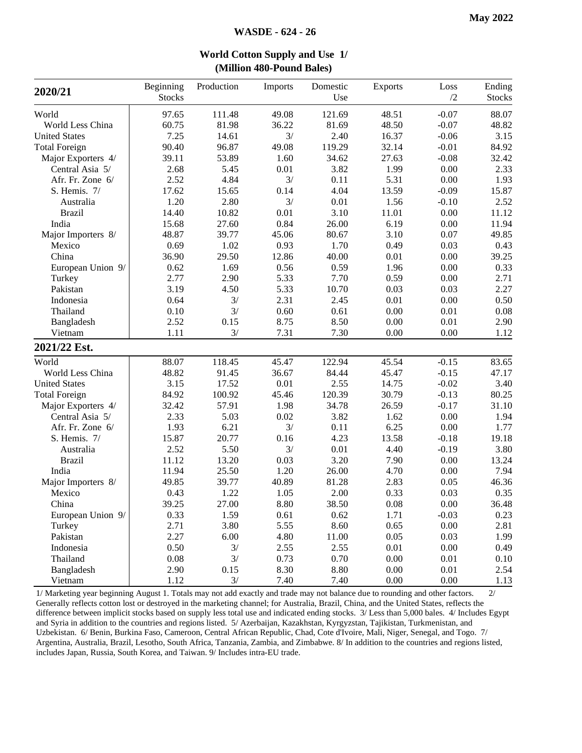# World Cotton Supply and Use 1/
## (Million 480-Pound Bales)

| 2020/21 | Beginning Stocks | Production | Imports | Domestic Use | Exports | Loss /2 | Ending Stocks |
|---|---|---|---|---|---|---|---|
| World | 97.65 | 111.48 | 49.08 | 121.69 | 48.51 | -0.07 | 88.07 |
| World Less China | 60.75 | 81.98 | 36.22 | 81.69 | 48.50 | -0.07 | 48.82 |
| United States | 7.25 | 14.61 | 3/ | 2.40 | 16.37 | -0.06 | 3.15 |
| Total Foreign | 90.40 | 96.87 | 49.08 | 119.29 | 32.14 | -0.01 | 84.92 |
| Major Exporters 4/ | 39.11 | 53.89 | 1.60 | 34.62 | 27.63 | -0.08 | 32.42 |
| Central Asia 5/ | 2.68 | 5.45 | 0.01 | 3.82 | 1.99 | 0.00 | 2.33 |
| Afr. Fr. Zone 6/ | 2.52 | 4.84 | 3/ | 0.11 | 5.31 | 0.00 | 1.93 |
| S. Hemis. 7/ | 17.62 | 15.65 | 0.14 | 4.04 | 13.59 | -0.09 | 15.87 |
| Australia | 1.20 | 2.80 | 3/ | 0.01 | 1.56 | -0.10 | 2.52 |
| Brazil | 14.40 | 10.82 | 0.01 | 3.10 | 11.01 | 0.00 | 11.12 |
| India | 15.68 | 27.60 | 0.84 | 26.00 | 6.19 | 0.00 | 11.94 |
| Major Importers 8/ | 48.87 | 39.77 | 45.06 | 80.67 | 3.10 | 0.07 | 49.85 |
| Mexico | 0.69 | 1.02 | 0.93 | 1.70 | 0.49 | 0.03 | 0.43 |
| China | 36.90 | 29.50 | 12.86 | 40.00 | 0.01 | 0.00 | 39.25 |
| European Union 9/ | 0.62 | 1.69 | 0.56 | 0.59 | 1.96 | 0.00 | 0.33 |
| Turkey | 2.77 | 2.90 | 5.33 | 7.70 | 0.59 | 0.00 | 2.71 |
| Pakistan | 3.19 | 4.50 | 5.33 | 10.70 | 0.03 | 0.03 | 2.27 |
| Indonesia | 0.64 | 3/ | 2.31 | 2.45 | 0.01 | 0.00 | 0.50 |
| Thailand | 0.10 | 3/ | 0.60 | 0.61 | 0.00 | 0.01 | 0.08 |
| Bangladesh | 2.52 | 0.15 | 8.75 | 8.50 | 0.00 | 0.01 | 2.90 |
| Vietnam | 1.11 | 3/ | 7.31 | 7.30 | 0.00 | 0.00 | 1.12 |
| **2021/22 Est.** | | | | | | | |
| World | 88.07 | 118.45 | 45.47 | 122.94 | 45.54 | -0.15 | 83.65 |
| World Less China | 48.82 | 91.45 | 36.67 | 84.44 | 45.47 | -0.15 | 47.17 |
| United States | 3.15 | 17.52 | 0.01 | 2.55 | 14.75 | -0.02 | 3.40 |
| Total Foreign | 84.92 | 100.92 | 45.46 | 120.39 | 30.79 | -0.13 | 80.25 |
| Major Exporters 4/ | 32.42 | 57.91 | 1.98 | 34.78 | 26.59 | -0.17 | 31.10 |
| Central Asia 5/ | 2.33 | 5.03 | 0.02 | 3.82 | 1.62 | 0.00 | 1.94 |
| Afr. Fr. Zone 6/ | 1.93 | 6.21 | 3/ | 0.11 | 6.25 | 0.00 | 1.77 |
| S. Hemis. 7/ | 15.87 | 20.77 | 0.16 | 4.23 | 13.58 | -0.18 | 19.18 |
| Australia | 2.52 | 5.50 | 3/ | 0.01 | 4.40 | -0.19 | 3.80 |
| Brazil | 11.12 | 13.20 | 0.03 | 3.20 | 7.90 | 0.00 | 13.24 |
| India | 11.94 | 25.50 | 1.20 | 26.00 | 4.70 | 0.00 | 7.94 |
| Major Importers 8/ | 49.85 | 39.77 | 40.89 | 81.28 | 2.83 | 0.05 | 46.36 |
| Mexico | 0.43 | 1.22 | 1.05 | 2.00 | 0.33 | 0.03 | 0.35 |
| China | 39.25 | 27.00 | 8.80 | 38.50 | 0.08 | 0.00 | 36.48 |
| European Union 9/ | 0.33 | 1.59 | 0.61 | 0.62 | 1.71 | -0.03 | 0.23 |
| Turkey | 2.71 | 3.80 | 5.55 | 8.60 | 0.65 | 0.00 | 2.81 |
| Pakistan | 2.27 | 6.00 | 4.80 | 11.00 | 0.05 | 0.03 | 1.99 |
| Indonesia | 0.50 | 3/ | 2.55 | 2.55 | 0.01 | 0.00 | 0.49 |
| Thailand | 0.08 | 3/ | 0.73 | 0.70 | 0.00 | 0.01 | 0.10 |
| Bangladesh | 2.90 | 0.15 | 8.30 | 8.80 | 0.00 | 0.01 | 2.54 |
| Vietnam | 1.12 | 3/ | 7.40 | 7.40 | 0.00 | 0.00 | 1.13 |

1/ Marketing year beginning August 1. Totals may not add exactly and trade may not balance due to rounding and other factors. 2/ Generally reflects cotton lost or destroyed in the marketing channel; for Australia, Brazil, China, and the United States, reflects the difference between implicit stocks based on supply less total use and indicated ending stocks. 3/ Less than 5,000 bales. 4/ Includes Egypt and Syria in addition to the countries and regions listed. 5/ Azerbaijan, Kazakhstan, Kyrgyzstan, Tajikistan, Turkmenistan, and Uzbekistan. 6/ Benin, Burkina Faso, Cameroon, Central African Republic, Chad, Cote d'Ivoire, Mali, Niger, Senegal, and Togo. 7/ Argentina, Australia, Brazil, Lesotho, South Africa, Tanzania, Zambia, and Zimbabwe. 8/ In addition to the countries and regions listed, includes Japan, Russia, South Korea, and Taiwan. 9/ Includes intra-EU trade.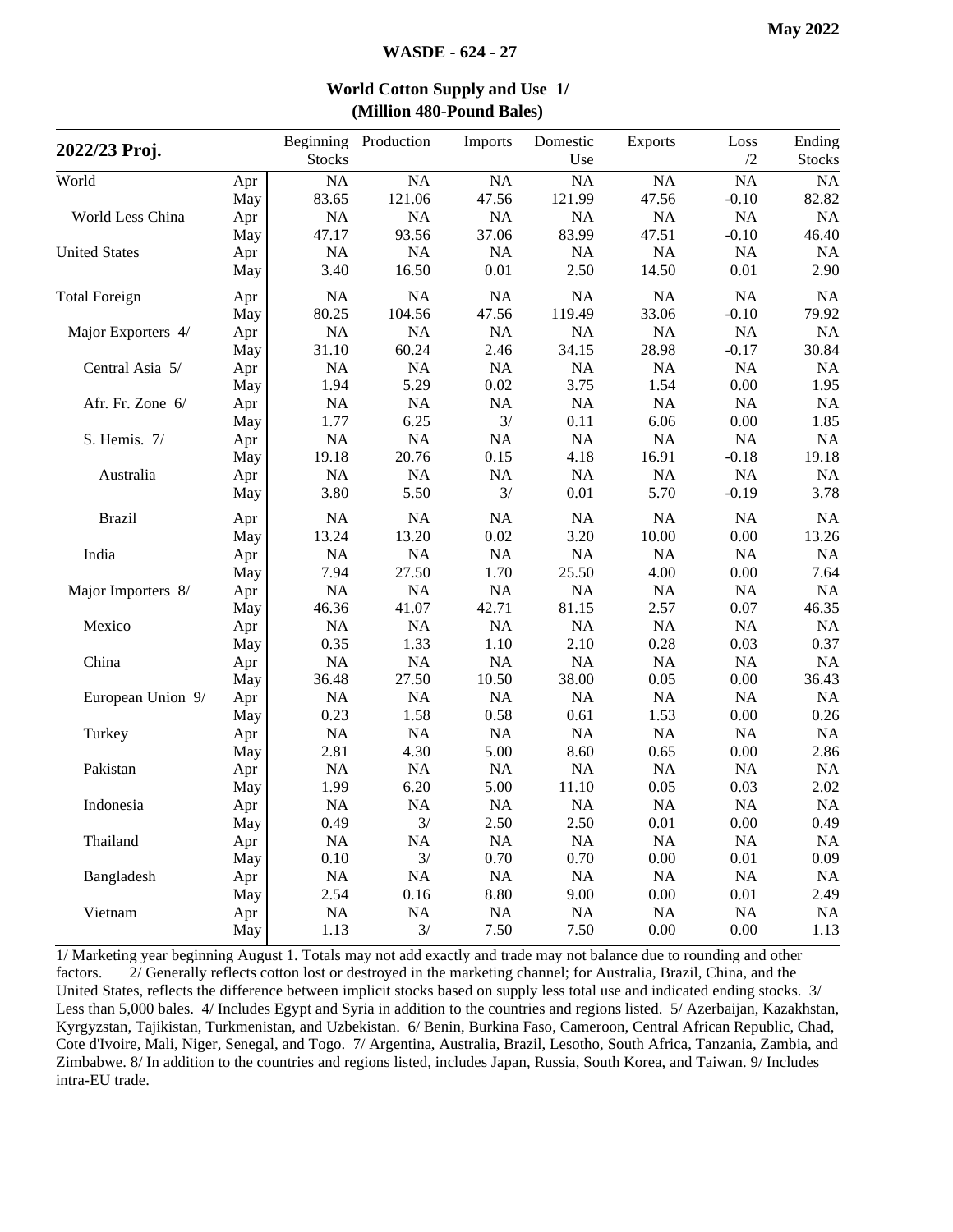## World Cotton Supply and Use 1/
## (Million 480-Pound Bales)

| 2022/23 Proj. | | Beginning Stocks | Production | Imports | Domestic Use | Exports | Loss /2 | Ending Stocks |
|---|---|---|---|---|---|---|---|---|
| World | Apr | NA | NA | NA | NA | NA | NA | NA |
| | May | 83.65 | 121.06 | 47.56 | 121.99 | 47.56 | -0.10 | 82.82 |
| World Less China | Apr | NA | NA | NA | NA | NA | NA | NA |
| | May | 47.17 | 93.56 | 37.06 | 83.99 | 47.51 | -0.10 | 46.40 |
| United States | Apr | NA | NA | NA | NA | NA | NA | NA |
| | May | 3.40 | 16.50 | 0.01 | 2.50 | 14.50 | 0.01 | 2.90 |
| Total Foreign | Apr | NA | NA | NA | NA | NA | NA | NA |
| | May | 80.25 | 104.56 | 47.56 | 119.49 | 33.06 | -0.10 | 79.92 |
| Major Exporters 4/ | Apr | NA | NA | NA | NA | NA | NA | NA |
| | May | 31.10 | 60.24 | 2.46 | 34.15 | 28.98 | -0.17 | 30.84 |
| Central Asia 5/ | Apr | NA | NA | NA | NA | NA | NA | NA |
| | May | 1.94 | 5.29 | 0.02 | 3.75 | 1.54 | 0.00 | 1.95 |
| Afr. Fr. Zone 6/ | Apr | NA | NA | NA | NA | NA | NA | NA |
| | May | 1.77 | 6.25 | 3/ | 0.11 | 6.06 | 0.00 | 1.85 |
| S. Hemis. 7/ | Apr | NA | NA | NA | NA | NA | NA | NA |
| | May | 19.18 | 20.76 | 0.15 | 4.18 | 16.91 | -0.18 | 19.18 |
| Australia | Apr | NA | NA | NA | NA | NA | NA | NA |
| | May | 3.80 | 5.50 | 3/ | 0.01 | 5.70 | -0.19 | 3.78 |
| Brazil | Apr | NA | NA | NA | NA | NA | NA | NA |
| | May | 13.24 | 13.20 | 0.02 | 3.20 | 10.00 | 0.00 | 13.26 |
| India | Apr | NA | NA | NA | NA | NA | NA | NA |
| | May | 7.94 | 27.50 | 1.70 | 25.50 | 4.00 | 0.00 | 7.64 |
| Major Importers 8/ | Apr | NA | NA | NA | NA | NA | NA | NA |
| | May | 46.36 | 41.07 | 42.71 | 81.15 | 2.57 | 0.07 | 46.35 |
| Mexico | Apr | NA | NA | NA | NA | NA | NA | NA |
| | May | 0.35 | 1.33 | 1.10 | 2.10 | 0.28 | 0.03 | 0.37 |
| China | Apr | NA | NA | NA | NA | NA | NA | NA |
| | May | 36.48 | 27.50 | 10.50 | 38.00 | 0.05 | 0.00 | 36.43 |
| European Union 9/ | Apr | NA | NA | NA | NA | NA | NA | NA |
| | May | 0.23 | 1.58 | 0.58 | 0.61 | 1.53 | 0.00 | 0.26 |
| Turkey | Apr | NA | NA | NA | NA | NA | NA | NA |
| | May | 2.81 | 4.30 | 5.00 | 8.60 | 0.65 | 0.00 | 2.86 |
| Pakistan | Apr | NA | NA | NA | NA | NA | NA | NA |
| | May | 1.99 | 6.20 | 5.00 | 11.10 | 0.05 | 0.03 | 2.02 |
| Indonesia | Apr | NA | NA | NA | NA | NA | NA | NA |
| | May | 0.49 | 3/ | 2.50 | 2.50 | 0.01 | 0.00 | 0.49 |
| Thailand | Apr | NA | NA | NA | NA | NA | NA | NA |
| | May | 0.10 | 3/ | 0.70 | 0.70 | 0.00 | 0.01 | 0.09 |
| Bangladesh | Apr | NA | NA | NA | NA | NA | NA | NA |
| | May | 2.54 | 0.16 | 8.80 | 9.00 | 0.00 | 0.01 | 2.49 |
| Vietnam | Apr | NA | NA | NA | NA | NA | NA | NA |
| | May | 1.13 | 3/ | 7.50 | 7.50 | 0.00 | 0.00 | 1.13 |

1/ Marketing year beginning August 1. Totals may not add exactly and trade may not balance due to rounding and other factors. 2/ Generally reflects cotton lost or destroyed in the marketing channel; for Australia, Brazil, China, and the United States, reflects the difference between implicit stocks based on supply less total use and indicated ending stocks. 3/ Less than 5,000 bales. 4/ Includes Egypt and Syria in addition to the countries and regions listed. 5/ Azerbaijan, Kazakhstan, Kyrgyzstan, Tajikistan, Turkmenistan, and Uzbekistan. 6/ Benin, Burkina Faso, Cameroon, Central African Republic, Chad, Cote d'Ivoire, Mali, Niger, Senegal, and Togo. 7/ Argentina, Australia, Brazil, Lesotho, South Africa, Tanzania, Zambia, and Zimbabwe. 8/ In addition to the countries and regions listed, includes Japan, Russia, South Korea, and Taiwan. 9/ Includes intra-EU trade.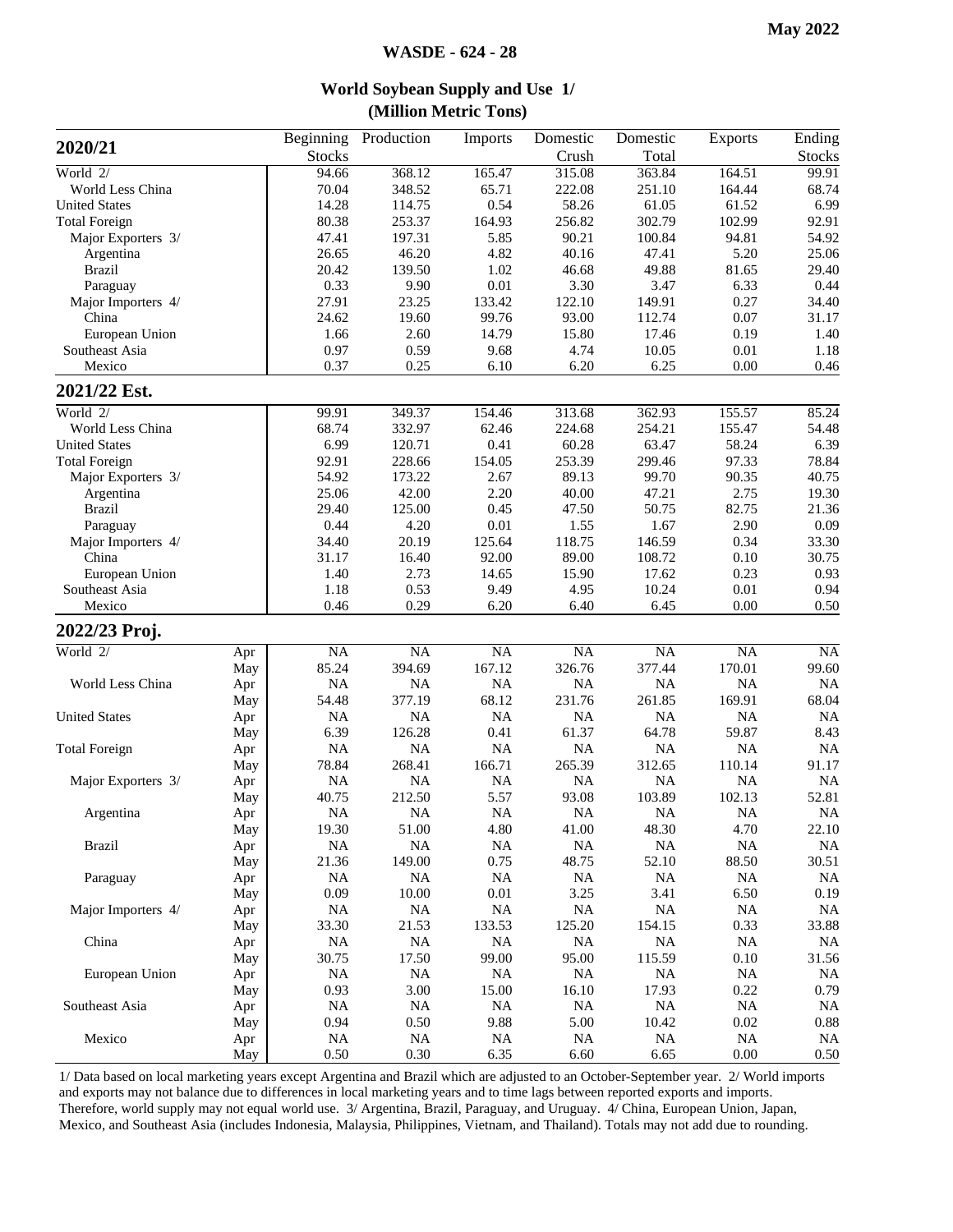# World Soybean Supply and Use 1/

## (Million Metric Tons)

| 2020/21 | | Beginning Stocks | Production | Imports | Domestic Crush | Domestic Total | Exports | Ending Stocks |
|---|---|---|---|---|---|---|---|---|
| World 2/ | | 94.66 | 368.12 | 165.47 | 315.08 | 363.84 | 164.51 | 99.91 |
| World Less China | | 70.04 | 348.52 | 65.71 | 222.08 | 251.10 | 164.44 | 68.74 |
| United States | | 14.28 | 114.75 | 0.54 | 58.26 | 61.05 | 61.52 | 6.99 |
| Total Foreign | | 80.38 | 253.37 | 164.93 | 256.82 | 302.79 | 102.99 | 92.91 |
| Major Exporters 3/ | | 47.41 | 197.31 | 5.85 | 90.21 | 100.84 | 94.81 | 54.92 |
| Argentina | | 26.65 | 46.20 | 4.82 | 40.16 | 47.41 | 5.20 | 25.06 |
| Brazil | | 20.42 | 139.50 | 1.02 | 46.68 | 49.88 | 81.65 | 29.40 |
| Paraguay | | 0.33 | 9.90 | 0.01 | 3.30 | 3.47 | 6.33 | 0.44 |
| Major Importers 4/ | | 27.91 | 23.25 | 133.42 | 122.10 | 149.91 | 0.27 | 34.40 |
| China | | 24.62 | 19.60 | 99.76 | 93.00 | 112.74 | 0.07 | 31.17 |
| European Union | | 1.66 | 2.60 | 14.79 | 15.80 | 17.46 | 0.19 | 1.40 |
| Southeast Asia | | 0.97 | 0.59 | 9.68 | 4.74 | 10.05 | 0.01 | 1.18 |
| Mexico | | 0.37 | 0.25 | 6.10 | 6.20 | 6.25 | 0.00 | 0.46 |
| **2021/22 Est.** | | | | | | | | |
| World 2/ | | 99.91 | 349.37 | 154.46 | 313.68 | 362.93 | 155.57 | 85.24 |
| World Less China | | 68.74 | 332.97 | 62.46 | 224.68 | 254.21 | 155.47 | 54.48 |
| United States | | 6.99 | 120.71 | 0.41 | 60.28 | 63.47 | 58.24 | 6.39 |
| Total Foreign | | 92.91 | 228.66 | 154.05 | 253.39 | 299.46 | 97.33 | 78.84 |
| Major Exporters 3/ | | 54.92 | 173.22 | 2.67 | 89.13 | 99.70 | 90.35 | 40.75 |
| Argentina | | 25.06 | 42.00 | 2.20 | 40.00 | 47.21 | 2.75 | 19.30 |
| Brazil | | 29.40 | 125.00 | 0.45 | 47.50 | 50.75 | 82.75 | 21.36 |
| Paraguay | | 0.44 | 4.20 | 0.01 | 1.55 | 1.67 | 2.90 | 0.09 |
| Major Importers 4/ | | 34.40 | 20.19 | 125.64 | 118.75 | 146.59 | 0.34 | 33.30 |
| China | | 31.17 | 16.40 | 92.00 | 89.00 | 108.72 | 0.10 | 30.75 |
| European Union | | 1.40 | 2.73 | 14.65 | 15.90 | 17.62 | 0.23 | 0.93 |
| Southeast Asia | | 1.18 | 0.53 | 9.49 | 4.95 | 10.24 | 0.01 | 0.94 |
| Mexico | | 0.46 | 0.29 | 6.20 | 6.40 | 6.45 | 0.00 | 0.50 |
| **2022/23 Proj.** | | | | | | | | |
| World 2/ | Apr | NA | NA | NA | NA | NA | NA | NA |
| | May | 85.24 | 394.69 | 167.12 | 326.76 | 377.44 | 170.01 | 99.60 |
| World Less China | Apr | NA | NA | NA | NA | NA | NA | NA |
| | May | 54.48 | 377.19 | 68.12 | 231.76 | 261.85 | 169.91 | 68.04 |
| United States | Apr | NA | NA | NA | NA | NA | NA | NA |
| | May | 6.39 | 126.28 | 0.41 | 61.37 | 64.78 | 59.87 | 8.43 |
| Total Foreign | Apr | NA | NA | NA | NA | NA | NA | NA |
| | May | 78.84 | 268.41 | 166.71 | 265.39 | 312.65 | 110.14 | 91.17 |
| Major Exporters 3/ | Apr | NA | NA | NA | NA | NA | NA | NA |
| | May | 40.75 | 212.50 | 5.57 | 93.08 | 103.89 | 102.13 | 52.81 |
| Argentina | Apr | NA | NA | NA | NA | NA | NA | NA |
| | May | 19.30 | 51.00 | 4.80 | 41.00 | 48.30 | 4.70 | 22.10 |
| Brazil | Apr | NA | NA | NA | NA | NA | NA | NA |
| | May | 21.36 | 149.00 | 0.75 | 48.75 | 52.10 | 88.50 | 30.51 |
| Paraguay | Apr | NA | NA | NA | NA | NA | NA | NA |
| | May | 0.09 | 10.00 | 0.01 | 3.25 | 3.41 | 6.50 | 0.19 |
| Major Importers 4/ | Apr | NA | NA | NA | NA | NA | NA | NA |
| | May | 33.30 | 21.53 | 133.53 | 125.20 | 154.15 | 0.33 | 33.88 |
| China | Apr | NA | NA | NA | NA | NA | NA | NA |
| | May | 30.75 | 17.50 | 99.00 | 95.00 | 115.59 | 0.10 | 31.56 |
| European Union | Apr | NA | NA | NA | NA | NA | NA | NA |
| | May | 0.93 | 3.00 | 15.00 | 16.10 | 17.93 | 0.22 | 0.79 |
| Southeast Asia | Apr | NA | NA | NA | NA | NA | NA | NA |
| | May | 0.94 | 0.50 | 9.88 | 5.00 | 10.42 | 0.02 | 0.88 |
| Mexico | Apr | NA | NA | NA | NA | NA | NA | NA |
| | May | 0.50 | 0.30 | 6.35 | 6.60 | 6.65 | 0.00 | 0.50 |

1/ Data based on local marketing years except Argentina and Brazil which are adjusted to an October-September year. 2/ World imports and exports may not balance due to differences in local marketing years and to time lags between reported exports and imports. Therefore, world supply may not equal world use. 3/ Argentina, Brazil, Paraguay, and Uruguay. 4/ China, European Union, Japan, Mexico, and Southeast Asia (includes Indonesia, Malaysia, Philippines, Vietnam, and Thailand). Totals may not add due to rounding.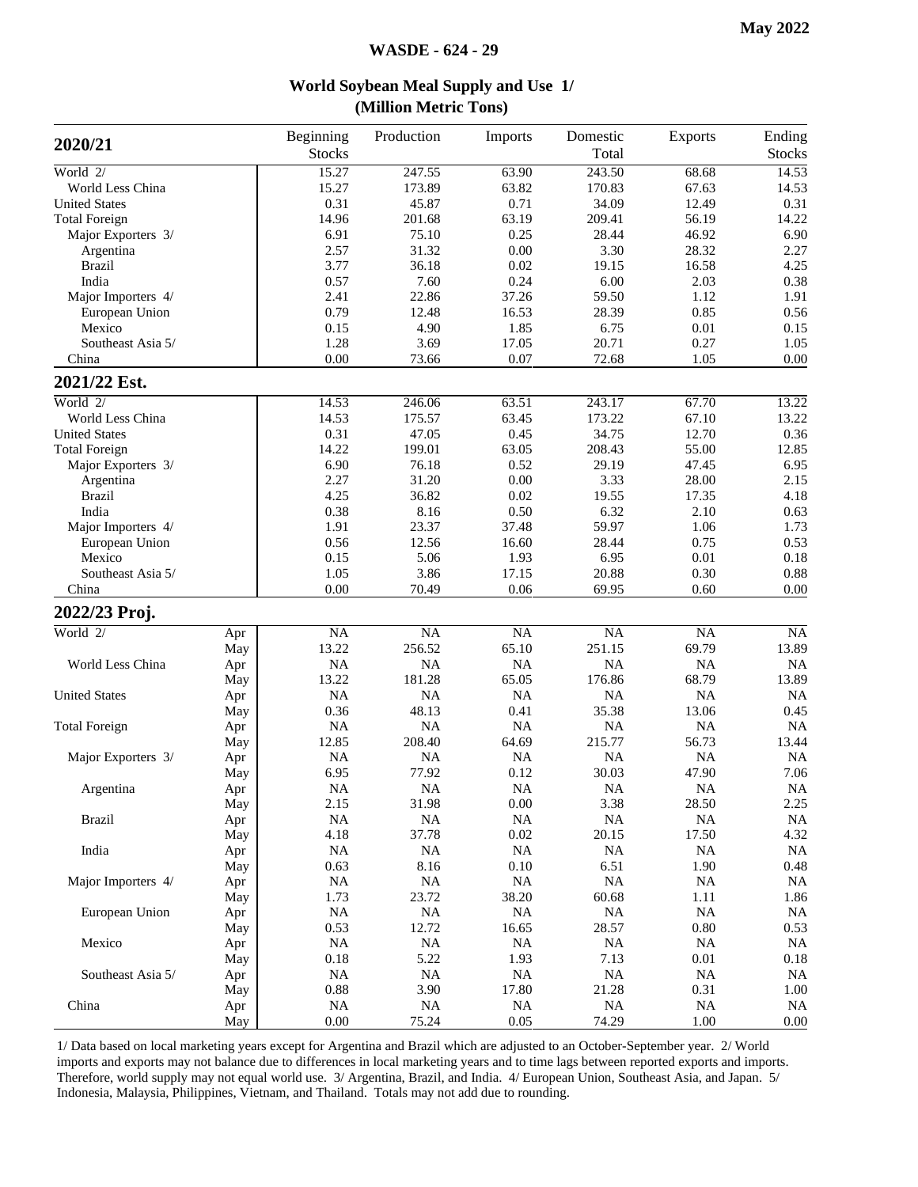## World Soybean Meal Supply and Use 1/
### (Million Metric Tons)

| 2020/21 | | Beginning Stocks | Production | Imports | Domestic Total | Exports | Ending Stocks |
|---|---|---|---|---|---|---|---|
| World 2/ | | 15.27 | 247.55 | 63.90 | 243.50 | 68.68 | 14.53 |
| World Less China | | 15.27 | 173.89 | 63.82 | 170.83 | 67.63 | 14.53 |
| United States | | 0.31 | 45.87 | 0.71 | 34.09 | 12.49 | 0.31 |
| Total Foreign | | 14.96 | 201.68 | 63.19 | 209.41 | 56.19 | 14.22 |
| Major Exporters 3/ | | 6.91 | 75.10 | 0.25 | 28.44 | 46.92 | 6.90 |
| Argentina | | 2.57 | 31.32 | 0.00 | 3.30 | 28.32 | 2.27 |
| Brazil | | 3.77 | 36.18 | 0.02 | 19.15 | 16.58 | 4.25 |
| India | | 0.57 | 7.60 | 0.24 | 6.00 | 2.03 | 0.38 |
| Major Importers 4/ | | 2.41 | 22.86 | 37.26 | 59.50 | 1.12 | 1.91 |
| European Union | | 0.79 | 12.48 | 16.53 | 28.39 | 0.85 | 0.56 |
| Mexico | | 0.15 | 4.90 | 1.85 | 6.75 | 0.01 | 0.15 |
| Southeast Asia 5/ | | 1.28 | 3.69 | 17.05 | 20.71 | 0.27 | 1.05 |
| China | | 0.00 | 73.66 | 0.07 | 72.68 | 1.05 | 0.00 |
| **2021/22 Est.** | | | | | | | |
| World 2/ | | 14.53 | 246.06 | 63.51 | 243.17 | 67.70 | 13.22 |
| World Less China | | 14.53 | 175.57 | 63.45 | 173.22 | 67.10 | 13.22 |
| United States | | 0.31 | 47.05 | 0.45 | 34.75 | 12.70 | 0.36 |
| Total Foreign | | 14.22 | 199.01 | 63.05 | 208.43 | 55.00 | 12.85 |
| Major Exporters 3/ | | 6.90 | 76.18 | 0.52 | 29.19 | 47.45 | 6.95 |
| Argentina | | 2.27 | 31.20 | 0.00 | 3.33 | 28.00 | 2.15 |
| Brazil | | 4.25 | 36.82 | 0.02 | 19.55 | 17.35 | 4.18 |
| India | | 0.38 | 8.16 | 0.50 | 6.32 | 2.10 | 0.63 |
| Major Importers 4/ | | 1.91 | 23.37 | 37.48 | 59.97 | 1.06 | 1.73 |
| European Union | | 0.56 | 12.56 | 16.60 | 28.44 | 0.75 | 0.53 |
| Mexico | | 0.15 | 5.06 | 1.93 | 6.95 | 0.01 | 0.18 |
| Southeast Asia 5/ | | 1.05 | 3.86 | 17.15 | 20.88 | 0.30 | 0.88 |
| China | | 0.00 | 70.49 | 0.06 | 69.95 | 0.60 | 0.00 |
| **2022/23 Proj.** | | | | | | | |
| World 2/ | Apr | NA | NA | NA | NA | NA | NA |
| | May | 13.22 | 256.52 | 65.10 | 251.15 | 69.79 | 13.89 |
| World Less China | Apr | NA | NA | NA | NA | NA | NA |
| | May | 13.22 | 181.28 | 65.05 | 176.86 | 68.79 | 13.89 |
| United States | Apr | NA | NA | NA | NA | NA | NA |
| | May | 0.36 | 48.13 | 0.41 | 35.38 | 13.06 | 0.45 |
| Total Foreign | Apr | NA | NA | NA | NA | NA | NA |
| | May | 12.85 | 208.40 | 64.69 | 215.77 | 56.73 | 13.44 |
| Major Exporters 3/ | Apr | NA | NA | NA | NA | NA | NA |
| | May | 6.95 | 77.92 | 0.12 | 30.03 | 47.90 | 7.06 |
| Argentina | Apr | NA | NA | NA | NA | NA | NA |
| | May | 2.15 | 31.98 | 0.00 | 3.38 | 28.50 | 2.25 |
| Brazil | Apr | NA | NA | NA | NA | NA | NA |
| | May | 4.18 | 37.78 | 0.02 | 20.15 | 17.50 | 4.32 |
| India | Apr | NA | NA | NA | NA | NA | NA |
| | May | 0.63 | 8.16 | 0.10 | 6.51 | 1.90 | 0.48 |
| Major Importers 4/ | Apr | NA | NA | NA | NA | NA | NA |
| | May | 1.73 | 23.72 | 38.20 | 60.68 | 1.11 | 1.86 |
| European Union | Apr | NA | NA | NA | NA | NA | NA |
| | May | 0.53 | 12.72 | 16.65 | 28.57 | 0.80 | 0.53 |
| Mexico | Apr | NA | NA | NA | NA | NA | NA |
| | May | 0.18 | 5.22 | 1.93 | 7.13 | 0.01 | 0.18 |
| Southeast Asia 5/ | Apr | NA | NA | NA | NA | NA | NA |
| | May | 0.88 | 3.90 | 17.80 | 21.28 | 0.31 | 1.00 |
| China | Apr | NA | NA | NA | NA | NA | NA |
| | May | 0.00 | 75.24 | 0.05 | 74.29 | 1.00 | 0.00 |

1/ Data based on local marketing years except for Argentina and Brazil which are adjusted to an October-September year. 2/ World imports and exports may not balance due to differences in local marketing years and to time lags between reported exports and imports. Therefore, world supply may not equal world use. 3/ Argentina, Brazil, and India. 4/ European Union, Southeast Asia, and Japan. 5/ Indonesia, Malaysia, Philippines, Vietnam, and Thailand. Totals may not add due to rounding.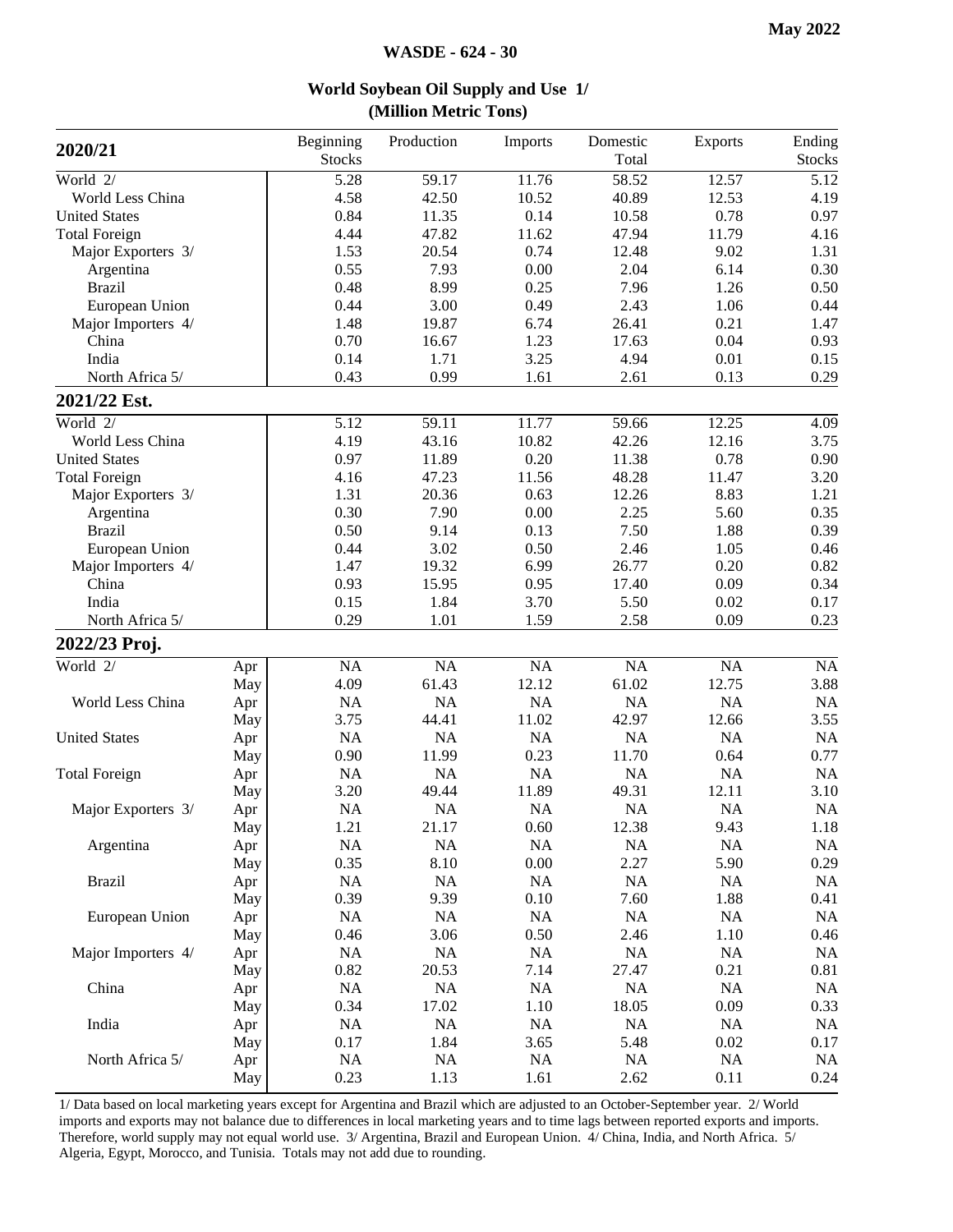**May 2022**

**WASDE - 624 - 30**

## World Soybean Oil Supply and Use 1/
### (Million Metric Tons)

| 2020/21 | | Beginning Stocks | Production | Imports | Domestic Total | Exports | Ending Stocks |
|---|---|---|---|---|---|---|---|
| World 2/ | | 5.28 | 59.17 | 11.76 | 58.52 | 12.57 | 5.12 |
| World Less China | | 4.58 | 42.50 | 10.52 | 40.89 | 12.53 | 4.19 |
| United States | | 0.84 | 11.35 | 0.14 | 10.58 | 0.78 | 0.97 |
| Total Foreign | | 4.44 | 47.82 | 11.62 | 47.94 | 11.79 | 4.16 |
| Major Exporters 3/ | | 1.53 | 20.54 | 0.74 | 12.48 | 9.02 | 1.31 |
| Argentina | | 0.55 | 7.93 | 0.00 | 2.04 | 6.14 | 0.30 |
| Brazil | | 0.48 | 8.99 | 0.25 | 7.96 | 1.26 | 0.50 |
| European Union | | 0.44 | 3.00 | 0.49 | 2.43 | 1.06 | 0.44 |
| Major Importers 4/ | | 1.48 | 19.87 | 6.74 | 26.41 | 0.21 | 1.47 |
| China | | 0.70 | 16.67 | 1.23 | 17.63 | 0.04 | 0.93 |
| India | | 0.14 | 1.71 | 3.25 | 4.94 | 0.01 | 0.15 |
| North Africa 5/ | | 0.43 | 0.99 | 1.61 | 2.61 | 0.13 | 0.29 |
| **2021/22 Est.** | | | | | | | |
| World 2/ | | 5.12 | 59.11 | 11.77 | 59.66 | 12.25 | 4.09 |
| World Less China | | 4.19 | 43.16 | 10.82 | 42.26 | 12.16 | 3.75 |
| United States | | 0.97 | 11.89 | 0.20 | 11.38 | 0.78 | 0.90 |
| Total Foreign | | 4.16 | 47.23 | 11.56 | 48.28 | 11.47 | 3.20 |
| Major Exporters 3/ | | 1.31 | 20.36 | 0.63 | 12.26 | 8.83 | 1.21 |
| Argentina | | 0.30 | 7.90 | 0.00 | 2.25 | 5.60 | 0.35 |
| Brazil | | 0.50 | 9.14 | 0.13 | 7.50 | 1.88 | 0.39 |
| European Union | | 0.44 | 3.02 | 0.50 | 2.46 | 1.05 | 0.46 |
| Major Importers 4/ | | 1.47 | 19.32 | 6.99 | 26.77 | 0.20 | 0.82 |
| China | | 0.93 | 15.95 | 0.95 | 17.40 | 0.09 | 0.34 |
| India | | 0.15 | 1.84 | 3.70 | 5.50 | 0.02 | 0.17 |
| North Africa 5/ | | 0.29 | 1.01 | 1.59 | 2.58 | 0.09 | 0.23 |
| **2022/23 Proj.** | | | | | | | |
| World 2/ | Apr | NA | NA | NA | NA | NA | NA |
| | May | 4.09 | 61.43 | 12.12 | 61.02 | 12.75 | 3.88 |
| World Less China | Apr | NA | NA | NA | NA | NA | NA |
| | May | 3.75 | 44.41 | 11.02 | 42.97 | 12.66 | 3.55 |
| United States | Apr | NA | NA | NA | NA | NA | NA |
| | May | 0.90 | 11.99 | 0.23 | 11.70 | 0.64 | 0.77 |
| Total Foreign | Apr | NA | NA | NA | NA | NA | NA |
| | May | 3.20 | 49.44 | 11.89 | 49.31 | 12.11 | 3.10 |
| Major Exporters 3/ | Apr | NA | NA | NA | NA | NA | NA |
| | May | 1.21 | 21.17 | 0.60 | 12.38 | 9.43 | 1.18 |
| Argentina | Apr | NA | NA | NA | NA | NA | NA |
| | May | 0.35 | 8.10 | 0.00 | 2.27 | 5.90 | 0.29 |
| Brazil | Apr | NA | NA | NA | NA | NA | NA |
| | May | 0.39 | 9.39 | 0.10 | 7.60 | 1.88 | 0.41 |
| European Union | Apr | NA | NA | NA | NA | NA | NA |
| | May | 0.46 | 3.06 | 0.50 | 2.46 | 1.10 | 0.46 |
| Major Importers 4/ | Apr | NA | NA | NA | NA | NA | NA |
| | May | 0.82 | 20.53 | 7.14 | 27.47 | 0.21 | 0.81 |
| China | Apr | NA | NA | NA | NA | NA | NA |
| | May | 0.34 | 17.02 | 1.10 | 18.05 | 0.09 | 0.33 |
| India | Apr | NA | NA | NA | NA | NA | NA |
| | May | 0.17 | 1.84 | 3.65 | 5.48 | 0.02 | 0.17 |
| North Africa 5/ | Apr | NA | NA | NA | NA | NA | NA |
| | May | 0.23 | 1.13 | 1.61 | 2.62 | 0.11 | 0.24 |

1/ Data based on local marketing years except for Argentina and Brazil which are adjusted to an October-September year. 2/ World imports and exports may not balance due to differences in local marketing years and to time lags between reported exports and imports. Therefore, world supply may not equal world use. 3/ Argentina, Brazil and European Union. 4/ China, India, and North Africa. 5/ Algeria, Egypt, Morocco, and Tunisia. Totals may not add due to rounding.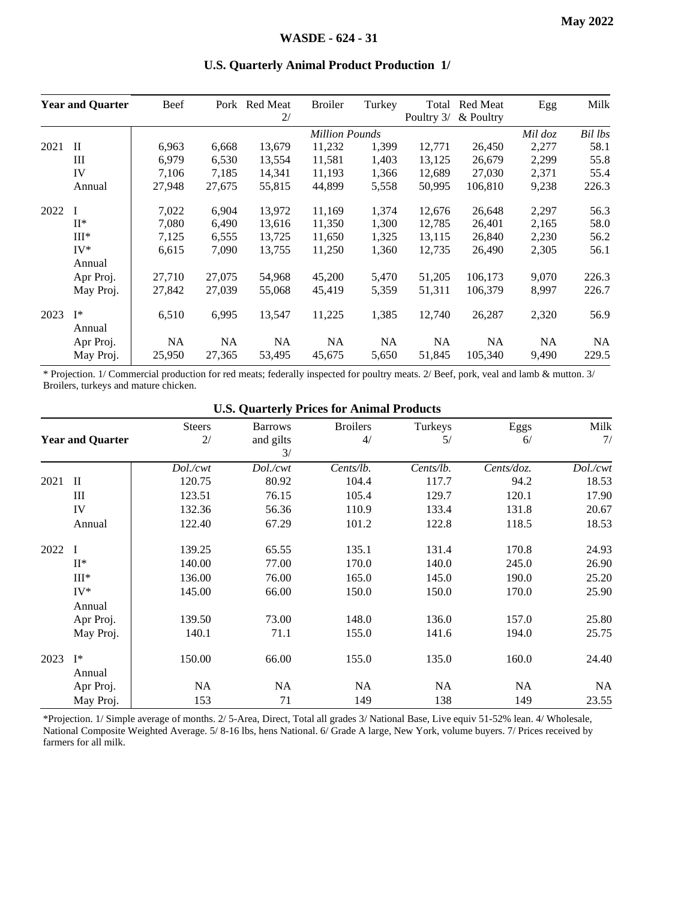## U.S. Quarterly Animal Product Production 1/

| Year and Quarter | | Beef | Pork | Red Meat 2/ | Broiler | Turkey | Total Poultry 3/ | Red Meat & Poultry | Egg | Milk |
|---|---|---|---|---|---|---|---|---|---|---|
| | | *Million Pounds* | | | | | | | *Mil doz* | *Bil lbs* |
| 2021 | II | 6,963 | 6,668 | 13,679 | 11,232 | 1,399 | 12,771 | 26,450 | 2,277 | 58.1 |
| | III | 6,979 | 6,530 | 13,554 | 11,581 | 1,403 | 13,125 | 26,679 | 2,299 | 55.8 |
| | IV | 7,106 | 7,185 | 14,341 | 11,193 | 1,366 | 12,689 | 27,030 | 2,371 | 55.4 |
| | Annual | 27,948 | 27,675 | 55,815 | 44,899 | 5,558 | 50,995 | 106,810 | 9,238 | 226.3 |
| 2022 | I | 7,022 | 6,904 | 13,972 | 11,169 | 1,374 | 12,676 | 26,648 | 2,297 | 56.3 |
| | II* | 7,080 | 6,490 | 13,616 | 11,350 | 1,300 | 12,785 | 26,401 | 2,165 | 58.0 |
| | III* | 7,125 | 6,555 | 13,725 | 11,650 | 1,325 | 13,115 | 26,840 | 2,230 | 56.2 |
| | IV* | 6,615 | 7,090 | 13,755 | 11,250 | 1,360 | 12,735 | 26,490 | 2,305 | 56.1 |
| | Annual | | | | | | | | | |
| | Apr Proj. | 27,710 | 27,075 | 54,968 | 45,200 | 5,470 | 51,205 | 106,173 | 9,070 | 226.3 |
| | May Proj. | 27,842 | 27,039 | 55,068 | 45,419 | 5,359 | 51,311 | 106,379 | 8,997 | 226.7 |
| 2023 | I* | 6,510 | 6,995 | 13,547 | 11,225 | 1,385 | 12,740 | 26,287 | 2,320 | 56.9 |
| | Annual | | | | | | | | | |
| | Apr Proj. | NA | NA | NA | NA | NA | NA | NA | NA | NA |
| | May Proj. | 25,950 | 27,365 | 53,495 | 45,675 | 5,650 | 51,845 | 105,340 | 9,490 | 229.5 |

\* Projection. 1/ Commercial production for red meats; federally inspected for poultry meats. 2/ Beef, pork, veal and lamb & mutton. 3/ Broilers, turkeys and mature chicken.

## U.S. Quarterly Prices for Animal Products

| Year and Quarter | | Steers 2/ | Barrows and gilts 3/ | Broilers 4/ | Turkeys 5/ | Eggs 6/ | Milk 7/ |
|---|---|---|---|---|---|---|---|
| | | *Dol./cwt* | *Dol./cwt* | *Cents/lb.* | *Cents/lb.* | *Cents/doz.* | *Dol./cwt* |
| 2021 | II | 120.75 | 80.92 | 104.4 | 117.7 | 94.2 | 18.53 |
| | III | 123.51 | 76.15 | 105.4 | 129.7 | 120.1 | 17.90 |
| | IV | 132.36 | 56.36 | 110.9 | 133.4 | 131.8 | 20.67 |
| | Annual | 122.40 | 67.29 | 101.2 | 122.8 | 118.5 | 18.53 |
| 2022 | I | 139.25 | 65.55 | 135.1 | 131.4 | 170.8 | 24.93 |
| | II* | 140.00 | 77.00 | 170.0 | 140.0 | 245.0 | 26.90 |
| | III* | 136.00 | 76.00 | 165.0 | 145.0 | 190.0 | 25.20 |
| | IV* | 145.00 | 66.00 | 150.0 | 150.0 | 170.0 | 25.90 |
| | Annual | | | | | | |
| | Apr Proj. | 139.50 | 73.00 | 148.0 | 136.0 | 157.0 | 25.80 |
| | May Proj. | 140.1 | 71.1 | 155.0 | 141.6 | 194.0 | 25.75 |
| 2023 | I* | 150.00 | 66.00 | 155.0 | 135.0 | 160.0 | 24.40 |
| | Annual | | | | | | |
| | Apr Proj. | NA | NA | NA | NA | NA | NA |
| | May Proj. | 153 | 71 | 149 | 138 | 149 | 23.55 |

*Projection. 1/ Simple average of months. 2/ 5-Area, Direct, Total all grades 3/ National Base, Live equiv 51-52% lean. 4/ Wholesale, National Composite Weighted Average. 5/ 8-16 lbs, hens National. 6/ Grade A large, New York, volume buyers. 7/ Prices received by farmers for all milk.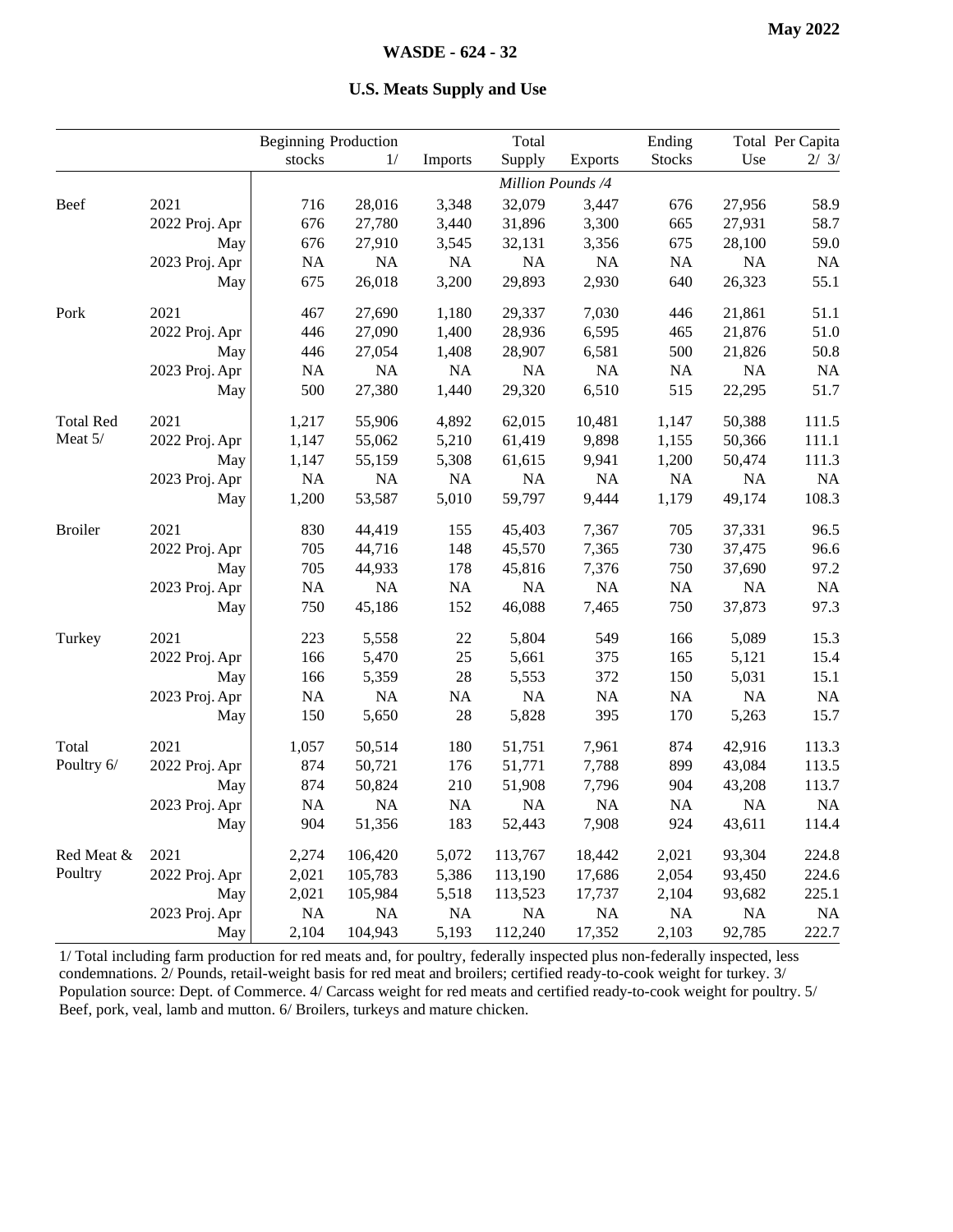**May 2022**

**WASDE - 624 - 32**

## U.S. Meats Supply and Use

| | | Beginning stocks | Production 1/ | Imports | Total Supply | Exports | Ending Stocks | Total Use | Per Capita 2/ 3/ |
|---|---|---|---|---|---|---|---|---|---|
| | | *Million Pounds /4* | | | | | | | |
| Beef | 2021 | 716 | 28,016 | 3,348 | 32,079 | 3,447 | 676 | 27,956 | 58.9 |
| | 2022 Proj. Apr | 676 | 27,780 | 3,440 | 31,896 | 3,300 | 665 | 27,931 | 58.7 |
| | May | 676 | 27,910 | 3,545 | 32,131 | 3,356 | 675 | 28,100 | 59.0 |
| | 2023 Proj. Apr | NA | NA | NA | NA | NA | NA | NA | NA |
| | May | 675 | 26,018 | 3,200 | 29,893 | 2,930 | 640 | 26,323 | 55.1 |
| Pork | 2021 | 467 | 27,690 | 1,180 | 29,337 | 7,030 | 446 | 21,861 | 51.1 |
| | 2022 Proj. Apr | 446 | 27,090 | 1,400 | 28,936 | 6,595 | 465 | 21,876 | 51.0 |
| | May | 446 | 27,054 | 1,408 | 28,907 | 6,581 | 500 | 21,826 | 50.8 |
| | 2023 Proj. Apr | NA | NA | NA | NA | NA | NA | NA | NA |
| | May | 500 | 27,380 | 1,440 | 29,320 | 6,510 | 515 | 22,295 | 51.7 |
| Total Red Meat 5/ | 2021 | 1,217 | 55,906 | 4,892 | 62,015 | 10,481 | 1,147 | 50,388 | 111.5 |
| | 2022 Proj. Apr | 1,147 | 55,062 | 5,210 | 61,419 | 9,898 | 1,155 | 50,366 | 111.1 |
| | May | 1,147 | 55,159 | 5,308 | 61,615 | 9,941 | 1,200 | 50,474 | 111.3 |
| | 2023 Proj. Apr | NA | NA | NA | NA | NA | NA | NA | NA |
| | May | 1,200 | 53,587 | 5,010 | 59,797 | 9,444 | 1,179 | 49,174 | 108.3 |
| Broiler | 2021 | 830 | 44,419 | 155 | 45,403 | 7,367 | 705 | 37,331 | 96.5 |
| | 2022 Proj. Apr | 705 | 44,716 | 148 | 45,570 | 7,365 | 730 | 37,475 | 96.6 |
| | May | 705 | 44,933 | 178 | 45,816 | 7,376 | 750 | 37,690 | 97.2 |
| | 2023 Proj. Apr | NA | NA | NA | NA | NA | NA | NA | NA |
| | May | 750 | 45,186 | 152 | 46,088 | 7,465 | 750 | 37,873 | 97.3 |
| Turkey | 2021 | 223 | 5,558 | 22 | 5,804 | 549 | 166 | 5,089 | 15.3 |
| | 2022 Proj. Apr | 166 | 5,470 | 25 | 5,661 | 375 | 165 | 5,121 | 15.4 |
| | May | 166 | 5,359 | 28 | 5,553 | 372 | 150 | 5,031 | 15.1 |
| | 2023 Proj. Apr | NA | NA | NA | NA | NA | NA | NA | NA |
| | May | 150 | 5,650 | 28 | 5,828 | 395 | 170 | 5,263 | 15.7 |
| Total Poultry 6/ | 2021 | 1,057 | 50,514 | 180 | 51,751 | 7,961 | 874 | 42,916 | 113.3 |
| | 2022 Proj. Apr | 874 | 50,721 | 176 | 51,771 | 7,788 | 899 | 43,084 | 113.5 |
| | May | 874 | 50,824 | 210 | 51,908 | 7,796 | 904 | 43,208 | 113.7 |
| | 2023 Proj. Apr | NA | NA | NA | NA | NA | NA | NA | NA |
| | May | 904 | 51,356 | 183 | 52,443 | 7,908 | 924 | 43,611 | 114.4 |
| Red Meat & Poultry | 2021 | 2,274 | 106,420 | 5,072 | 113,767 | 18,442 | 2,021 | 93,304 | 224.8 |
| | 2022 Proj. Apr | 2,021 | 105,783 | 5,386 | 113,190 | 17,686 | 2,054 | 93,450 | 224.6 |
| | May | 2,021 | 105,984 | 5,518 | 113,523 | 17,737 | 2,104 | 93,682 | 225.1 |
| | 2023 Proj. Apr | NA | NA | NA | NA | NA | NA | NA | NA |
| | May | 2,104 | 104,943 | 5,193 | 112,240 | 17,352 | 2,103 | 92,785 | 222.7 |

1/ Total including farm production for red meats and, for poultry, federally inspected plus non-federally inspected, less condemnations. 2/ Pounds, retail-weight basis for red meat and broilers; certified ready-to-cook weight for turkey. 3/ Population source: Dept. of Commerce. 4/ Carcass weight for red meats and certified ready-to-cook weight for poultry. 5/ Beef, pork, veal, lamb and mutton. 6/ Broilers, turkeys and mature chicken.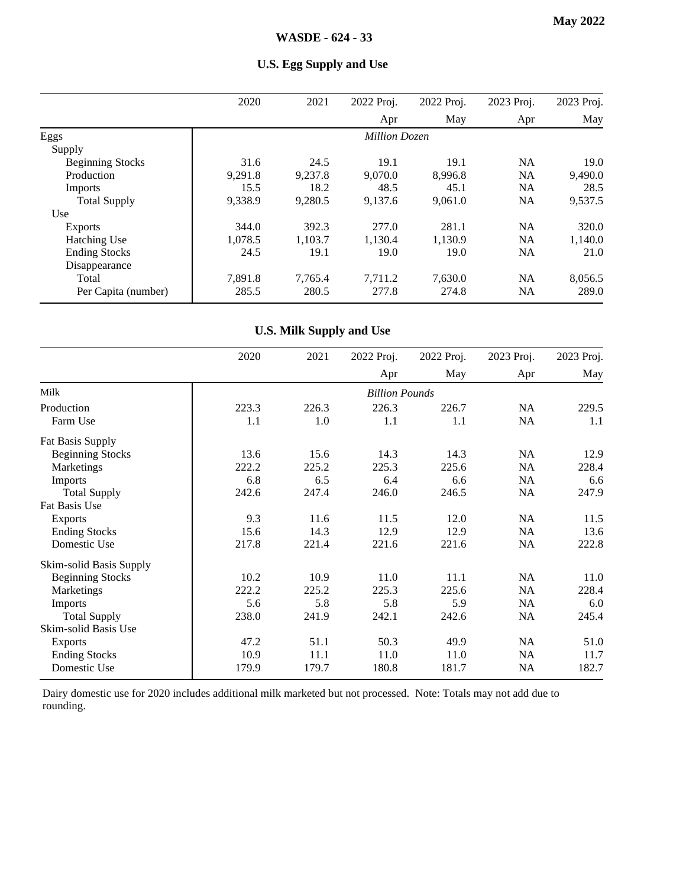## U.S. Egg Supply and Use

| | 2020 | 2021 | 2022 Proj. | 2022 Proj. | 2023 Proj. | 2023 Proj. |
|---|---|---|---|---|---|---|
| | | | Apr | May | Apr | May |
| Eggs | | | *Million Dozen* | | | |
| Supply | | | | | | |
| Beginning Stocks | 31.6 | 24.5 | 19.1 | 19.1 | NA | 19.0 |
| Production | 9,291.8 | 9,237.8 | 9,070.0 | 8,996.8 | NA | 9,490.0 |
| Imports | 15.5 | 18.2 | 48.5 | 45.1 | NA | 28.5 |
| Total Supply | 9,338.9 | 9,280.5 | 9,137.6 | 9,061.0 | NA | 9,537.5 |
| Use | | | | | | |
| Exports | 344.0 | 392.3 | 277.0 | 281.1 | NA | 320.0 |
| Hatching Use | 1,078.5 | 1,103.7 | 1,130.4 | 1,130.9 | NA | 1,140.0 |
| Ending Stocks | 24.5 | 19.1 | 19.0 | 19.0 | NA | 21.0 |
| Disappearance | | | | | | |
| Total | 7,891.8 | 7,765.4 | 7,711.2 | 7,630.0 | NA | 8,056.5 |
| Per Capita (number) | 285.5 | 280.5 | 277.8 | 274.8 | NA | 289.0 |

## U.S. Milk Supply and Use

| | 2020 | 2021 | 2022 Proj. | 2022 Proj. | 2023 Proj. | 2023 Proj. |
|---|---|---|---|---|---|---|
| | | | Apr | May | Apr | May |
| Milk | | | *Billion Pounds* | | | |
| Production | 223.3 | 226.3 | 226.3 | 226.7 | NA | 229.5 |
| Farm Use | 1.1 | 1.0 | 1.1 | 1.1 | NA | 1.1 |
| Fat Basis Supply | | | | | | |
| Beginning Stocks | 13.6 | 15.6 | 14.3 | 14.3 | NA | 12.9 |
| Marketings | 222.2 | 225.2 | 225.3 | 225.6 | NA | 228.4 |
| Imports | 6.8 | 6.5 | 6.4 | 6.6 | NA | 6.6 |
| Total Supply | 242.6 | 247.4 | 246.0 | 246.5 | NA | 247.9 |
| Fat Basis Use | | | | | | |
| Exports | 9.3 | 11.6 | 11.5 | 12.0 | NA | 11.5 |
| Ending Stocks | 15.6 | 14.3 | 12.9 | 12.9 | NA | 13.6 |
| Domestic Use | 217.8 | 221.4 | 221.6 | 221.6 | NA | 222.8 |
| Skim-solid Basis Supply | | | | | | |
| Beginning Stocks | 10.2 | 10.9 | 11.0 | 11.1 | NA | 11.0 |
| Marketings | 222.2 | 225.2 | 225.3 | 225.6 | NA | 228.4 |
| Imports | 5.6 | 5.8 | 5.8 | 5.9 | NA | 6.0 |
| Total Supply | 238.0 | 241.9 | 242.1 | 242.6 | NA | 245.4 |
| Skim-solid Basis Use | | | | | | |
| Exports | 47.2 | 51.1 | 50.3 | 49.9 | NA | 51.0 |
| Ending Stocks | 10.9 | 11.1 | 11.0 | 11.0 | NA | 11.7 |
| Domestic Use | 179.9 | 179.7 | 180.8 | 181.7 | NA | 182.7 |

Dairy domestic use for 2020 includes additional milk marketed but not processed. Note: Totals may not add due to rounding.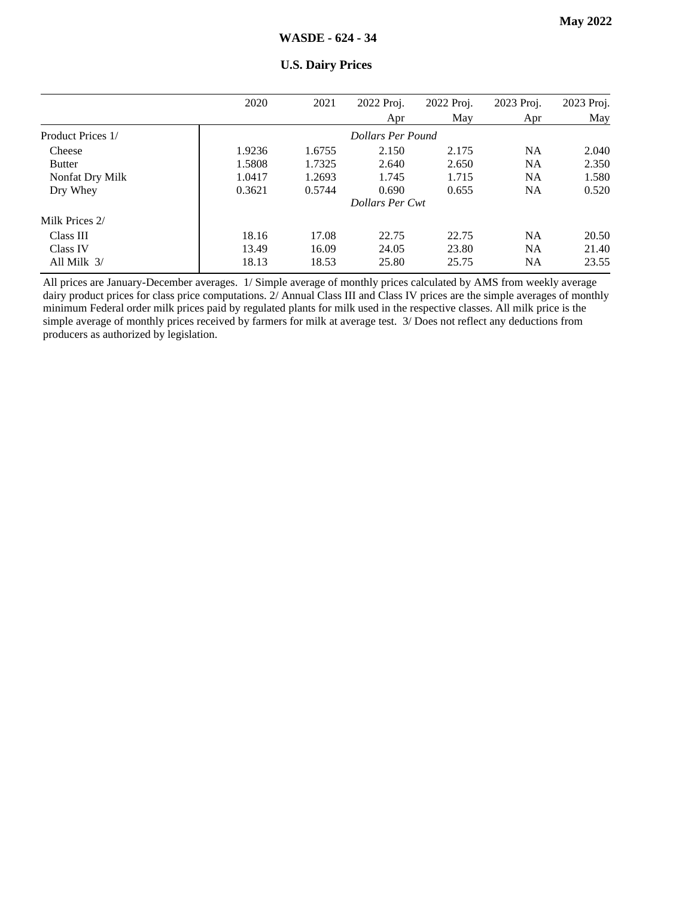## U.S. Dairy Prices

| | 2020 | 2021 | 2022 Proj. Apr | 2022 Proj. May | 2023 Proj. Apr | 2023 Proj. May |
|---|---|---|---|---|---|---|
| Product Prices 1/ | | | *Dollars Per Pound* | | | |
| Cheese | 1.9236 | 1.6755 | 2.150 | 2.175 | NA | 2.040 |
| Butter | 1.5808 | 1.7325 | 2.640 | 2.650 | NA | 2.350 |
| Nonfat Dry Milk | 1.0417 | 1.2693 | 1.745 | 1.715 | NA | 1.580 |
| Dry Whey | 0.3621 | 0.5744 | 0.690 | 0.655 | NA | 0.520 |
| | | | *Dollars Per Cwt* | | | |
| Milk Prices 2/ | | | | | | |
| Class III | 18.16 | 17.08 | 22.75 | 22.75 | NA | 20.50 |
| Class IV | 13.49 | 16.09 | 24.05 | 23.80 | NA | 21.40 |
| All Milk 3/ | 18.13 | 18.53 | 25.80 | 25.75 | NA | 23.55 |

All prices are January-December averages. 1/ Simple average of monthly prices calculated by AMS from weekly average dairy product prices for class price computations. 2/ Annual Class III and Class IV prices are the simple averages of monthly minimum Federal order milk prices paid by regulated plants for milk used in the respective classes. All milk price is the simple average of monthly prices received by farmers for milk at average test. 3/ Does not reflect any deductions from producers as authorized by legislation.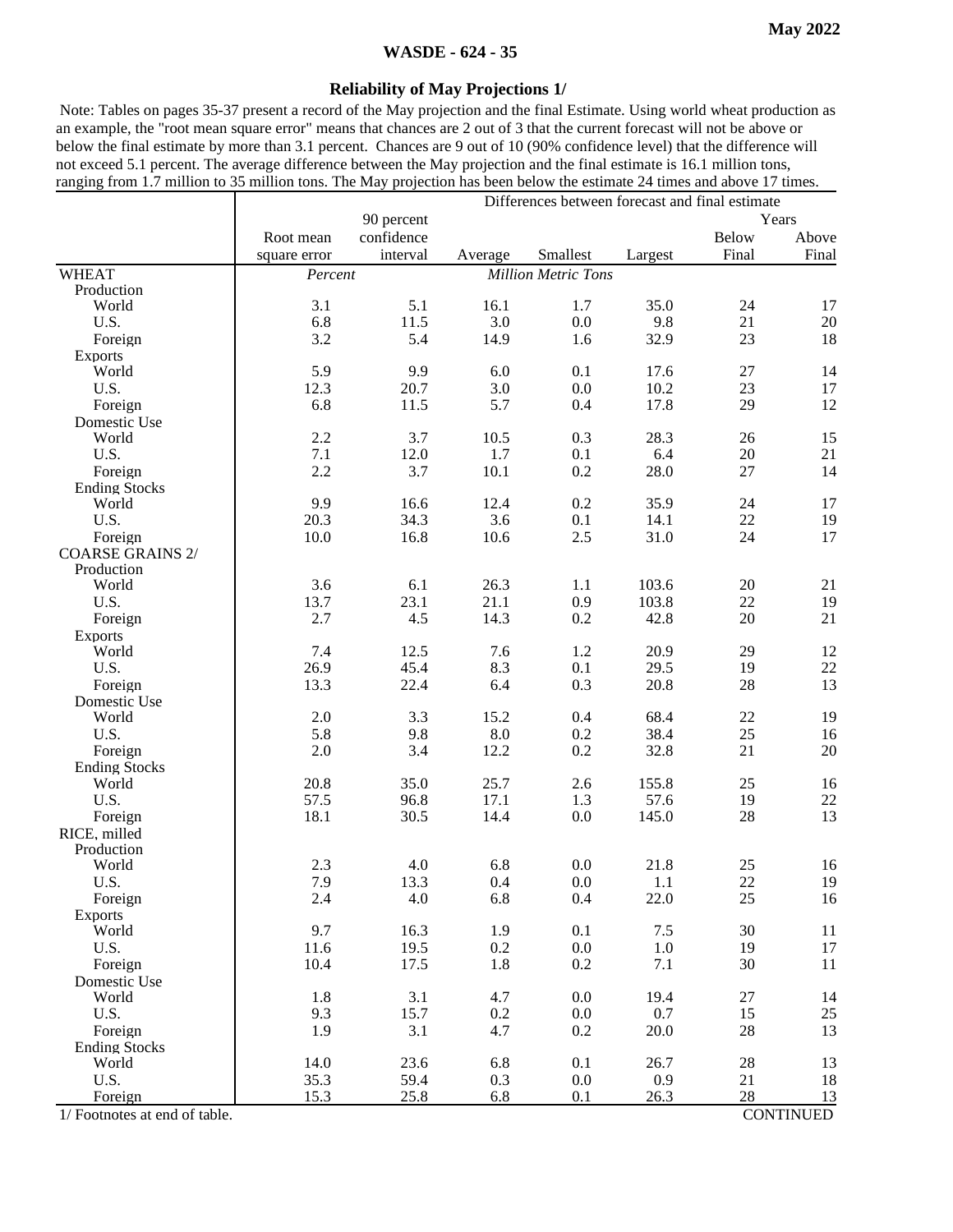# Reliability of May Projections 1/

Note: Tables on pages 35-37 present a record of the May projection and the final Estimate. Using world wheat production as an example, the "root mean square error" means that chances are 2 out of 3 that the current forecast will not be above or below the final estimate by more than 3.1 percent. Chances are 9 out of 10 (90% confidence level) that the difference will not exceed 5.1 percent. The average difference between the May projection and the final estimate is 16.1 million tons, ranging from 1.7 million to 35 million tons. The May projection has been below the estimate 24 times and above 17 times.

| | Root mean square error | 90 percent confidence interval | Differences between forecast and final estimate: Average | Smallest | Largest | Years: Below Final | Above Final |
|---|---|---|---|---|---|---|---|
| WHEAT | *Percent* | | *Million Metric Tons* | | | | |
| Production | | | | | | | |
| World | 3.1 | 5.1 | 16.1 | 1.7 | 35.0 | 24 | 17 |
| U.S. | 6.8 | 11.5 | 3.0 | 0.0 | 9.8 | 21 | 20 |
| Foreign | 3.2 | 5.4 | 14.9 | 1.6 | 32.9 | 23 | 18 |
| Exports | | | | | | | |
| World | 5.9 | 9.9 | 6.0 | 0.1 | 17.6 | 27 | 14 |
| U.S. | 12.3 | 20.7 | 3.0 | 0.0 | 10.2 | 23 | 17 |
| Foreign | 6.8 | 11.5 | 5.7 | 0.4 | 17.8 | 29 | 12 |
| Domestic Use | | | | | | | |
| World | 2.2 | 3.7 | 10.5 | 0.3 | 28.3 | 26 | 15 |
| U.S. | 7.1 | 12.0 | 1.7 | 0.1 | 6.4 | 20 | 21 |
| Foreign | 2.2 | 3.7 | 10.1 | 0.2 | 28.0 | 27 | 14 |
| Ending Stocks | | | | | | | |
| World | 9.9 | 16.6 | 12.4 | 0.2 | 35.9 | 24 | 17 |
| U.S. | 20.3 | 34.3 | 3.6 | 0.1 | 14.1 | 22 | 19 |
| Foreign | 10.0 | 16.8 | 10.6 | 2.5 | 31.0 | 24 | 17 |
| COARSE GRAINS 2/ | | | | | | | |
| Production | | | | | | | |
| World | 3.6 | 6.1 | 26.3 | 1.1 | 103.6 | 20 | 21 |
| U.S. | 13.7 | 23.1 | 21.1 | 0.9 | 103.8 | 22 | 19 |
| Foreign | 2.7 | 4.5 | 14.3 | 0.2 | 42.8 | 20 | 21 |
| Exports | | | | | | | |
| World | 7.4 | 12.5 | 7.6 | 1.2 | 20.9 | 29 | 12 |
| U.S. | 26.9 | 45.4 | 8.3 | 0.1 | 29.5 | 19 | 22 |
| Foreign | 13.3 | 22.4 | 6.4 | 0.3 | 20.8 | 28 | 13 |
| Domestic Use | | | | | | | |
| World | 2.0 | 3.3 | 15.2 | 0.4 | 68.4 | 22 | 19 |
| U.S. | 5.8 | 9.8 | 8.0 | 0.2 | 38.4 | 25 | 16 |
| Foreign | 2.0 | 3.4 | 12.2 | 0.2 | 32.8 | 21 | 20 |
| Ending Stocks | | | | | | | |
| World | 20.8 | 35.0 | 25.7 | 2.6 | 155.8 | 25 | 16 |
| U.S. | 57.5 | 96.8 | 17.1 | 1.3 | 57.6 | 19 | 22 |
| Foreign | 18.1 | 30.5 | 14.4 | 0.0 | 145.0 | 28 | 13 |
| RICE, milled | | | | | | | |
| Production | | | | | | | |
| World | 2.3 | 4.0 | 6.8 | 0.0 | 21.8 | 25 | 16 |
| U.S. | 7.9 | 13.3 | 0.4 | 0.0 | 1.1 | 22 | 19 |
| Foreign | 2.4 | 4.0 | 6.8 | 0.4 | 22.0 | 25 | 16 |
| Exports | | | | | | | |
| World | 9.7 | 16.3 | 1.9 | 0.1 | 7.5 | 30 | 11 |
| U.S. | 11.6 | 19.5 | 0.2 | 0.0 | 1.0 | 19 | 17 |
| Foreign | 10.4 | 17.5 | 1.8 | 0.2 | 7.1 | 30 | 11 |
| Domestic Use | | | | | | | |
| World | 1.8 | 3.1 | 4.7 | 0.0 | 19.4 | 27 | 14 |
| U.S. | 9.3 | 15.7 | 0.2 | 0.0 | 0.7 | 15 | 25 |
| Foreign | 1.9 | 3.1 | 4.7 | 0.2 | 20.0 | 28 | 13 |
| Ending Stocks | | | | | | | |
| World | 14.0 | 23.6 | 6.8 | 0.1 | 26.7 | 28 | 13 |
| U.S. | 35.3 | 59.4 | 0.3 | 0.0 | 0.9 | 21 | 18 |
| Foreign | 15.3 | 25.8 | 6.8 | 0.1 | 26.3 | 28 | 13 |

1/ Footnotes at end of table.

CONTINUED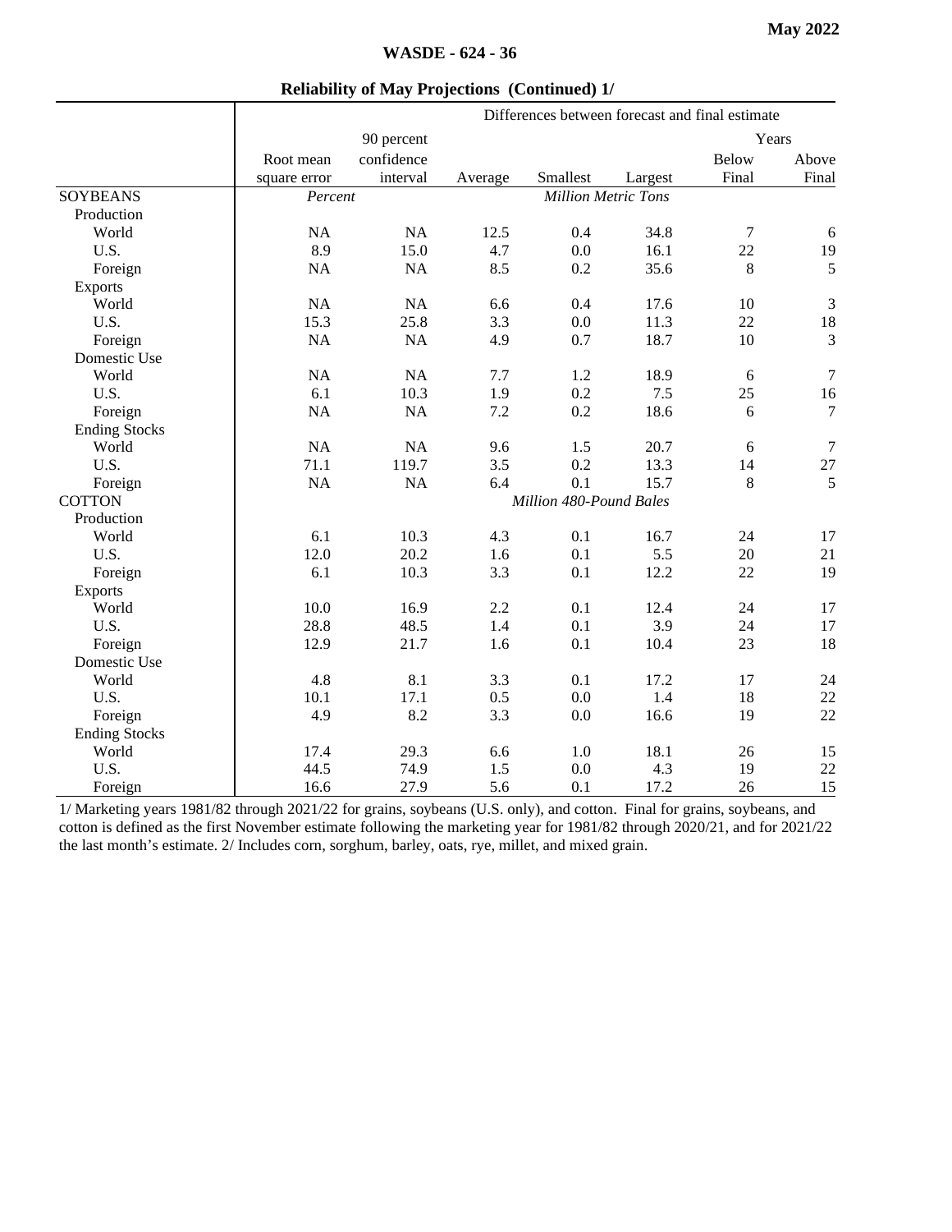**May 2022**

**WASDE - 624 - 36**

**Reliability of May Projections (Continued) 1/**

| | Differences between forecast and final estimate | | | | | | |
|---|---|---|---|---|---|---|---|
| | | 90 percent | | | | Years | |
| | Root mean | confidence | | | | Below | Above |
| | square error | interval | Average | Smallest | Largest | Final | Final |
| SOYBEANS | *Percent* | | | *Million Metric Tons* | | | |
| Production | | | | | | | |
| World | NA | NA | 12.5 | 0.4 | 34.8 | 7 | 6 |
| U.S. | 8.9 | 15.0 | 4.7 | 0.0 | 16.1 | 22 | 19 |
| Foreign | NA | NA | 8.5 | 0.2 | 35.6 | 8 | 5 |
| Exports | | | | | | | |
| World | NA | NA | 6.6 | 0.4 | 17.6 | 10 | 3 |
| U.S. | 15.3 | 25.8 | 3.3 | 0.0 | 11.3 | 22 | 18 |
| Foreign | NA | NA | 4.9 | 0.7 | 18.7 | 10 | 3 |
| Domestic Use | | | | | | | |
| World | NA | NA | 7.7 | 1.2 | 18.9 | 6 | 7 |
| U.S. | 6.1 | 10.3 | 1.9 | 0.2 | 7.5 | 25 | 16 |
| Foreign | NA | NA | 7.2 | 0.2 | 18.6 | 6 | 7 |
| Ending Stocks | | | | | | | |
| World | NA | NA | 9.6 | 1.5 | 20.7 | 6 | 7 |
| U.S. | 71.1 | 119.7 | 3.5 | 0.2 | 13.3 | 14 | 27 |
| Foreign | NA | NA | 6.4 | 0.1 | 15.7 | 8 | 5 |
| COTTON | | | | *Million 480-Pound Bales* | | | |
| Production | | | | | | | |
| World | 6.1 | 10.3 | 4.3 | 0.1 | 16.7 | 24 | 17 |
| U.S. | 12.0 | 20.2 | 1.6 | 0.1 | 5.5 | 20 | 21 |
| Foreign | 6.1 | 10.3 | 3.3 | 0.1 | 12.2 | 22 | 19 |
| Exports | | | | | | | |
| World | 10.0 | 16.9 | 2.2 | 0.1 | 12.4 | 24 | 17 |
| U.S. | 28.8 | 48.5 | 1.4 | 0.1 | 3.9 | 24 | 17 |
| Foreign | 12.9 | 21.7 | 1.6 | 0.1 | 10.4 | 23 | 18 |
| Domestic Use | | | | | | | |
| World | 4.8 | 8.1 | 3.3 | 0.1 | 17.2 | 17 | 24 |
| U.S. | 10.1 | 17.1 | 0.5 | 0.0 | 1.4 | 18 | 22 |
| Foreign | 4.9 | 8.2 | 3.3 | 0.0 | 16.6 | 19 | 22 |
| Ending Stocks | | | | | | | |
| World | 17.4 | 29.3 | 6.6 | 1.0 | 18.1 | 26 | 15 |
| U.S. | 44.5 | 74.9 | 1.5 | 0.0 | 4.3 | 19 | 22 |
| Foreign | 16.6 | 27.9 | 5.6 | 0.1 | 17.2 | 26 | 15 |

1/ Marketing years 1981/82 through 2021/22 for grains, soybeans (U.S. only), and cotton. Final for grains, soybeans, and cotton is defined as the first November estimate following the marketing year for 1981/82 through 2020/21, and for 2021/22 the last month's estimate. 2/ Includes corn, sorghum, barley, oats, rye, millet, and mixed grain.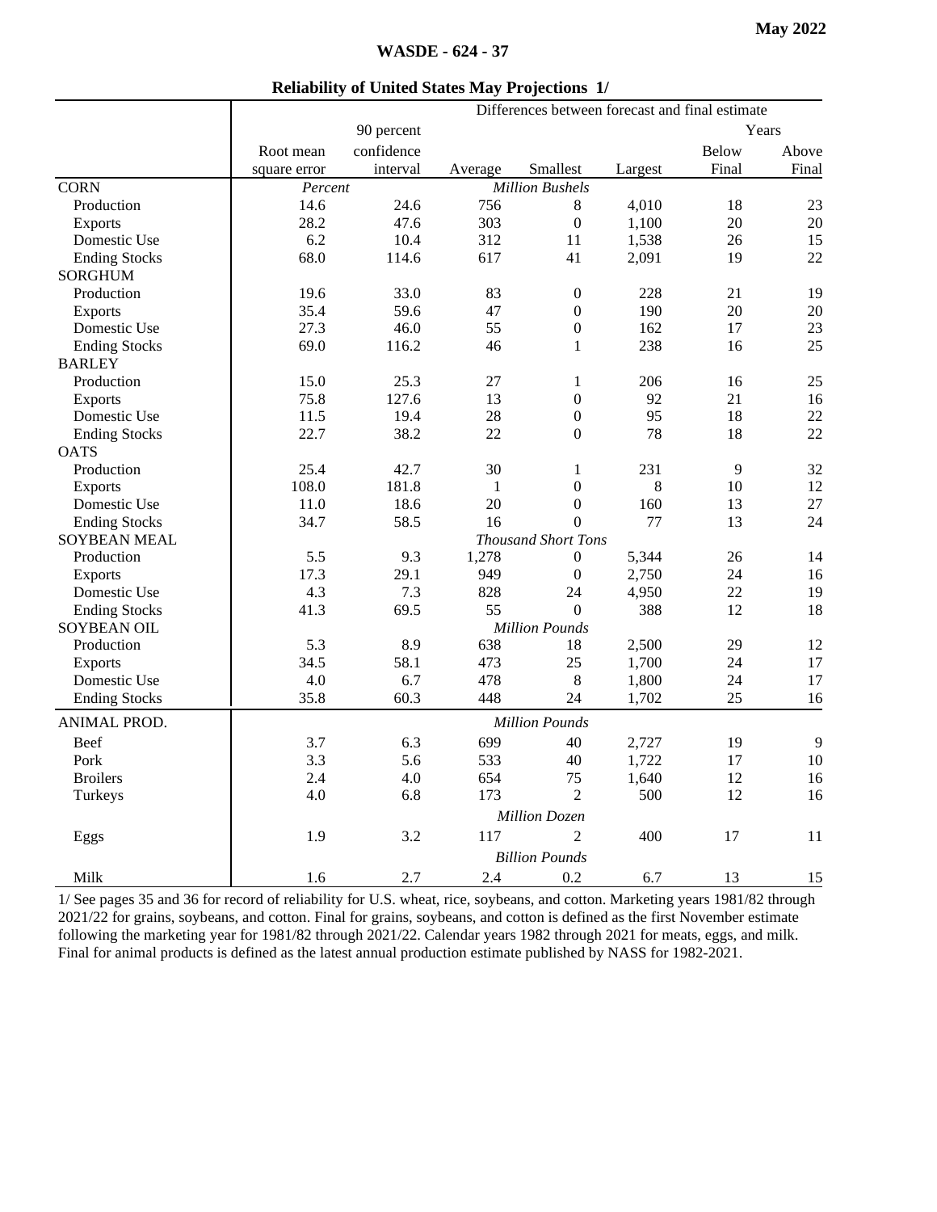## Reliability of United States May Projections 1/

| | | | Differences between forecast and final estimate | | | | |
|---|---|---|---|---|---|---|---|
| | | 90 percent | | | | Years | |
| | Root mean | confidence | | | | Below | Above |
| | square error | interval | Average | Smallest | Largest | Final | Final |
| CORN | *Percent* | | | *Million Bushels* | | | |
| Production | 14.6 | 24.6 | 756 | 8 | 4,010 | 18 | 23 |
| Exports | 28.2 | 47.6 | 303 | 0 | 1,100 | 20 | 20 |
| Domestic Use | 6.2 | 10.4 | 312 | 11 | 1,538 | 26 | 15 |
| Ending Stocks | 68.0 | 114.6 | 617 | 41 | 2,091 | 19 | 22 |
| SORGHUM | | | | | | | |
| Production | 19.6 | 33.0 | 83 | 0 | 228 | 21 | 19 |
| Exports | 35.4 | 59.6 | 47 | 0 | 190 | 20 | 20 |
| Domestic Use | 27.3 | 46.0 | 55 | 0 | 162 | 17 | 23 |
| Ending Stocks | 69.0 | 116.2 | 46 | 1 | 238 | 16 | 25 |
| BARLEY | | | | | | | |
| Production | 15.0 | 25.3 | 27 | 1 | 206 | 16 | 25 |
| Exports | 75.8 | 127.6 | 13 | 0 | 92 | 21 | 16 |
| Domestic Use | 11.5 | 19.4 | 28 | 0 | 95 | 18 | 22 |
| Ending Stocks | 22.7 | 38.2 | 22 | 0 | 78 | 18 | 22 |
| OATS | | | | | | | |
| Production | 25.4 | 42.7 | 30 | 1 | 231 | 9 | 32 |
| Exports | 108.0 | 181.8 | 1 | 0 | 8 | 10 | 12 |
| Domestic Use | 11.0 | 18.6 | 20 | 0 | 160 | 13 | 27 |
| Ending Stocks | 34.7 | 58.5 | 16 | 0 | 77 | 13 | 24 |
| SOYBEAN MEAL | | | | *Thousand Short Tons* | | | |
| Production | 5.5 | 9.3 | 1,278 | 0 | 5,344 | 26 | 14 |
| Exports | 17.3 | 29.1 | 949 | 0 | 2,750 | 24 | 16 |
| Domestic Use | 4.3 | 7.3 | 828 | 24 | 4,950 | 22 | 19 |
| Ending Stocks | 41.3 | 69.5 | 55 | 0 | 388 | 12 | 18 |
| SOYBEAN OIL | | | | *Million Pounds* | | | |
| Production | 5.3 | 8.9 | 638 | 18 | 2,500 | 29 | 12 |
| Exports | 34.5 | 58.1 | 473 | 25 | 1,700 | 24 | 17 |
| Domestic Use | 4.0 | 6.7 | 478 | 8 | 1,800 | 24 | 17 |
| Ending Stocks | 35.8 | 60.3 | 448 | 24 | 1,702 | 25 | 16 |
| ANIMAL PROD. | | | | *Million Pounds* | | | |
| Beef | 3.7 | 6.3 | 699 | 40 | 2,727 | 19 | 9 |
| Pork | 3.3 | 5.6 | 533 | 40 | 1,722 | 17 | 10 |
| Broilers | 2.4 | 4.0 | 654 | 75 | 1,640 | 12 | 16 |
| Turkeys | 4.0 | 6.8 | 173 | 2 | 500 | 12 | 16 |
| | | | | *Million Dozen* | | | |
| Eggs | 1.9 | 3.2 | 117 | 2 | 400 | 17 | 11 |
| | | | | *Billion Pounds* | | | |
| Milk | 1.6 | 2.7 | 2.4 | 0.2 | 6.7 | 13 | 15 |

1/ See pages 35 and 36 for record of reliability for U.S. wheat, rice, soybeans, and cotton. Marketing years 1981/82 through 2021/22 for grains, soybeans, and cotton. Final for grains, soybeans, and cotton is defined as the first November estimate following the marketing year for 1981/82 through 2021/22. Calendar years 1982 through 2021 for meats, eggs, and milk. Final for animal products is defined as the latest annual production estimate published by NASS for 1982-2021.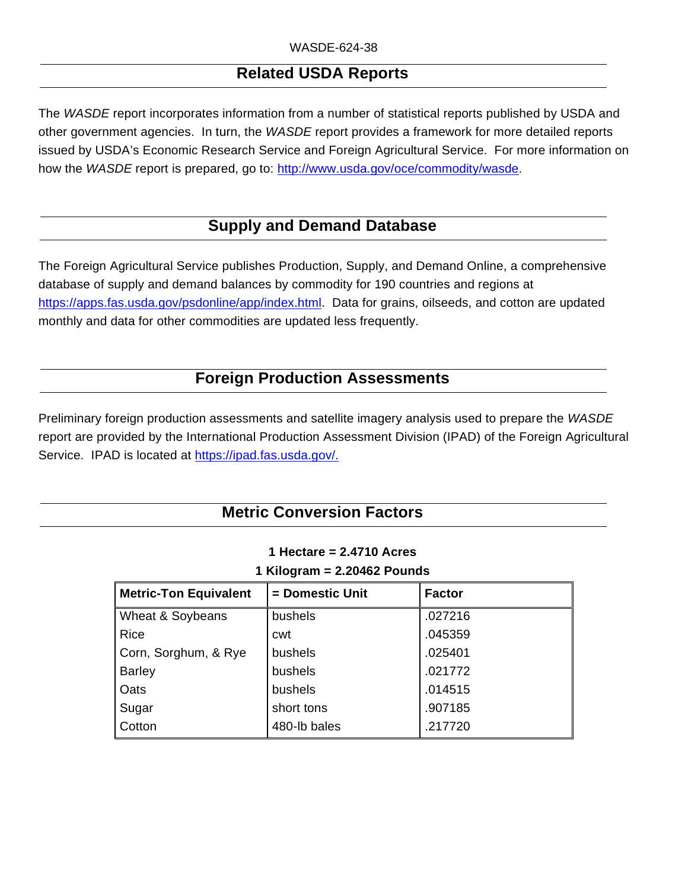## Related USDA Reports

The *WASDE* report incorporates information from a number of statistical reports published by USDA and other government agencies. In turn, the *WASDE* report provides a framework for more detailed reports issued by USDA's Economic Research Service and Foreign Agricultural Service. For more information on how the *WASDE* report is prepared, go to: [http://www.usda.gov/oce/commodity/wasde](http://www.usda.gov/oce/commodity/wasde).

## Supply and Demand Database

The Foreign Agricultural Service publishes Production, Supply, and Demand Online, a comprehensive database of supply and demand balances by commodity for 190 countries and regions at [https://apps.fas.usda.gov/psdonline/app/index.html](https://apps.fas.usda.gov/psdonline/app/index.html). Data for grains, oilseeds, and cotton are updated monthly and data for other commodities are updated less frequently.

## Foreign Production Assessments

Preliminary foreign production assessments and satellite imagery analysis used to prepare the *WASDE* report are provided by the International Production Assessment Division (IPAD) of the Foreign Agricultural Service. IPAD is located at [https://ipad.fas.usda.gov/.](https://ipad.fas.usda.gov/)

## Metric Conversion Factors

**1 Hectare = 2.4710 Acres**

**1 Kilogram = 2.20462 Pounds**

| Metric-Ton Equivalent | = Domestic Unit | Factor |
|---|---|---|
| Wheat & Soybeans | bushels | .027216 |
| Rice | cwt | .045359 |
| Corn, Sorghum, & Rye | bushels | .025401 |
| Barley | bushels | .021772 |
| Oats | bushels | .014515 |
| Sugar | short tons | .907185 |
| Cotton | 480-lb bales | .217720 |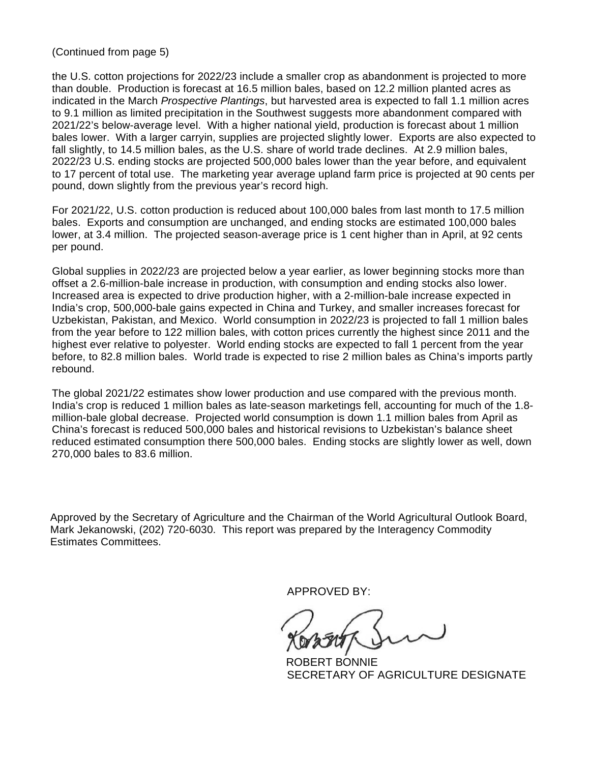(Continued from page 5)

the U.S. cotton projections for 2022/23 include a smaller crop as abandonment is projected to more than double. Production is forecast at 16.5 million bales, based on 12.2 million planted acres as indicated in the March *Prospective Plantings*, but harvested area is expected to fall 1.1 million acres to 9.1 million as limited precipitation in the Southwest suggests more abandonment compared with 2021/22's below-average level. With a higher national yield, production is forecast about 1 million bales lower. With a larger carryin, supplies are projected slightly lower. Exports are also expected to fall slightly, to 14.5 million bales, as the U.S. share of world trade declines. At 2.9 million bales, 2022/23 U.S. ending stocks are projected 500,000 bales lower than the year before, and equivalent to 17 percent of total use. The marketing year average upland farm price is projected at 90 cents per pound, down slightly from the previous year's record high.

For 2021/22, U.S. cotton production is reduced about 100,000 bales from last month to 17.5 million bales. Exports and consumption are unchanged, and ending stocks are estimated 100,000 bales lower, at 3.4 million. The projected season-average price is 1 cent higher than in April, at 92 cents per pound.

Global supplies in 2022/23 are projected below a year earlier, as lower beginning stocks more than offset a 2.6-million-bale increase in production, with consumption and ending stocks also lower. Increased area is expected to drive production higher, with a 2-million-bale increase expected in India's crop, 500,000-bale gains expected in China and Turkey, and smaller increases forecast for Uzbekistan, Pakistan, and Mexico. World consumption in 2022/23 is projected to fall 1 million bales from the year before to 122 million bales, with cotton prices currently the highest since 2011 and the highest ever relative to polyester. World ending stocks are expected to fall 1 percent from the year before, to 82.8 million bales. World trade is expected to rise 2 million bales as China's imports partly rebound.

The global 2021/22 estimates show lower production and use compared with the previous month. India's crop is reduced 1 million bales as late-season marketings fell, accounting for much of the 1.8-million-bale global decrease. Projected world consumption is down 1.1 million bales from April as China's forecast is reduced 500,000 bales and historical revisions to Uzbekistan's balance sheet reduced estimated consumption there 500,000 bales. Ending stocks are slightly lower as well, down 270,000 bales to 83.6 million.

Approved by the Secretary of Agriculture and the Chairman of the World Agricultural Outlook Board, Mark Jekanowski, (202) 720-6030. This report was prepared by the Interagency Commodity Estimates Committees.

APPROVED BY:

ROBERT BONNIE
SECRETARY OF AGRICULTURE DESIGNATE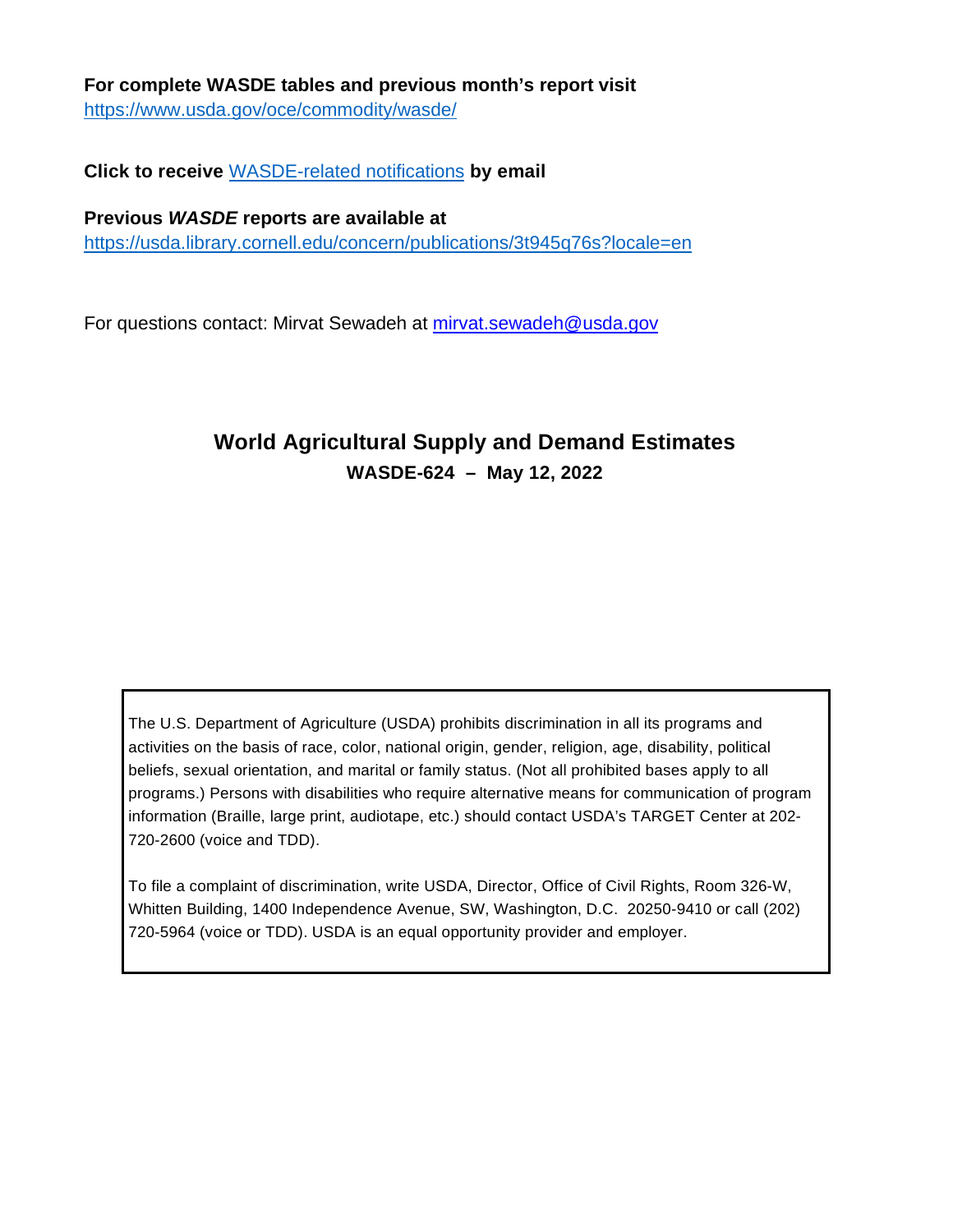**For complete WASDE tables and previous month's report visit**
https://www.usda.gov/oce/commodity/wasde/

**Click to receive** WASDE-related notifications **by email**

**Previous *WASDE* reports are available at**
https://usda.library.cornell.edu/concern/publications/3t945q76s?locale=en

For questions contact: Mirvat Sewadeh at mirvat.sewadeh@usda.gov

# World Agricultural Supply and Demand Estimates

## WASDE-624 – May 12, 2022

The U.S. Department of Agriculture (USDA) prohibits discrimination in all its programs and activities on the basis of race, color, national origin, gender, religion, age, disability, political beliefs, sexual orientation, and marital or family status. (Not all prohibited bases apply to all programs.) Persons with disabilities who require alternative means for communication of program information (Braille, large print, audiotape, etc.) should contact USDA's TARGET Center at 202-720-2600 (voice and TDD).

To file a complaint of discrimination, write USDA, Director, Office of Civil Rights, Room 326-W, Whitten Building, 1400 Independence Avenue, SW, Washington, D.C. 20250-9410 or call (202) 720-5964 (voice or TDD). USDA is an equal opportunity provider and employer.